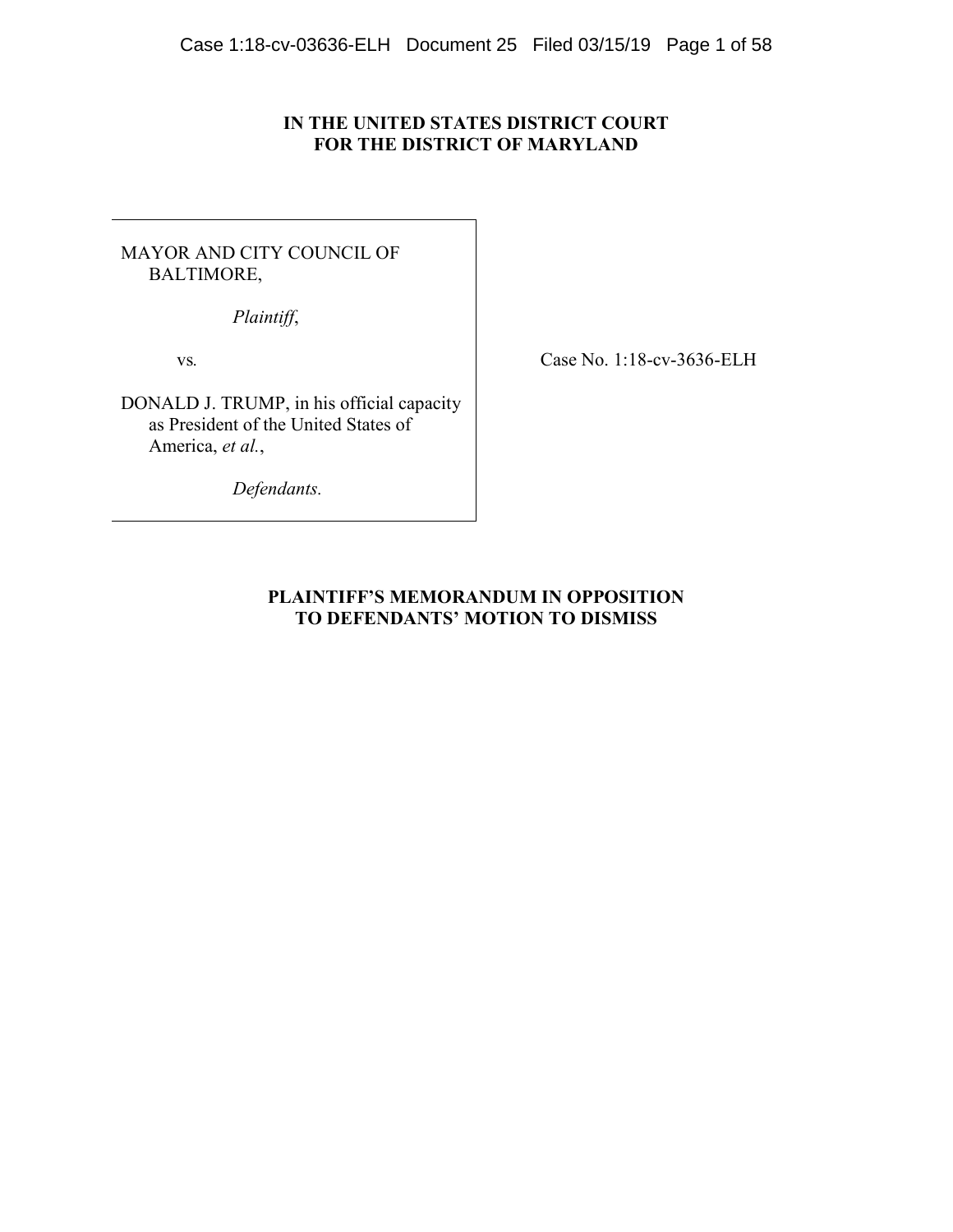**IN THE UNITED STATES DISTRICT COURT**
**FOR THE DISTRICT OF MARYLAND**

| | |
|---|---|
| MAYOR AND CITY COUNCIL OF BALTIMORE,<br><br>*Plaintiff*,<br><br>vs.<br><br>DONALD J. TRUMP, in his official capacity as President of the United States of America, *et al.*,<br><br>*Defendants.* | Case No. 1:18-cv-3636-ELH |

**PLAINTIFF'S MEMORANDUM IN OPPOSITION TO DEFENDANTS' MOTION TO DISMISS**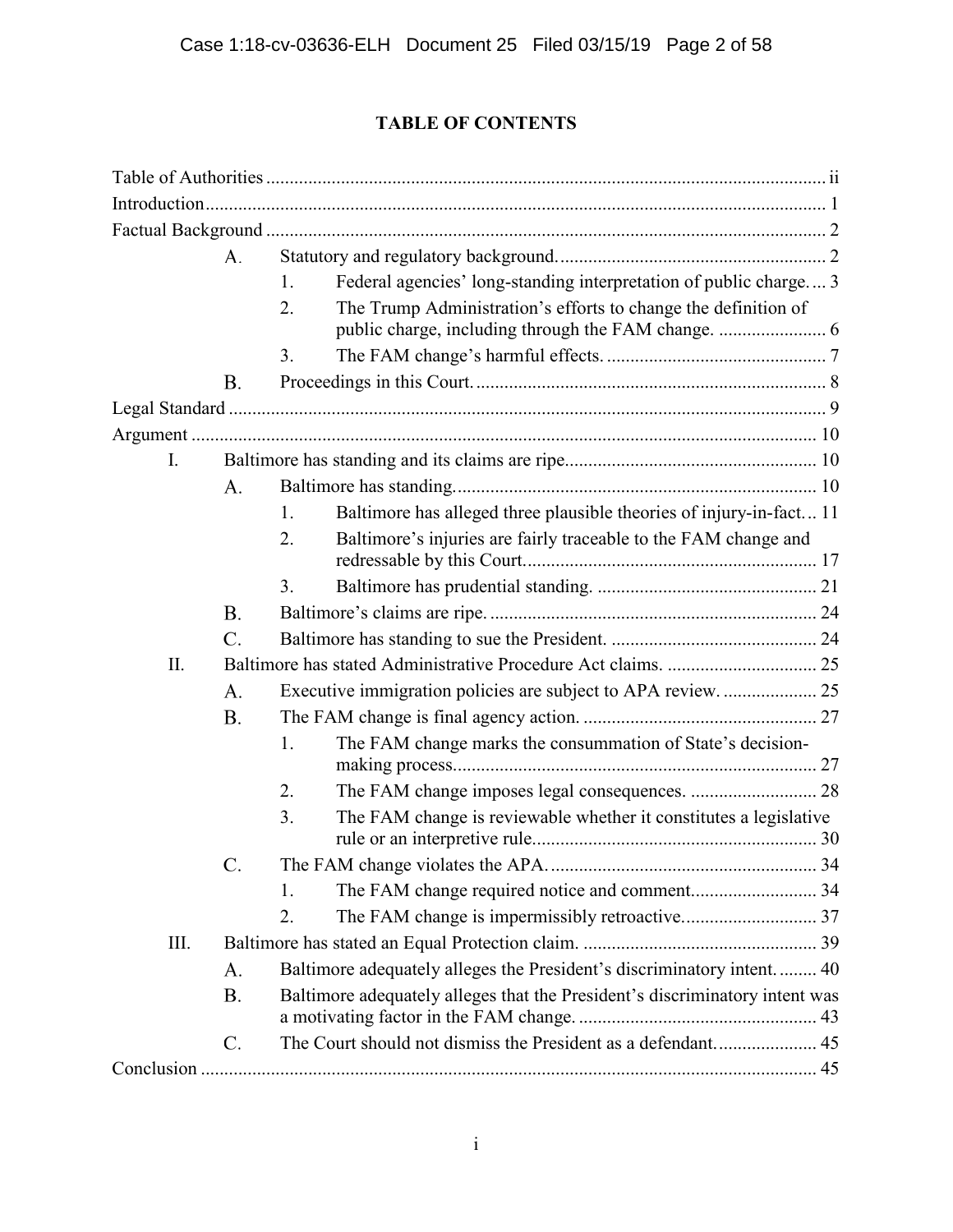**TABLE OF CONTENTS**

Table of Authorities ........................................................................................................ ii

Introduction .................................................................................................................... 1

Factual Background ........................................................................................................ 2

- A. Statutory and regulatory background. ........................................................... 2
  - 1. Federal agencies' long-standing interpretation of public charge. ... 3
  - 2. The Trump Administration's efforts to change the definition of public charge, including through the FAM change. ....................... 6
  - 3. The FAM change's harmful effects. ............................................... 7
- B. Proceedings in this Court. ............................................................................ 8

Legal Standard ................................................................................................................ 9

Argument ...................................................................................................................... 10

- I. Baltimore has standing and its claims are ripe. ..................................................... 10
  - A. Baltimore has standing. ................................................................................ 10
    - 1. Baltimore has alleged three plausible theories of injury-in-fact ... 11
    - 2. Baltimore's injuries are fairly traceable to the FAM change and redressable by this Court. ............................................................ 17
    - 3. Baltimore has prudential standing. ............................................... 21
  - B. Baltimore's claims are ripe. ...................................................................... 24
  - C. Baltimore has standing to sue the President. ............................................. 24
- II. Baltimore has stated Administrative Procedure Act claims. ................................ 25
  - A. Executive immigration policies are subject to APA review. .................... 25
  - B. The FAM change is final agency action. .................................................. 27
    - 1. The FAM change marks the consummation of State's decision-making process. ............................................................................. 27
    - 2. The FAM change imposes legal consequences. ........................... 28
    - 3. The FAM change is reviewable whether it constitutes a legislative rule or an interpretive rule. ........................................................... 30
  - C. The FAM change violates the APA. ......................................................... 34
    - 1. The FAM change required notice and comment. .......................... 34
    - 2. The FAM change is impermissibly retroactive. ............................ 37
- III. Baltimore has stated an Equal Protection claim. .................................................. 39
  - A. Baltimore adequately alleges the President's discriminatory intent. ......... 40
  - B. Baltimore adequately alleges that the President's discriminatory intent was a motivating factor in the FAM change. .................................................. 43
  - C. The Court should not dismiss the President as a defendant. ..................... 45

Conclusion .................................................................................................................... 45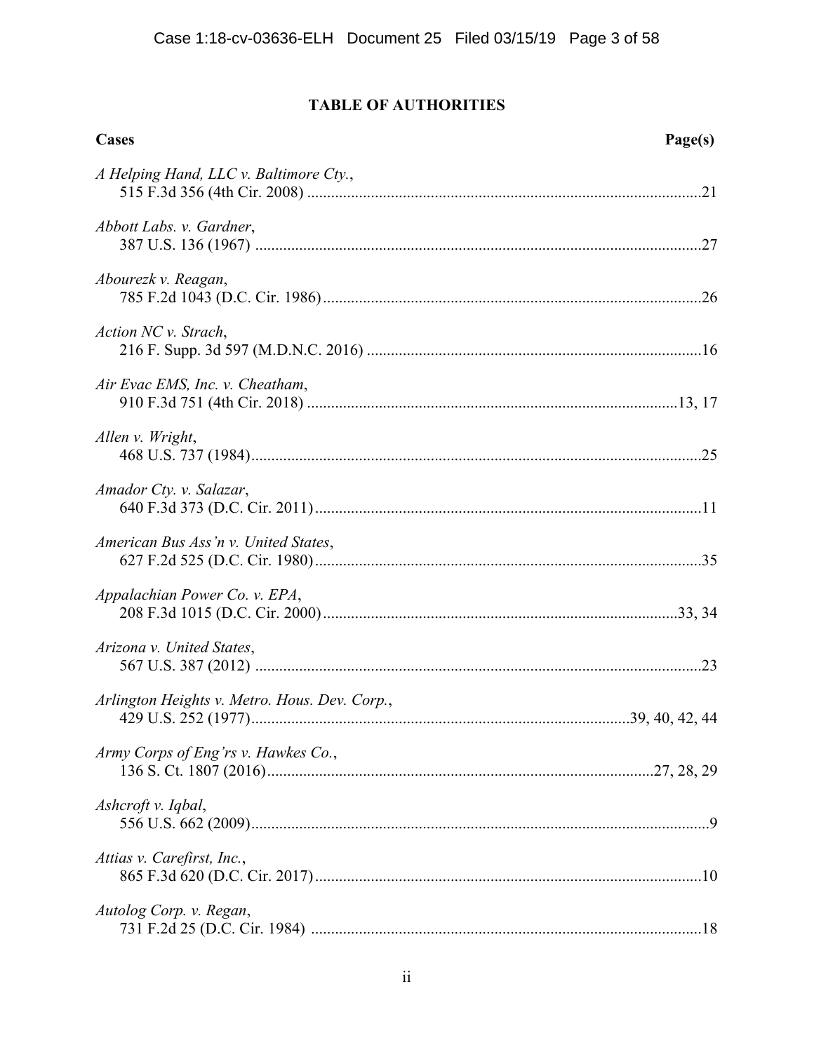## TABLE OF AUTHORITIES

**Cases** **Page(s)**

*A Helping Hand, LLC v. Baltimore Cty.*,
515 F.3d 356 (4th Cir. 2008) ....................................................................................................21

*Abbott Labs. v. Gardner*,
387 U.S. 136 (1967) ..................................................................................................................27

*Abourezk v. Reagan*,
785 F.2d 1043 (D.C. Cir. 1986).................................................................................................26

*Action NC v. Strach*,
216 F. Supp. 3d 597 (M.D.N.C. 2016) .....................................................................................16

*Air Evac EMS, Inc. v. Cheatham*,
910 F.3d 751 (4th Cir. 2018) ..............................................................................................13, 17

*Allen v. Wright*,
468 U.S. 737 (1984)...................................................................................................................25

*Amador Cty. v. Salazar*,
640 F.3d 373 (D.C. Cir. 2011)...................................................................................................11

*American Bus Ass'n v. United States*,
627 F.2d 525 (D.C. Cir. 1980)...................................................................................................35

*Appalachian Power Co. v. EPA*,
208 F.3d 1015 (D.C. Cir. 2000)...........................................................................................33, 34

*Arizona v. United States*,
567 U.S. 387 (2012) ..................................................................................................................23

*Arlington Heights v. Metro. Hous. Dev. Corp.*,
429 U.S. 252 (1977)...............................................................................................39, 40, 42, 44

*Army Corps of Eng'rs v. Hawkes Co.*,
136 S. Ct. 1807 (2016)..................................................................................................27, 28, 29

*Ashcroft v. Iqbal*,
556 U.S. 662 (2009).....................................................................................................................9

*Attias v. Carefirst, Inc.*,
865 F.3d 620 (D.C. Cir. 2017)...................................................................................................10

*Autolog Corp. v. Regan*,
731 F.2d 25 (D.C. Cir. 1984) ....................................................................................................18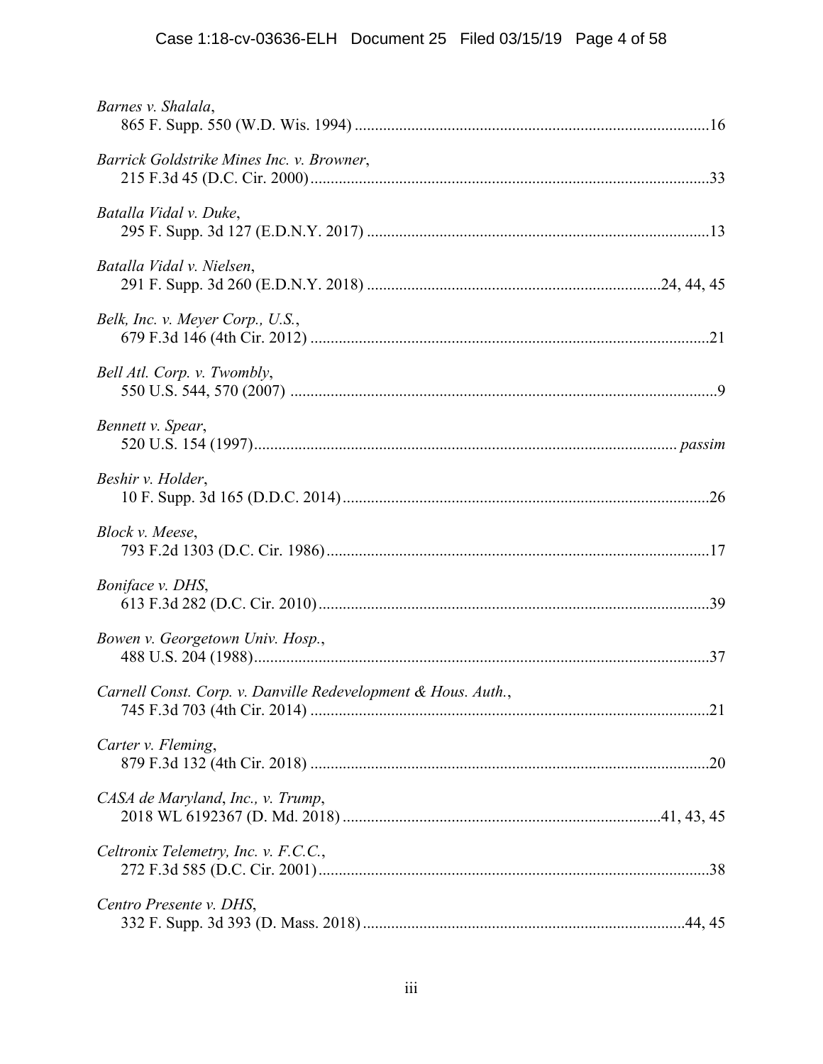*Barnes v. Shalala*,
865 F. Supp. 550 (W.D. Wis. 1994) ........................................................................................16

*Barrick Goldstrike Mines Inc. v. Browner*,
215 F.3d 45 (D.C. Cir. 2000)...................................................................................................33

*Batalla Vidal v. Duke*,
295 F. Supp. 3d 127 (E.D.N.Y. 2017) .....................................................................................13

*Batalla Vidal v. Nielsen*,
291 F. Supp. 3d 260 (E.D.N.Y. 2018) ........................................................................24, 44, 45

*Belk, Inc. v. Meyer Corp., U.S.*,
679 F.3d 146 (4th Cir. 2012) ...................................................................................................21

*Bell Atl. Corp. v. Twombly*,
550 U.S. 544, 570 (2007) ..........................................................................................................9

*Bennett v. Spear*,
520 U.S. 154 (1997)........................................................................................................ *passim*

*Beshir v. Holder*,
10 F. Supp. 3d 165 (D.D.C. 2014)...........................................................................................26

*Block v. Meese*,
793 F.2d 1303 (D.C. Cir. 1986)...............................................................................................17

*Boniface v. DHS*,
613 F.3d 282 (D.C. Cir. 2010).................................................................................................39

*Bowen v. Georgetown Univ. Hosp.*,
488 U.S. 204 (1988).................................................................................................................37

*Carnell Const. Corp. v. Danville Redevelopment & Hous. Auth.*,
745 F.3d 703 (4th Cir. 2014) ...................................................................................................21

*Carter v. Fleming*,
879 F.3d 132 (4th Cir. 2018) ...................................................................................................20

*CASA de Maryland, Inc., v. Trump*,
2018 WL 6192367 (D. Md. 2018) ..............................................................................41, 43, 45

*Celtronix Telemetry, Inc. v. F.C.C.*,
272 F.3d 585 (D.C. Cir. 2001)..................................................................................................38

*Centro Presente v. DHS*,
332 F. Supp. 3d 393 (D. Mass. 2018) ................................................................................44, 45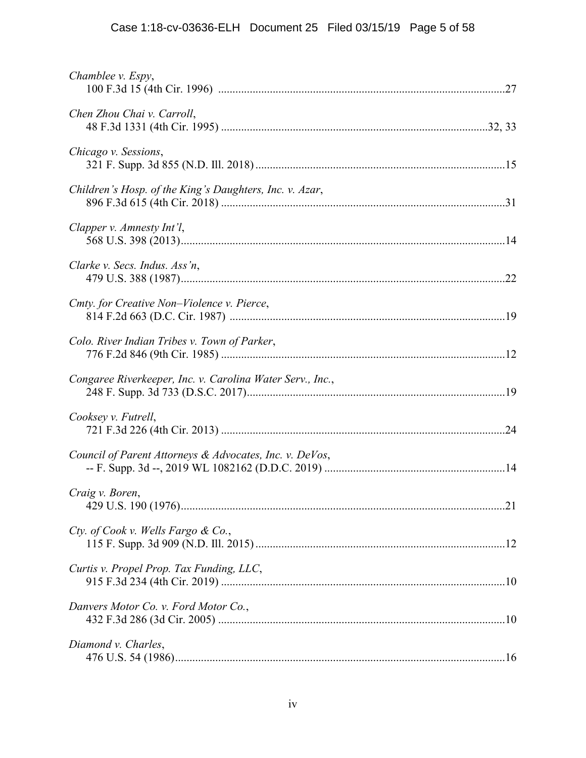*Chamblee v. Espy*,
100 F.3d 15 (4th Cir. 1996) ....................................................................................................27

*Chen Zhou Chai v. Carroll*,
48 F.3d 1331 (4th Cir. 1995) ...........................................................................................32, 33

*Chicago v. Sessions*,
321 F. Supp. 3d 855 (N.D. Ill. 2018) .......................................................................................15

*Children's Hosp. of the King's Daughters, Inc. v. Azar*,
896 F.3d 615 (4th Cir. 2018) ...................................................................................................31

*Clapper v. Amnesty Int'l*,
568 U.S. 398 (2013)..................................................................................................................14

*Clarke v. Secs. Indus. Ass'n*,
479 U.S. 388 (1987)..................................................................................................................22

*Cmty. for Creative Non–Violence v. Pierce*,
814 F.2d 663 (D.C. Cir. 1987) ................................................................................................19

*Colo. River Indian Tribes v. Town of Parker*,
776 F.2d 846 (9th Cir. 1985) ...................................................................................................12

*Congaree Riverkeeper, Inc. v. Carolina Water Serv., Inc.*,
248 F. Supp. 3d 733 (D.S.C. 2017)..........................................................................................19

*Cooksey v. Futrell*,
721 F.3d 226 (4th Cir. 2013) ...................................................................................................24

*Council of Parent Attorneys & Advocates, Inc. v. DeVos*,
-- F. Supp. 3d --, 2019 WL 1082162 (D.D.C. 2019) ...............................................................14

*Craig v. Boren*,
429 U.S. 190 (1976)..................................................................................................................21

*Cty. of Cook v. Wells Fargo & Co.*,
115 F. Supp. 3d 909 (N.D. Ill. 2015) .......................................................................................12

*Curtis v. Propel Prop. Tax Funding, LLC*,
915 F.3d 234 (4th Cir. 2019) ...................................................................................................10

*Danvers Motor Co. v. Ford Motor Co.*,
432 F.3d 286 (3d Cir. 2005) .....................................................................................................10

*Diamond v. Charles*,
476 U.S. 54 (1986)....................................................................................................................16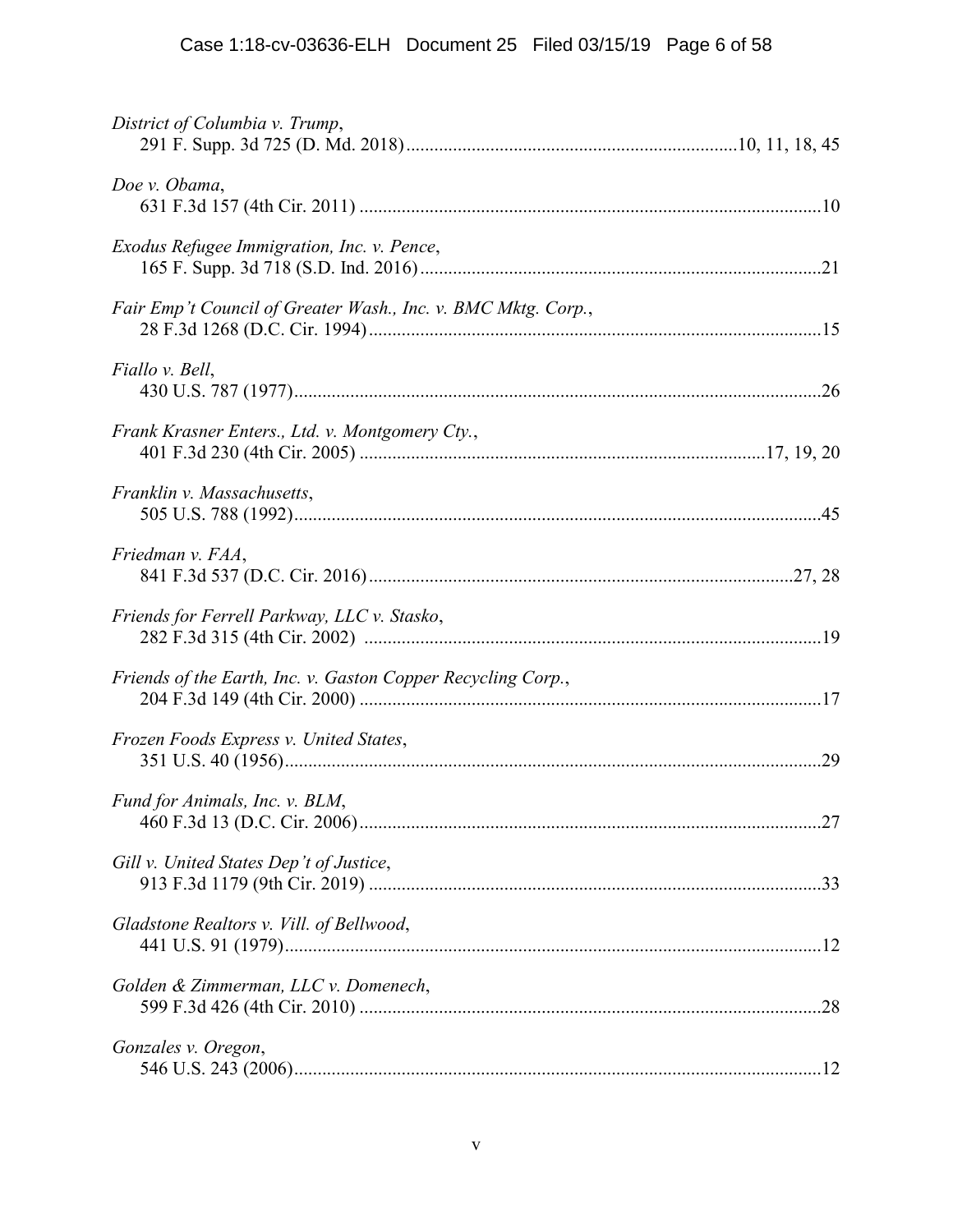*District of Columbia v. Trump*,
291 F. Supp. 3d 725 (D. Md. 2018) ........................................................................ 10, 11, 18, 45

*Doe v. Obama*,
631 F.3d 157 (4th Cir. 2011) ................................................................................................... 10

*Exodus Refugee Immigration, Inc. v. Pence*,
165 F. Supp. 3d 718 (S.D. Ind. 2016) ...................................................................................... 21

*Fair Emp't Council of Greater Wash., Inc. v. BMC Mktg. Corp.*,
28 F.3d 1268 (D.C. Cir. 1994) ................................................................................................. 15

*Fiallo v. Bell*,
430 U.S. 787 (1977) ................................................................................................................. 26

*Frank Krasner Enters., Ltd. v. Montgomery Cty.*,
401 F.3d 230 (4th Cir. 2005) ...................................................................................... 17, 19, 20

*Franklin v. Massachusetts*,
505 U.S. 788 (1992) ................................................................................................................. 45

*Friedman v. FAA*,
841 F.3d 537 (D.C. Cir. 2016) ........................................................................................... 27, 28

*Friends for Ferrell Parkway, LLC v. Stasko*,
282 F.3d 315 (4th Cir. 2002) ................................................................................................... 19

*Friends of the Earth, Inc. v. Gaston Copper Recycling Corp.*,
204 F.3d 149 (4th Cir. 2000) ................................................................................................... 17

*Frozen Foods Express v. United States*,
351 U.S. 40 (1956) ................................................................................................................... 29

*Fund for Animals, Inc. v. BLM*,
460 F.3d 13 (D.C. Cir. 2006) ................................................................................................... 27

*Gill v. United States Dep't of Justice*,
913 F.3d 1179 (9th Cir. 2019) ................................................................................................. 33

*Gladstone Realtors v. Vill. of Bellwood*,
441 U.S. 91 (1979) ................................................................................................................... 12

*Golden & Zimmerman, LLC v. Domenech*,
599 F.3d 426 (4th Cir. 2010) ................................................................................................... 28

*Gonzales v. Oregon*,
546 U.S. 243 (2006) ................................................................................................................. 12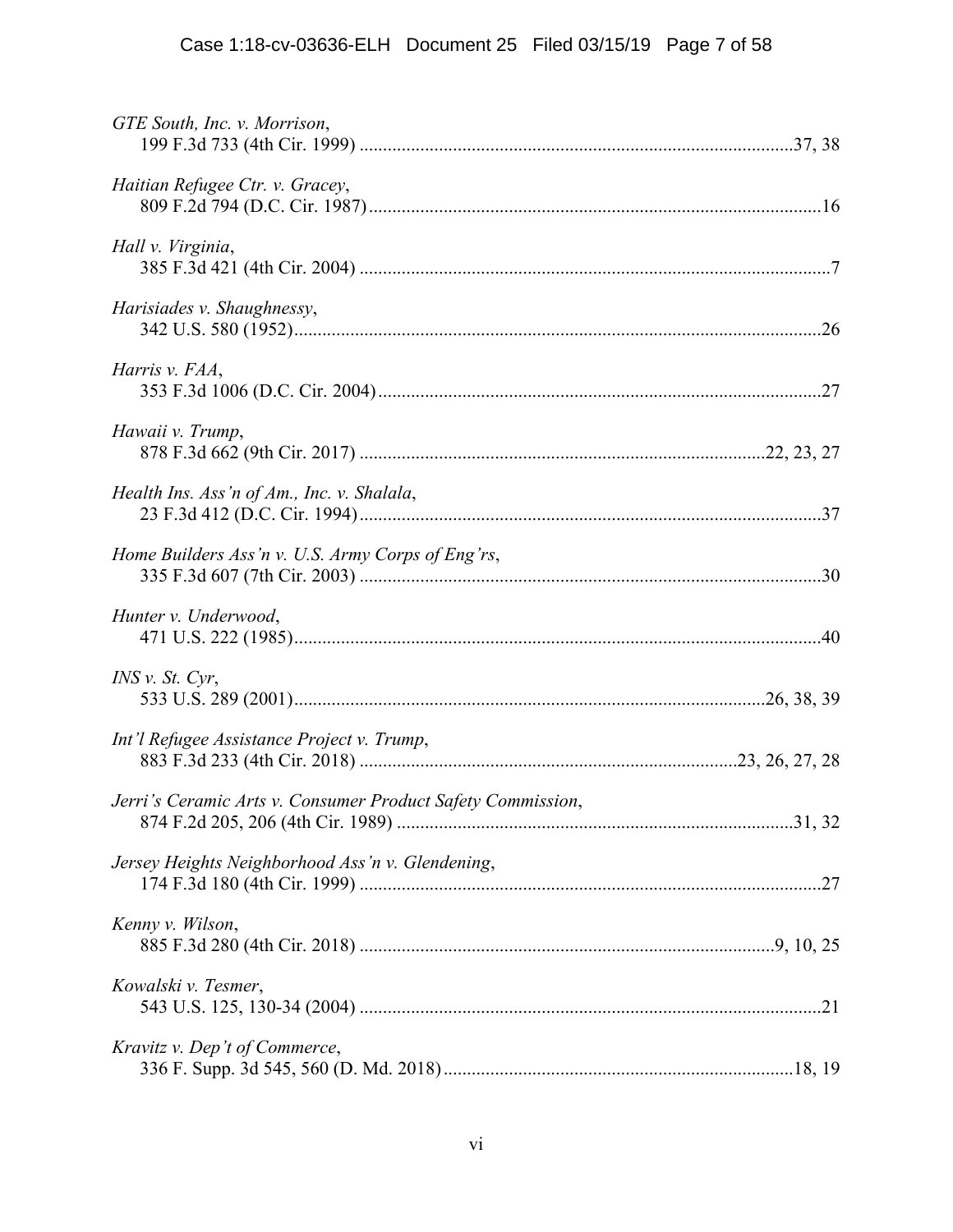*GTE South, Inc. v. Morrison*,
199 F.3d 733 (4th Cir. 1999) ....................................................................................37, 38

*Haitian Refugee Ctr. v. Gracey*,
809 F.2d 794 (D.C. Cir. 1987)................................................................................................16

*Hall v. Virginia*,
385 F.3d 421 (4th Cir. 2004) ....................................................................................................7

*Harisiades v. Shaughnessy*,
342 U.S. 580 (1952)................................................................................................................26

*Harris v. FAA*,
353 F.3d 1006 (D.C. Cir. 2004)..............................................................................................27

*Hawaii v. Trump*,
878 F.3d 662 (9th Cir. 2017) .....................................................................................22, 23, 27

*Health Ins. Ass'n of Am., Inc. v. Shalala*,
23 F.3d 412 (D.C. Cir. 1994)..................................................................................................37

*Home Builders Ass'n v. U.S. Army Corps of Eng'rs*,
335 F.3d 607 (7th Cir. 2003) ..................................................................................................30

*Hunter v. Underwood*,
471 U.S. 222 (1985)................................................................................................................40

*INS v. St. Cyr*,
533 U.S. 289 (2001)..................................................................................................26, 38, 39

*Int'l Refugee Assistance Project v. Trump*,
883 F.3d 233 (4th Cir. 2018) ...............................................................................23, 26, 27, 28

*Jerri's Ceramic Arts v. Consumer Product Safety Commission*,
874 F.2d 205, 206 (4th Cir. 1989) ....................................................................................31, 32

*Jersey Heights Neighborhood Ass'n v. Glendening*,
174 F.3d 180 (4th Cir. 1999) ..................................................................................................27

*Kenny v. Wilson*,
885 F.3d 280 (4th Cir. 2018) .......................................................................................9, 10, 25

*Kowalski v. Tesmer*,
543 U.S. 125, 130-34 (2004) ...................................................................................................21

*Kravitz v. Dep't of Commerce*,
336 F. Supp. 3d 545, 560 (D. Md. 2018)..........................................................................18, 19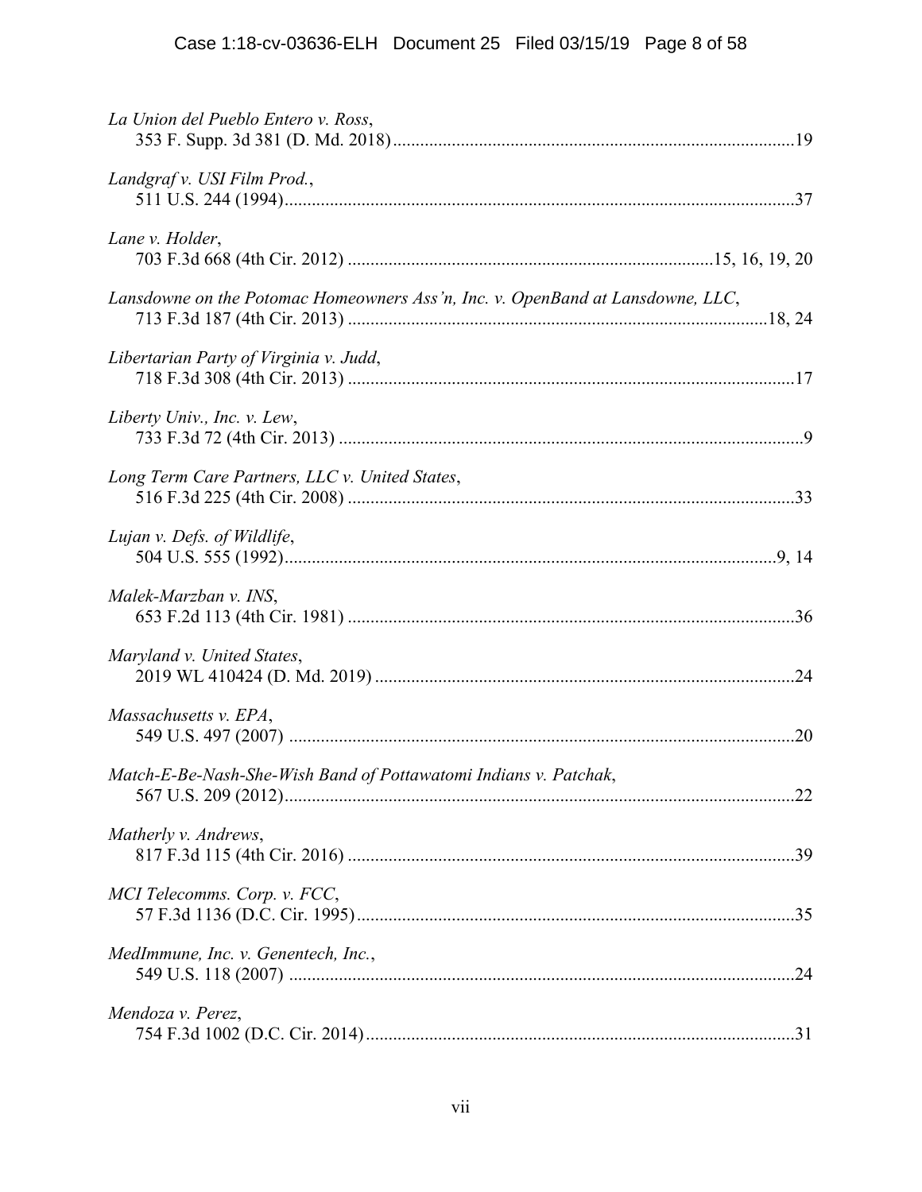*La Union del Pueblo Entero v. Ross*,
353 F. Supp. 3d 381 (D. Md. 2018)........................................................................................19

*Landgraf v. USI Film Prod.*,
511 U.S. 244 (1994)...............................................................................................................37

*Lane v. Holder*,
703 F.3d 668 (4th Cir. 2012) ...............................................................................15, 16, 19, 20

*Lansdowne on the Potomac Homeowners Ass'n, Inc. v. OpenBand at Lansdowne, LLC*,
713 F.3d 187 (4th Cir. 2013) ...........................................................................................18, 24

*Libertarian Party of Virginia v. Judd*,
718 F.3d 308 (4th Cir. 2013) .................................................................................................17

*Liberty Univ., Inc. v. Lew*,
733 F.3d 72 (4th Cir. 2013) .....................................................................................................9

*Long Term Care Partners, LLC v. United States*,
516 F.3d 225 (4th Cir. 2008) .................................................................................................33

*Lujan v. Defs. of Wildlife*,
504 U.S. 555 (1992).............................................................................................................9, 14

*Malek-Marzban v. INS*,
653 F.2d 113 (4th Cir. 1981) .................................................................................................36

*Maryland v. United States*,
2019 WL 410424 (D. Md. 2019) ...........................................................................................24

*Massachusetts v. EPA*,
549 U.S. 497 (2007) ...............................................................................................................20

*Match-E-Be-Nash-She-Wish Band of Pottawatomi Indians v. Patchak*,
567 U.S. 209 (2012)...............................................................................................................22

*Matherly v. Andrews*,
817 F.3d 115 (4th Cir. 2016) .................................................................................................39

*MCI Telecomms. Corp. v. FCC*,
57 F.3d 1136 (D.C. Cir. 1995)...............................................................................................35

*MedImmune, Inc. v. Genentech, Inc.*,
549 U.S. 118 (2007) ...............................................................................................................24

*Mendoza v. Perez*,
754 F.3d 1002 (D.C. Cir. 2014).............................................................................................31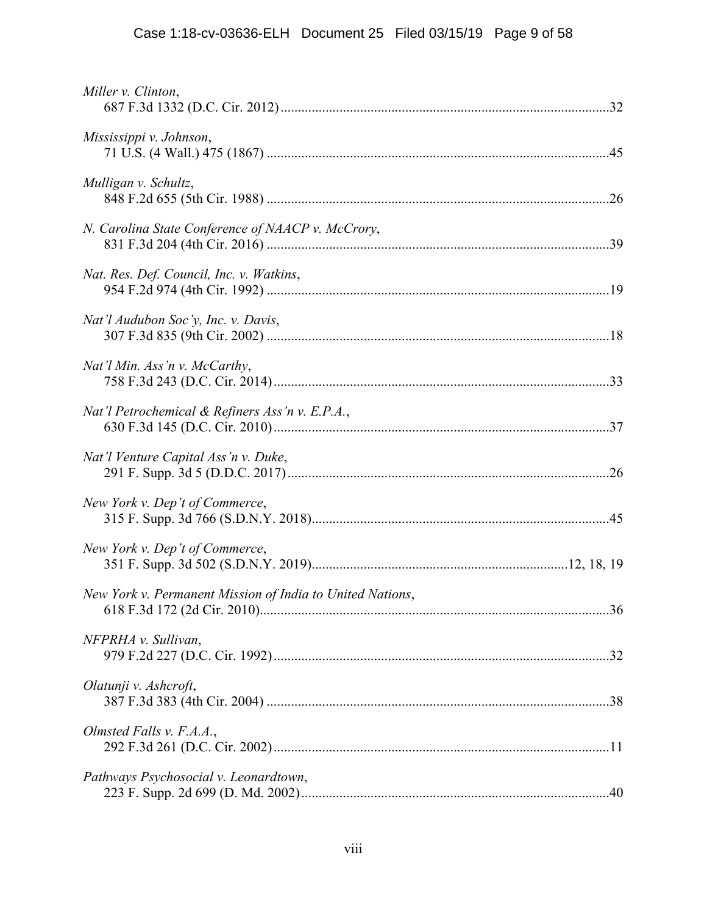*Miller v. Clinton*,
687 F.3d 1332 (D.C. Cir. 2012) ............................................................................................32

*Mississippi v. Johnson*,
71 U.S. (4 Wall.) 475 (1867) ...............................................................................................45

*Mulligan v. Schultz*,
848 F.2d 655 (5th Cir. 1988) ...............................................................................................26

*N. Carolina State Conference of NAACP v. McCrory*,
831 F.3d 204 (4th Cir. 2016) ...............................................................................................39

*Nat. Res. Def. Council, Inc. v. Watkins*,
954 F.2d 974 (4th Cir. 1992) ...............................................................................................19

*Nat'l Audubon Soc'y, Inc. v. Davis*,
307 F.3d 835 (9th Cir. 2002) ...............................................................................................18

*Nat'l Min. Ass'n v. McCarthy*,
758 F.3d 243 (D.C. Cir. 2014) ............................................................................................33

*Nat'l Petrochemical & Refiners Ass'n v. E.P.A.*,
630 F.3d 145 (D.C. Cir. 2010) ............................................................................................37

*Nat'l Venture Capital Ass'n v. Duke*,
291 F. Supp. 3d 5 (D.D.C. 2017) .........................................................................................26

*New York v. Dep't of Commerce*,
315 F. Supp. 3d 766 (S.D.N.Y. 2018)..................................................................................45

*New York v. Dep't of Commerce*,
351 F. Supp. 3d 502 (S.D.N.Y. 2019)...................................................................12, 18, 19

*New York v. Permanent Mission of India to United Nations*,
618 F.3d 172 (2d Cir. 2010).................................................................................................36

*NFPRHA v. Sullivan*,
979 F.2d 227 (D.C. Cir. 1992) .............................................................................................32

*Olatunji v. Ashcroft*,
387 F.3d 383 (4th Cir. 2004) ...............................................................................................38

*Olmsted Falls v. F.A.A.*,
292 F.3d 261 (D.C. Cir. 2002) .............................................................................................11

*Pathways Psychosocial v. Leonardtown*,
223 F. Supp. 2d 699 (D. Md. 2002).....................................................................................40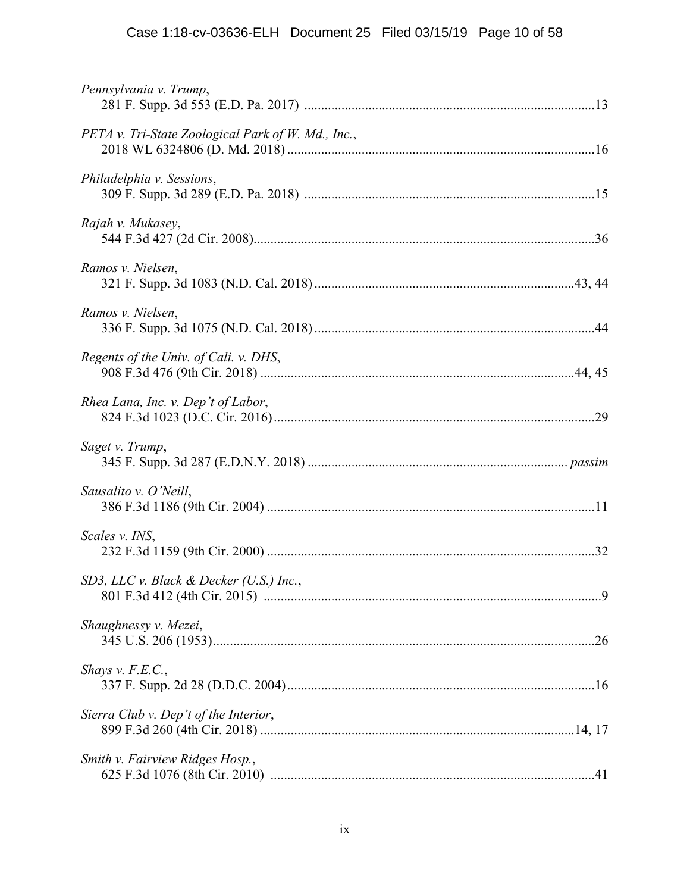*Pennsylvania v. Trump*,
281 F. Supp. 3d 553 (E.D. Pa. 2017) ....................................................................................13

*PETA v. Tri-State Zoological Park of W. Md., Inc.*,
2018 WL 6324806 (D. Md. 2018) ..........................................................................................16

*Philadelphia v. Sessions*,
309 F. Supp. 3d 289 (E.D. Pa. 2018) ....................................................................................15

*Rajah v. Mukasey*,
544 F.3d 427 (2d Cir. 2008)....................................................................................................36

*Ramos v. Nielsen*,
321 F. Supp. 3d 1083 (N.D. Cal. 2018) ............................................................................43, 44

*Ramos v. Nielsen*,
336 F. Supp. 3d 1075 (N.D. Cal. 2018) ..................................................................................44

*Regents of the Univ. of Cali. v. DHS*,
908 F.3d 476 (9th Cir. 2018) ............................................................................................44, 45

*Rhea Lana, Inc. v. Dep't of Labor*,
824 F.3d 1023 (D.C. Cir. 2016)..............................................................................................29

*Saget v. Trump*,
345 F. Supp. 3d 287 (E.D.N.Y. 2018) ............................................................................ *passim*

*Sausalito v. O'Neill*,
386 F.3d 1186 (9th Cir. 2004) ................................................................................................11

*Scales v. INS*,
232 F.3d 1159 (9th Cir. 2000) ................................................................................................32

*SD3, LLC v. Black & Decker (U.S.) Inc.*,
801 F.3d 412 (4th Cir. 2015) ...................................................................................................9

*Shaughnessy v. Mezei*,
345 U.S. 206 (1953)................................................................................................................26

*Shays v. F.E.C.*,
337 F. Supp. 2d 28 (D.D.C. 2004)..........................................................................................16

*Sierra Club v. Dep't of the Interior*,
899 F.3d 260 (4th Cir. 2018) ............................................................................................14, 17

*Smith v. Fairview Ridges Hosp.*,
625 F.3d 1076 (8th Cir. 2010) ..............................................................................................41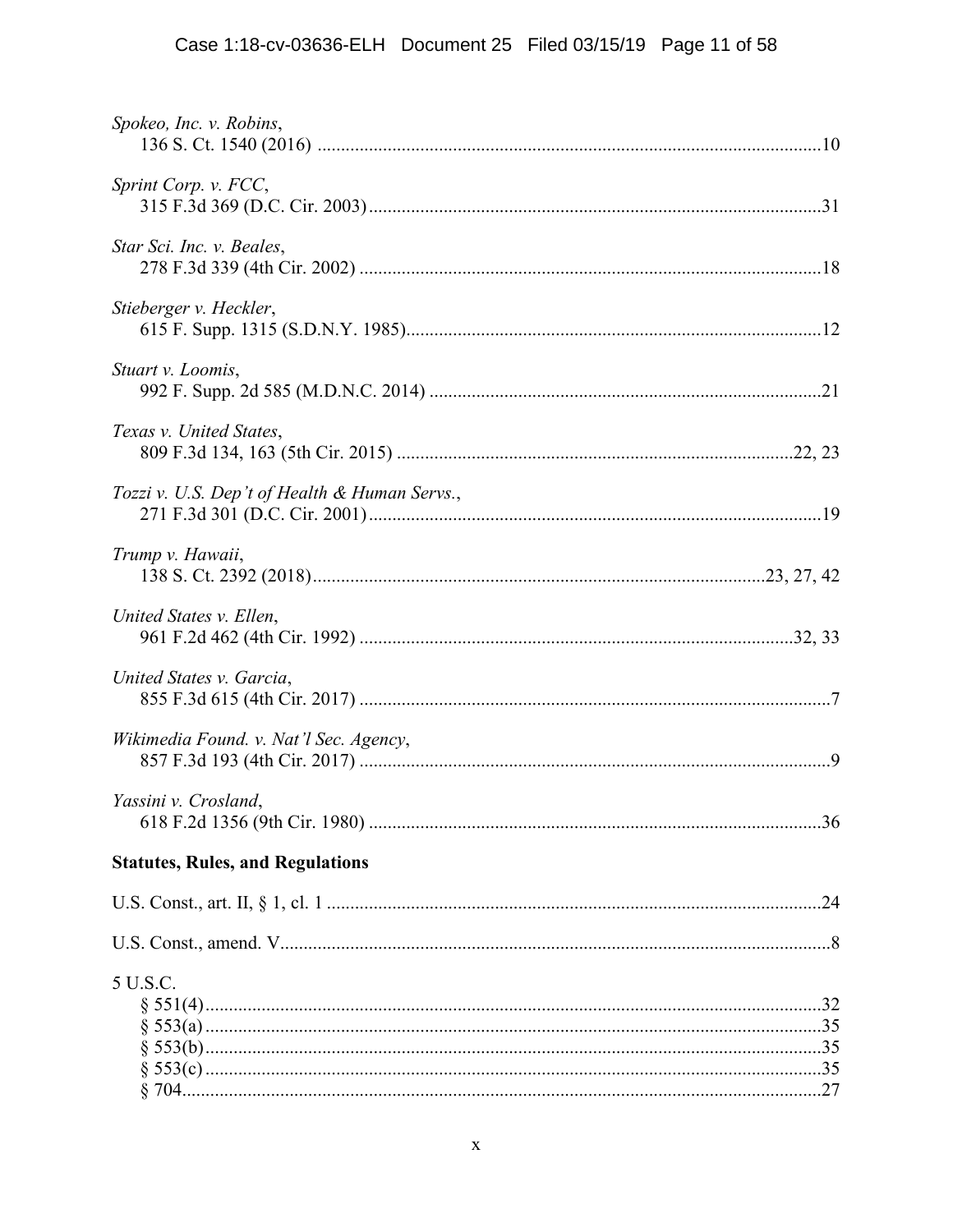*Spokeo, Inc. v. Robins*,
136 S. Ct. 1540 (2016) ..........................................................................................................10

*Sprint Corp. v. FCC*,
315 F.3d 369 (D.C. Cir. 2003)................................................................................................31

*Star Sci. Inc. v. Beales*,
278 F.3d 339 (4th Cir. 2002) ..................................................................................................18

*Stieberger v. Heckler*,
615 F. Supp. 1315 (S.D.N.Y. 1985)........................................................................................12

*Stuart v. Loomis*,
992 F. Supp. 2d 585 (M.D.N.C. 2014) ...................................................................................21

*Texas v. United States*,
809 F.3d 134, 163 (5th Cir. 2015) .....................................................................................22, 23

*Tozzi v. U.S. Dep't of Health & Human Servs.*,
271 F.3d 301 (D.C. Cir. 2001)................................................................................................19

*Trump v. Hawaii*,
138 S. Ct. 2392 (2018)................................................................................................23, 27, 42

*United States v. Ellen*,
961 F.2d 462 (4th Cir. 1992) .............................................................................................32, 33

*United States v. Garcia*,
855 F.3d 615 (4th Cir. 2017) ....................................................................................................7

*Wikimedia Found. v. Nat'l Sec. Agency*,
857 F.3d 193 (4th Cir. 2017) ....................................................................................................9

*Yassini v. Crosland*,
618 F.2d 1356 (9th Cir. 1980) .................................................................................................36

**Statutes, Rules, and Regulations**

U.S. Const., art. II, § 1, cl. 1 .........................................................................................................24

U.S. Const., amend. V....................................................................................................................8

5 U.S.C.
§ 551(4)....................................................................................................................................32
§ 553(a)....................................................................................................................................35
§ 553(b)....................................................................................................................................35
§ 553(c)....................................................................................................................................35
§ 704........................................................................................................................................27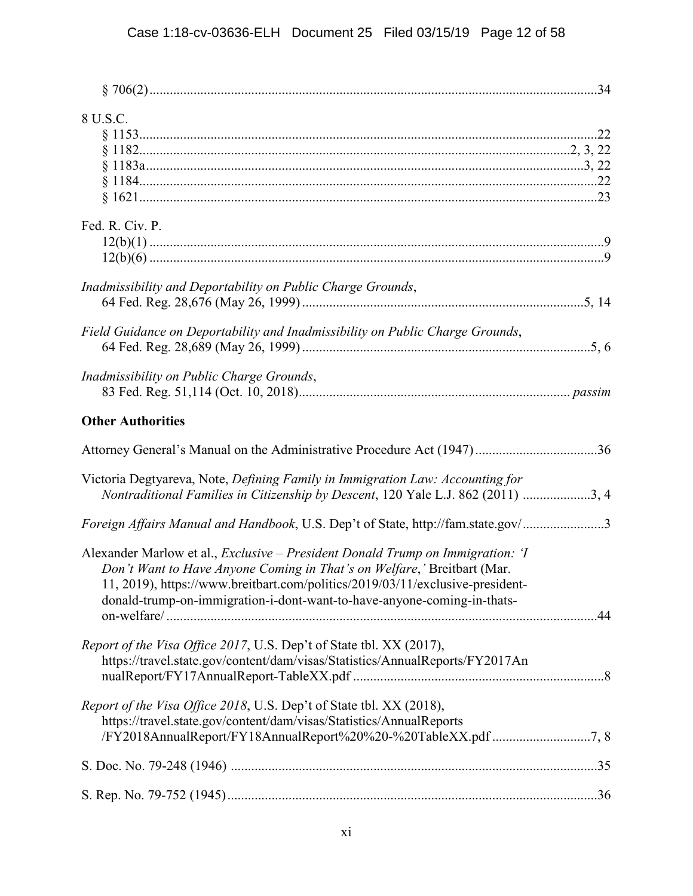§ 706(2) ........................................................................................................................ 34

8 U.S.C.
- § 1153 ........................................................................................................................ 22
- § 1182 ........................................................................................................................ 2, 3, 22
- § 1183a ...................................................................................................................... 3, 22
- § 1184 ........................................................................................................................ 22
- § 1621 ........................................................................................................................ 23

Fed. R. Civ. P.
- 12(b)(1) ...................................................................................................................... 9
- 12(b)(6) ...................................................................................................................... 9

*Inadmissibility and Deportability on Public Charge Grounds*, 64 Fed. Reg. 28,676 (May 26, 1999) ........................................................................................ 5, 14

*Field Guidance on Deportability and Inadmissibility on Public Charge Grounds*, 64 Fed. Reg. 28,689 (May 26, 1999) ........................................................................................ 5, 6

*Inadmissibility on Public Charge Grounds*, 83 Fed. Reg. 51,114 (Oct. 10, 2018) ........................................................................................ *passim*

**Other Authorities**

Attorney General's Manual on the Administrative Procedure Act (1947) .................................... 36

Victoria Degtyareva, Note, *Defining Family in Immigration Law: Accounting for Nontraditional Families in Citizenship by Descent*, 120 Yale L.J. 862 (2011) .................... 3, 4

*Foreign Affairs Manual and Handbook*, U.S. Dep't of State, http://fam.state.gov/ ........................ 3

Alexander Marlow et al., *Exclusive – President Donald Trump on Immigration: 'I Don't Want to Have Anyone Coming in That's on Welfare*,*'* Breitbart (Mar. 11, 2019), https://www.breitbart.com/politics/2019/03/11/exclusive-president-donald-trump-on-immigration-i-dont-want-to-have-anyone-coming-in-thats-on-welfare/ ........................................................................................ 44

*Report of the Visa Office 2017*, U.S. Dep't of State tbl. XX (2017), https://travel.state.gov/content/dam/visas/Statistics/AnnualReports/FY2017AnnualReport/FY17AnnualReport-TableXX.pdf ........................................................................ 8

*Report of the Visa Office 2018*, U.S. Dep't of State tbl. XX (2018), https://travel.state.gov/content/dam/visas/Statistics/AnnualReports/FY2018AnnualReport/FY18AnnualReport%20%20-%20TableXX.pdf ............................ 7, 8

S. Doc. No. 79-248 (1946) ........................................................................................................... 35

S. Rep. No. 79-752 (1945) ........................................................................................................... 36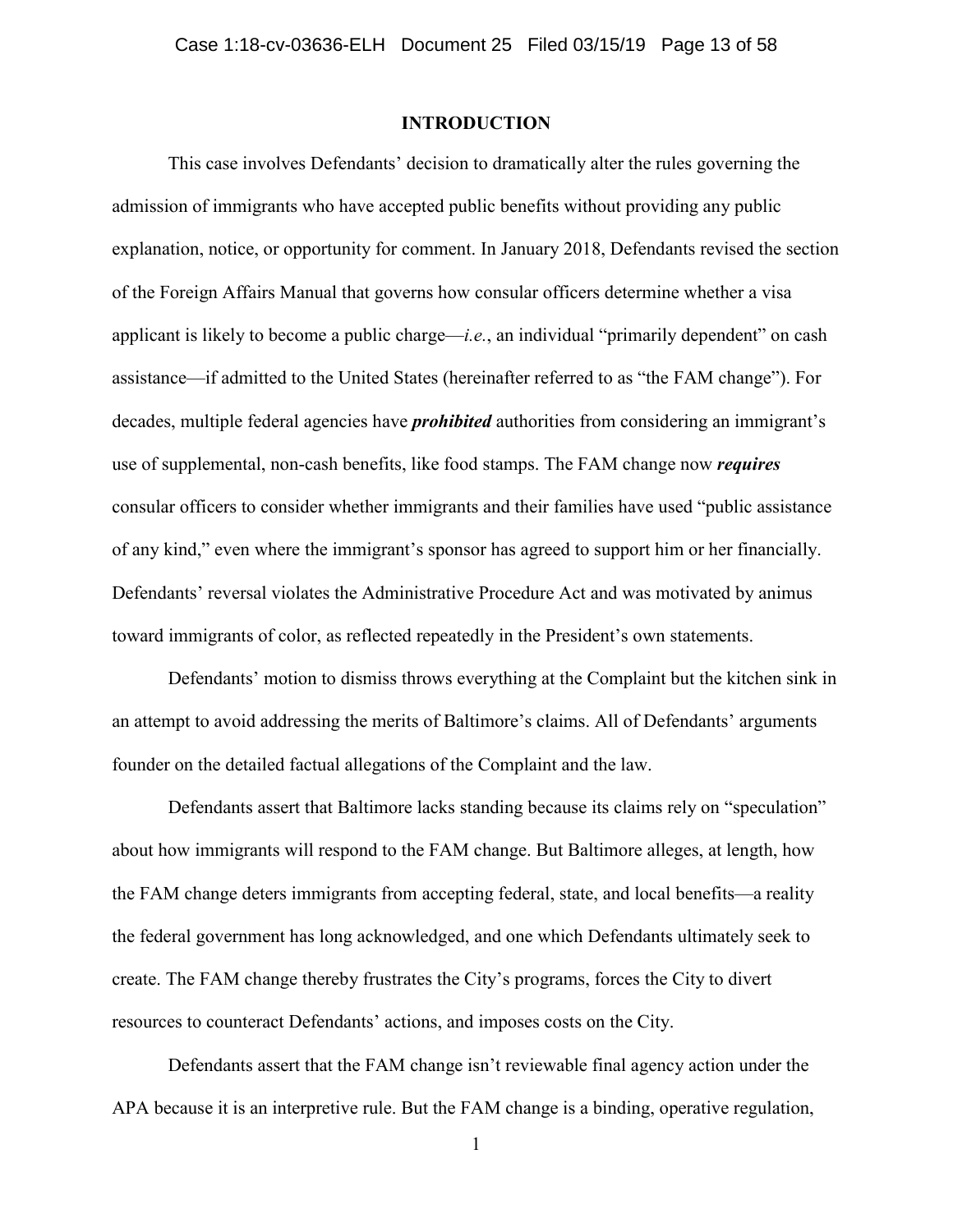## INTRODUCTION

This case involves Defendants' decision to dramatically alter the rules governing the admission of immigrants who have accepted public benefits without providing any public explanation, notice, or opportunity for comment. In January 2018, Defendants revised the section of the Foreign Affairs Manual that governs how consular officers determine whether a visa applicant is likely to become a public charge—*i.e.*, an individual "primarily dependent" on cash assistance—if admitted to the United States (hereinafter referred to as "the FAM change"). For decades, multiple federal agencies have ***prohibited*** authorities from considering an immigrant's use of supplemental, non-cash benefits, like food stamps. The FAM change now ***requires*** consular officers to consider whether immigrants and their families have used "public assistance of any kind," even where the immigrant's sponsor has agreed to support him or her financially. Defendants' reversal violates the Administrative Procedure Act and was motivated by animus toward immigrants of color, as reflected repeatedly in the President's own statements.

Defendants' motion to dismiss throws everything at the Complaint but the kitchen sink in an attempt to avoid addressing the merits of Baltimore's claims. All of Defendants' arguments founder on the detailed factual allegations of the Complaint and the law.

Defendants assert that Baltimore lacks standing because its claims rely on "speculation" about how immigrants will respond to the FAM change. But Baltimore alleges, at length, how the FAM change deters immigrants from accepting federal, state, and local benefits—a reality the federal government has long acknowledged, and one which Defendants ultimately seek to create. The FAM change thereby frustrates the City's programs, forces the City to divert resources to counteract Defendants' actions, and imposes costs on the City.

Defendants assert that the FAM change isn't reviewable final agency action under the APA because it is an interpretive rule. But the FAM change is a binding, operative regulation,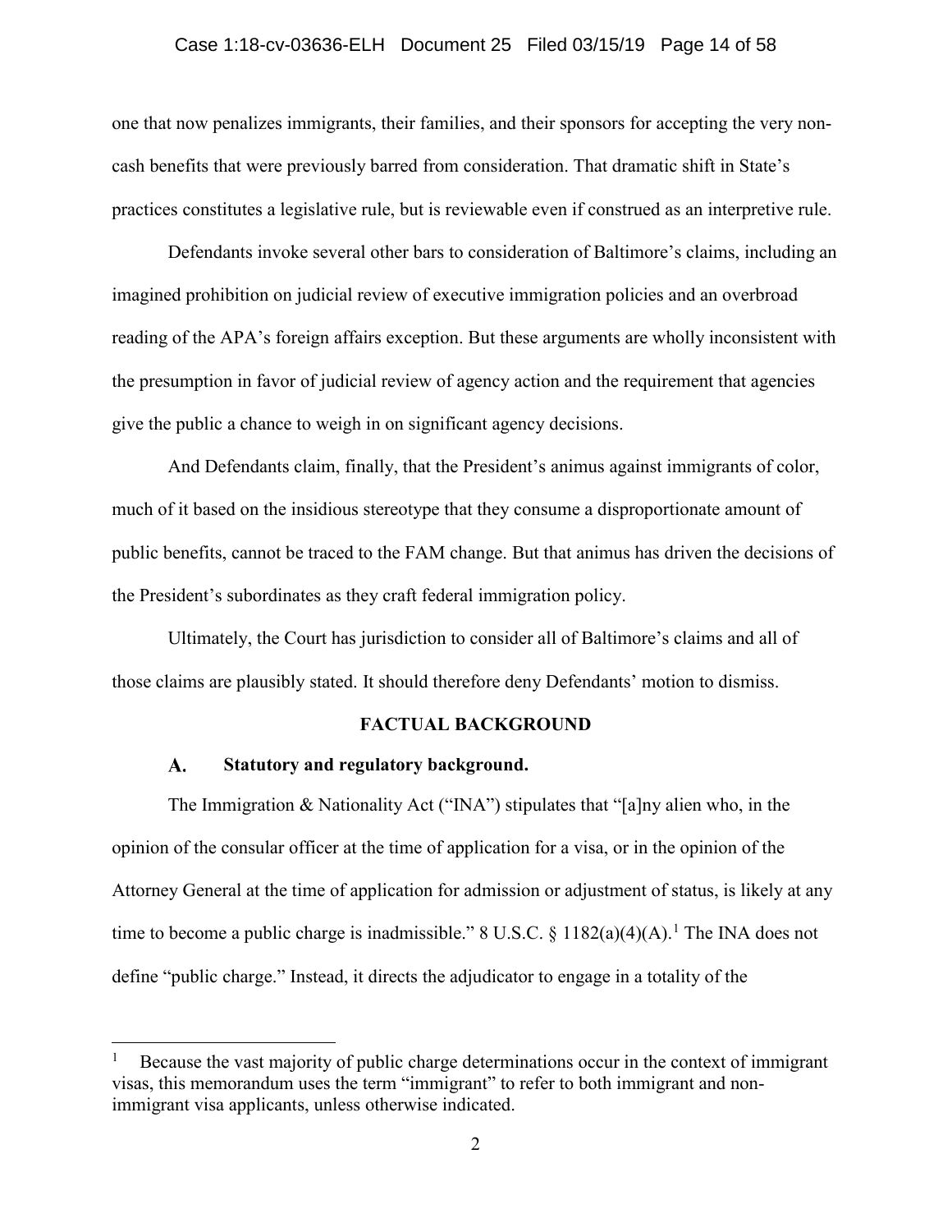one that now penalizes immigrants, their families, and their sponsors for accepting the very non-cash benefits that were previously barred from consideration. That dramatic shift in State's practices constitutes a legislative rule, but is reviewable even if construed as an interpretive rule.

Defendants invoke several other bars to consideration of Baltimore's claims, including an imagined prohibition on judicial review of executive immigration policies and an overbroad reading of the APA's foreign affairs exception. But these arguments are wholly inconsistent with the presumption in favor of judicial review of agency action and the requirement that agencies give the public a chance to weigh in on significant agency decisions.

And Defendants claim, finally, that the President's animus against immigrants of color, much of it based on the insidious stereotype that they consume a disproportionate amount of public benefits, cannot be traced to the FAM change. But that animus has driven the decisions of the President's subordinates as they craft federal immigration policy.

Ultimately, the Court has jurisdiction to consider all of Baltimore's claims and all of those claims are plausibly stated. It should therefore deny Defendants' motion to dismiss.

## FACTUAL BACKGROUND

### A. Statutory and regulatory background.

The Immigration & Nationality Act ("INA") stipulates that "[a]ny alien who, in the opinion of the consular officer at the time of application for a visa, or in the opinion of the Attorney General at the time of application for admission or adjustment of status, is likely at any time to become a public charge is inadmissible." 8 U.S.C. § 1182(a)(4)(A).[1] The INA does not define "public charge." Instead, it directs the adjudicator to engage in a totality of the

---

[1] Because the vast majority of public charge determinations occur in the context of immigrant visas, this memorandum uses the term "immigrant" to refer to both immigrant and non-immigrant visa applicants, unless otherwise indicated.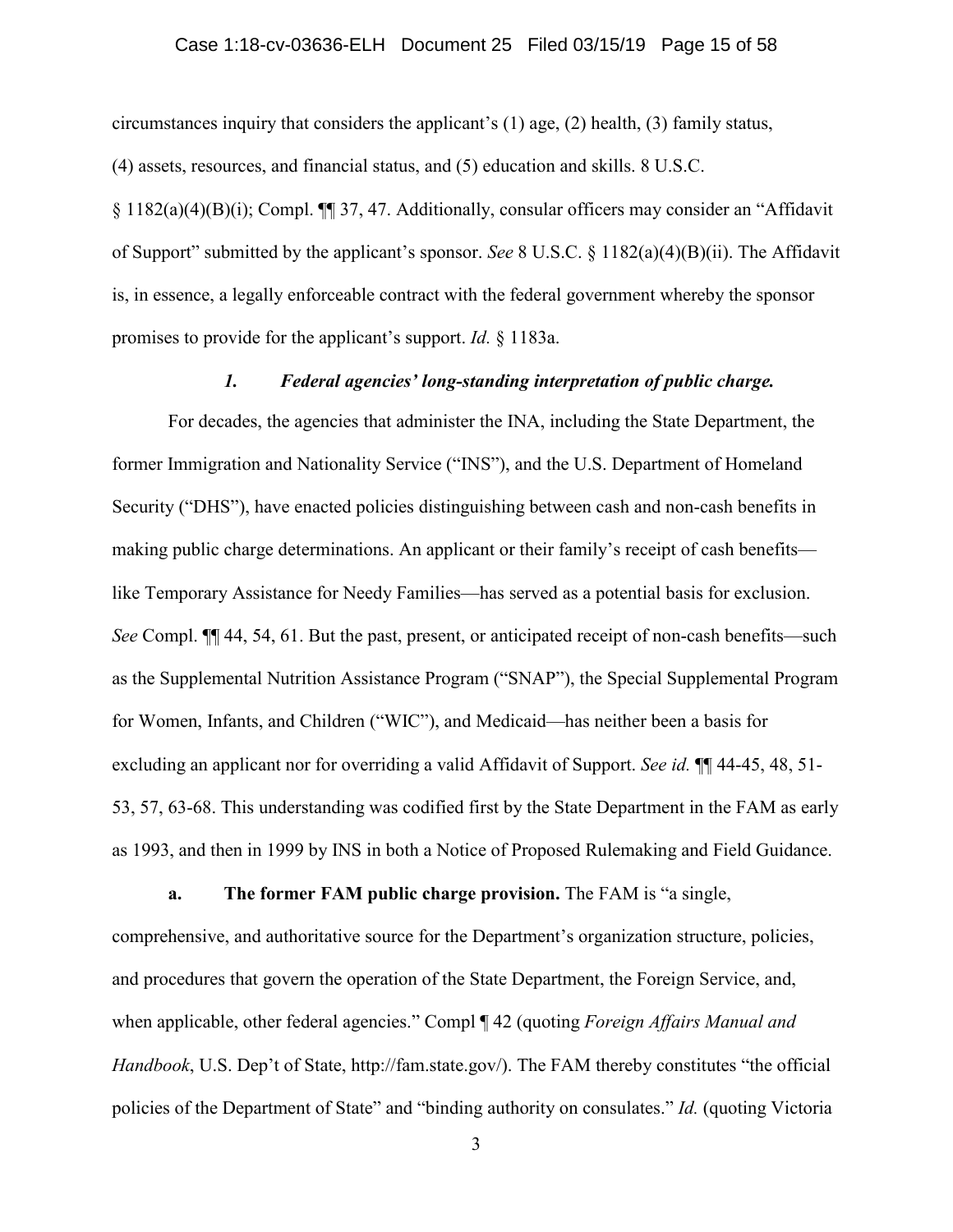circumstances inquiry that considers the applicant's (1) age, (2) health, (3) family status, (4) assets, resources, and financial status, and (5) education and skills. 8 U.S.C. § 1182(a)(4)(B)(i); Compl. ¶¶ 37, 47. Additionally, consular officers may consider an "Affidavit of Support" submitted by the applicant's sponsor. *See* 8 U.S.C. § 1182(a)(4)(B)(ii). The Affidavit is, in essence, a legally enforceable contract with the federal government whereby the sponsor promises to provide for the applicant's support. *Id.* § 1183a.

### *1. Federal agencies' long-standing interpretation of public charge.*

For decades, the agencies that administer the INA, including the State Department, the former Immigration and Nationality Service ("INS"), and the U.S. Department of Homeland Security ("DHS"), have enacted policies distinguishing between cash and non-cash benefits in making public charge determinations. An applicant or their family's receipt of cash benefits—like Temporary Assistance for Needy Families—has served as a potential basis for exclusion. *See* Compl. ¶¶ 44, 54, 61. But the past, present, or anticipated receipt of non-cash benefits—such as the Supplemental Nutrition Assistance Program ("SNAP"), the Special Supplemental Program for Women, Infants, and Children ("WIC"), and Medicaid—has neither been a basis for excluding an applicant nor for overriding a valid Affidavit of Support. *See id.* ¶¶ 44-45, 48, 51-53, 57, 63-68. This understanding was codified first by the State Department in the FAM as early as 1993, and then in 1999 by INS in both a Notice of Proposed Rulemaking and Field Guidance.

**a. The former FAM public charge provision.** The FAM is "a single, comprehensive, and authoritative source for the Department's organization structure, policies, and procedures that govern the operation of the State Department, the Foreign Service, and, when applicable, other federal agencies." Compl ¶ 42 (quoting *Foreign Affairs Manual and Handbook*, U.S. Dep't of State, http://fam.state.gov/). The FAM thereby constitutes "the official policies of the Department of State" and "binding authority on consulates." *Id.* (quoting Victoria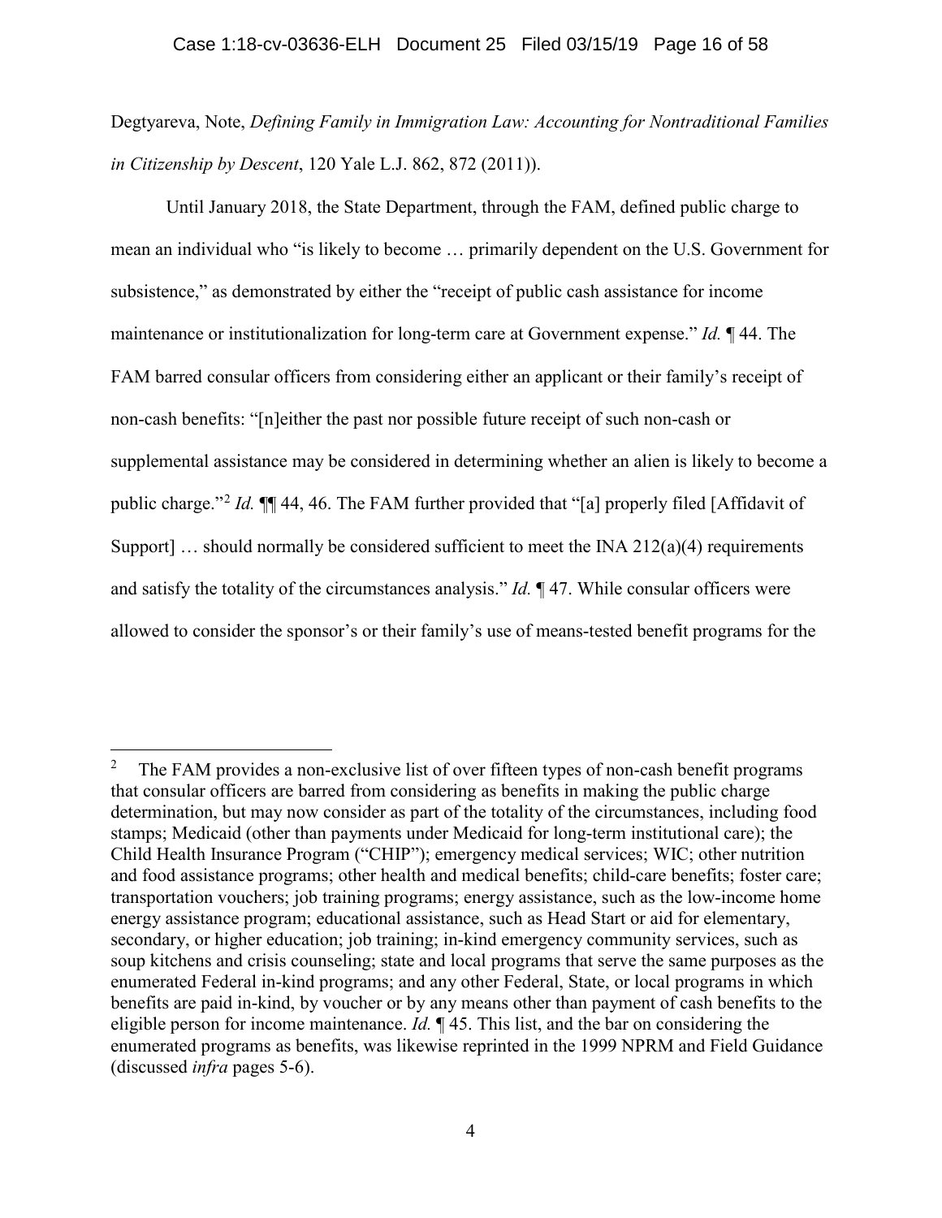Degtyareva, Note, *Defining Family in Immigration Law: Accounting for Nontraditional Families in Citizenship by Descent*, 120 Yale L.J. 862, 872 (2011)).

Until January 2018, the State Department, through the FAM, defined public charge to mean an individual who "is likely to become … primarily dependent on the U.S. Government for subsistence," as demonstrated by either the "receipt of public cash assistance for income maintenance or institutionalization for long-term care at Government expense." *Id.* ¶ 44. The FAM barred consular officers from considering either an applicant or their family's receipt of non-cash benefits: "[n]either the past nor possible future receipt of such non-cash or supplemental assistance may be considered in determining whether an alien is likely to become a public charge."[2] *Id.* ¶¶ 44, 46. The FAM further provided that "[a] properly filed [Affidavit of Support] … should normally be considered sufficient to meet the INA 212(a)(4) requirements and satisfy the totality of the circumstances analysis." *Id.* ¶ 47. While consular officers were allowed to consider the sponsor's or their family's use of means-tested benefit programs for the

---

[2] The FAM provides a non-exclusive list of over fifteen types of non-cash benefit programs that consular officers are barred from considering as benefits in making the public charge determination, but may now consider as part of the totality of the circumstances, including food stamps; Medicaid (other than payments under Medicaid for long-term institutional care); the Child Health Insurance Program ("CHIP"); emergency medical services; WIC; other nutrition and food assistance programs; other health and medical benefits; child-care benefits; foster care; transportation vouchers; job training programs; energy assistance, such as the low-income home energy assistance program; educational assistance, such as Head Start or aid for elementary, secondary, or higher education; job training; in-kind emergency community services, such as soup kitchens and crisis counseling; state and local programs that serve the same purposes as the enumerated Federal in-kind programs; and any other Federal, State, or local programs in which benefits are paid in-kind, by voucher or by any means other than payment of cash benefits to the eligible person for income maintenance. *Id.* ¶ 45. This list, and the bar on considering the enumerated programs as benefits, was likewise reprinted in the 1999 NPRM and Field Guidance (discussed *infra* pages 5-6).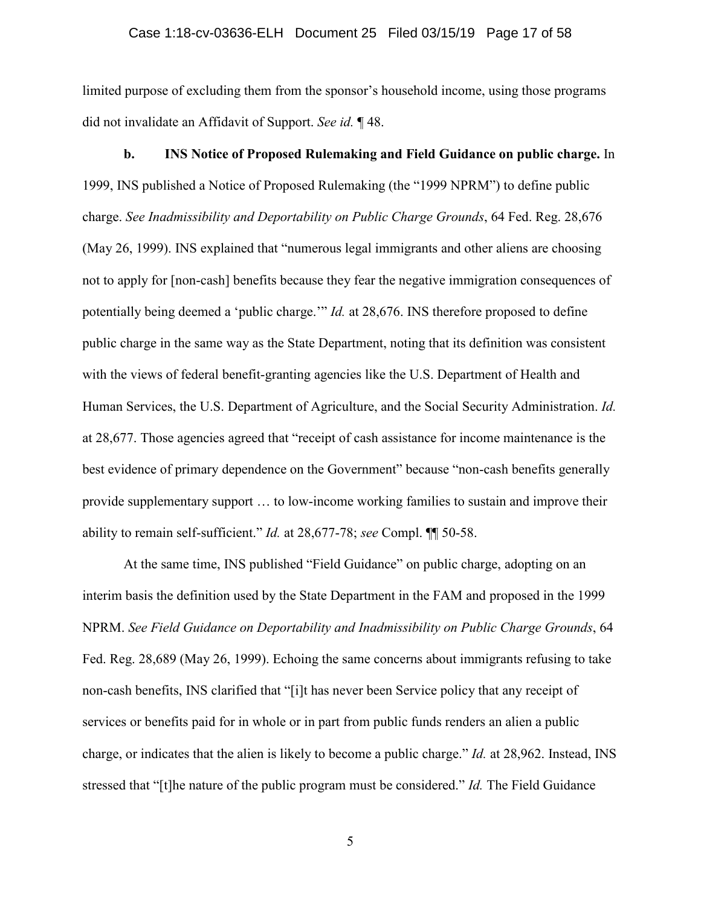limited purpose of excluding them from the sponsor's household income, using those programs did not invalidate an Affidavit of Support. *See id.* ¶ 48.

**b. INS Notice of Proposed Rulemaking and Field Guidance on public charge.** In 1999, INS published a Notice of Proposed Rulemaking (the "1999 NPRM") to define public charge. *See Inadmissibility and Deportability on Public Charge Grounds*, 64 Fed. Reg. 28,676 (May 26, 1999). INS explained that "numerous legal immigrants and other aliens are choosing not to apply for [non-cash] benefits because they fear the negative immigration consequences of potentially being deemed a 'public charge.'" *Id.* at 28,676. INS therefore proposed to define public charge in the same way as the State Department, noting that its definition was consistent with the views of federal benefit-granting agencies like the U.S. Department of Health and Human Services, the U.S. Department of Agriculture, and the Social Security Administration. *Id.* at 28,677. Those agencies agreed that "receipt of cash assistance for income maintenance is the best evidence of primary dependence on the Government" because "non-cash benefits generally provide supplementary support … to low-income working families to sustain and improve their ability to remain self-sufficient." *Id.* at 28,677-78; *see* Compl. ¶¶ 50-58.

At the same time, INS published "Field Guidance" on public charge, adopting on an interim basis the definition used by the State Department in the FAM and proposed in the 1999 NPRM. *See Field Guidance on Deportability and Inadmissibility on Public Charge Grounds*, 64 Fed. Reg. 28,689 (May 26, 1999). Echoing the same concerns about immigrants refusing to take non-cash benefits, INS clarified that "[i]t has never been Service policy that any receipt of services or benefits paid for in whole or in part from public funds renders an alien a public charge, or indicates that the alien is likely to become a public charge." *Id.* at 28,962. Instead, INS stressed that "[t]he nature of the public program must be considered." *Id.* The Field Guidance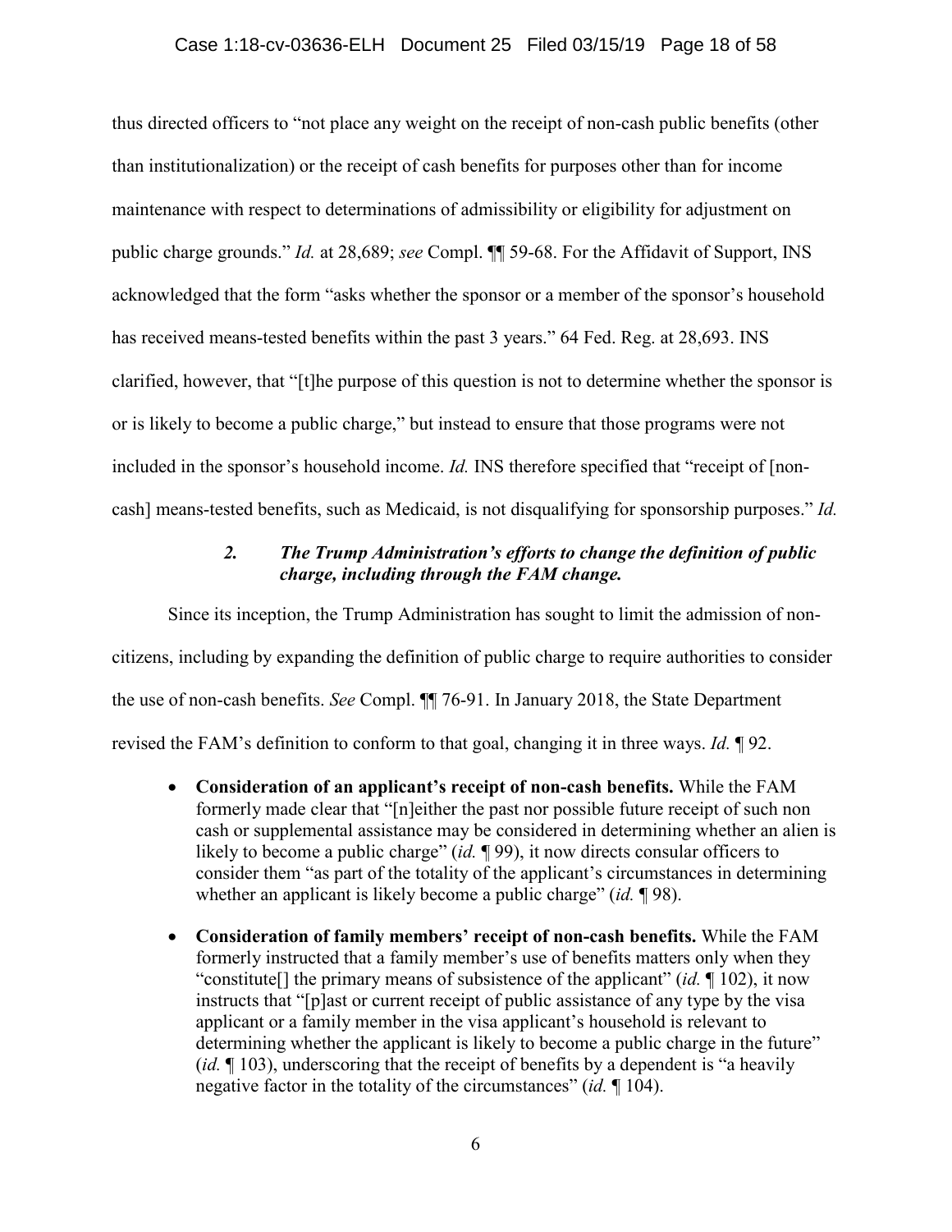thus directed officers to "not place any weight on the receipt of non-cash public benefits (other than institutionalization) or the receipt of cash benefits for purposes other than for income maintenance with respect to determinations of admissibility or eligibility for adjustment on public charge grounds." *Id.* at 28,689; *see* Compl. ¶¶ 59-68. For the Affidavit of Support, INS acknowledged that the form "asks whether the sponsor or a member of the sponsor's household has received means-tested benefits within the past 3 years." 64 Fed. Reg. at 28,693. INS clarified, however, that "[t]he purpose of this question is not to determine whether the sponsor is or is likely to become a public charge," but instead to ensure that those programs were not included in the sponsor's household income. *Id.* INS therefore specified that "receipt of [non-cash] means-tested benefits, such as Medicaid, is not disqualifying for sponsorship purposes." *Id.*

### *2. The Trump Administration's efforts to change the definition of public charge, including through the FAM change.*

Since its inception, the Trump Administration has sought to limit the admission of non-citizens, including by expanding the definition of public charge to require authorities to consider the use of non-cash benefits. *See* Compl. ¶¶ 76-91. In January 2018, the State Department revised the FAM's definition to conform to that goal, changing it in three ways. *Id.* ¶ 92.

- **Consideration of an applicant's receipt of non-cash benefits.** While the FAM formerly made clear that "[n]either the past nor possible future receipt of such non cash or supplemental assistance may be considered in determining whether an alien is likely to become a public charge" (*id.* ¶ 99), it now directs consular officers to consider them "as part of the totality of the applicant's circumstances in determining whether an applicant is likely become a public charge" (*id.* ¶ 98).
- **Consideration of family members' receipt of non-cash benefits.** While the FAM formerly instructed that a family member's use of benefits matters only when they "constitute[] the primary means of subsistence of the applicant" (*id.* ¶ 102), it now instructs that "[p]ast or current receipt of public assistance of any type by the visa applicant or a family member in the visa applicant's household is relevant to determining whether the applicant is likely to become a public charge in the future" (*id.* ¶ 103), underscoring that the receipt of benefits by a dependent is "a heavily negative factor in the totality of the circumstances" (*id.* ¶ 104).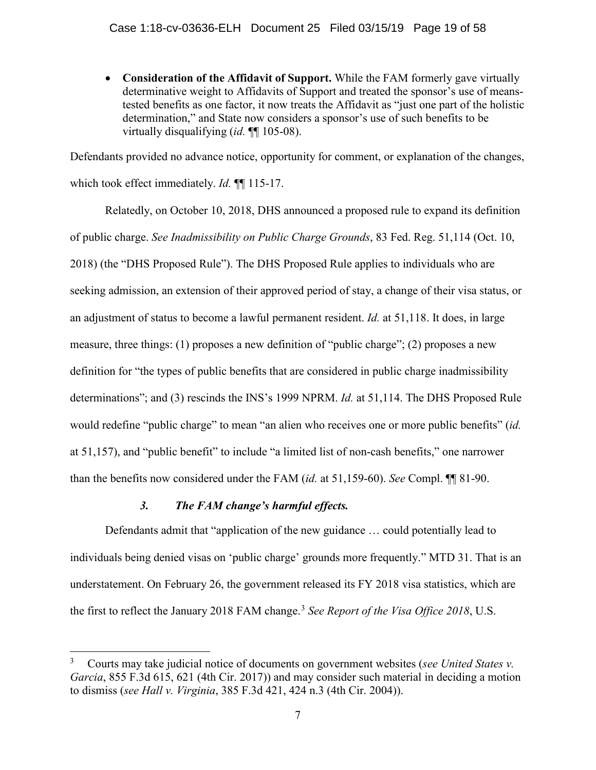- **Consideration of the Affidavit of Support.** While the FAM formerly gave virtually determinative weight to Affidavits of Support and treated the sponsor's use of means-tested benefits as one factor, it now treats the Affidavit as "just one part of the holistic determination," and State now considers a sponsor's use of such benefits to be virtually disqualifying (*id.* ¶¶ 105-08).

Defendants provided no advance notice, opportunity for comment, or explanation of the changes, which took effect immediately. *Id.* ¶¶ 115-17.

Relatedly, on October 10, 2018, DHS announced a proposed rule to expand its definition of public charge. *See Inadmissibility on Public Charge Grounds*, 83 Fed. Reg. 51,114 (Oct. 10, 2018) (the "DHS Proposed Rule"). The DHS Proposed Rule applies to individuals who are seeking admission, an extension of their approved period of stay, a change of their visa status, or an adjustment of status to become a lawful permanent resident. *Id.* at 51,118. It does, in large measure, three things: (1) proposes a new definition of "public charge"; (2) proposes a new definition for "the types of public benefits that are considered in public charge inadmissibility determinations"; and (3) rescinds the INS's 1999 NPRM. *Id.* at 51,114. The DHS Proposed Rule would redefine "public charge" to mean "an alien who receives one or more public benefits" (*id.* at 51,157), and "public benefit" to include "a limited list of non-cash benefits," one narrower than the benefits now considered under the FAM (*id.* at 51,159-60). *See* Compl. ¶¶ 81-90.

### *3. The FAM change's harmful effects.*

Defendants admit that "application of the new guidance … could potentially lead to individuals being denied visas on 'public charge' grounds more frequently." MTD 31. That is an understatement. On February 26, the government released its FY 2018 visa statistics, which are the first to reflect the January 2018 FAM change.[3] *See Report of the Visa Office 2018*, U.S.

[3] Courts may take judicial notice of documents on government websites (*see United States v. Garcia*, 855 F.3d 615, 621 (4th Cir. 2017)) and may consider such material in deciding a motion to dismiss (*see Hall v. Virginia*, 385 F.3d 421, 424 n.3 (4th Cir. 2004)).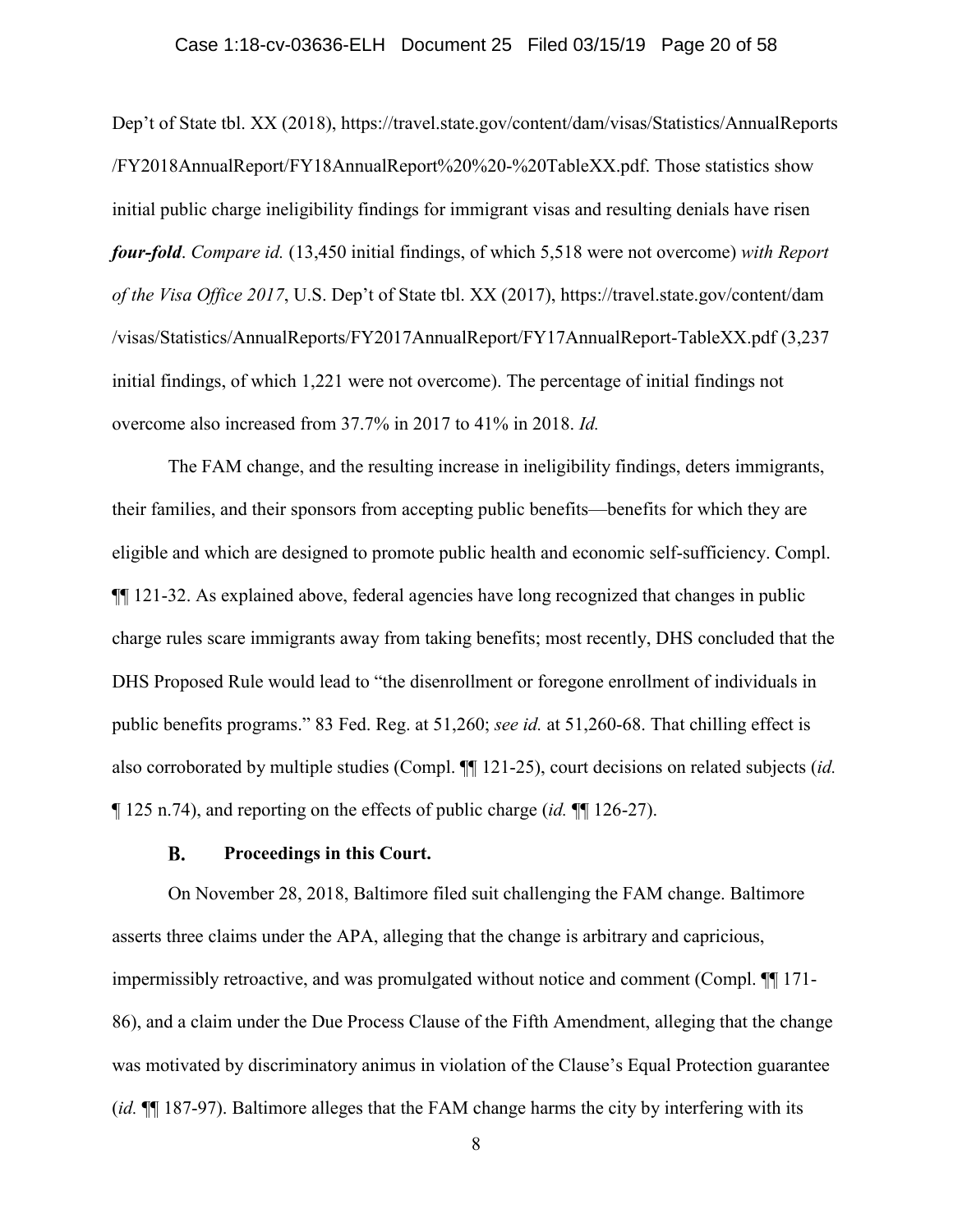Dep't of State tbl. XX (2018), https://travel.state.gov/content/dam/visas/Statistics/AnnualReports/FY2018AnnualReport/FY18AnnualReport%20%20-%20TableXX.pdf. Those statistics show initial public charge ineligibility findings for immigrant visas and resulting denials have risen ***four-fold***. *Compare id.* (13,450 initial findings, of which 5,518 were not overcome) *with Report of the Visa Office 2017*, U.S. Dep't of State tbl. XX (2017), https://travel.state.gov/content/dam/visas/Statistics/AnnualReports/FY2017AnnualReport/FY17AnnualReport-TableXX.pdf (3,237 initial findings, of which 1,221 were not overcome). The percentage of initial findings not overcome also increased from 37.7% in 2017 to 41% in 2018. *Id.*

The FAM change, and the resulting increase in ineligibility findings, deters immigrants, their families, and their sponsors from accepting public benefits—benefits for which they are eligible and which are designed to promote public health and economic self-sufficiency. Compl. ¶¶ 121-32. As explained above, federal agencies have long recognized that changes in public charge rules scare immigrants away from taking benefits; most recently, DHS concluded that the DHS Proposed Rule would lead to "the disenrollment or foregone enrollment of individuals in public benefits programs." 83 Fed. Reg. at 51,260; *see id.* at 51,260-68. That chilling effect is also corroborated by multiple studies (Compl. ¶¶ 121-25), court decisions on related subjects (*id.* ¶ 125 n.74), and reporting on the effects of public charge (*id.* ¶¶ 126-27).

### B. Proceedings in this Court.

On November 28, 2018, Baltimore filed suit challenging the FAM change. Baltimore asserts three claims under the APA, alleging that the change is arbitrary and capricious, impermissibly retroactive, and was promulgated without notice and comment (Compl. ¶¶ 171-86), and a claim under the Due Process Clause of the Fifth Amendment, alleging that the change was motivated by discriminatory animus in violation of the Clause's Equal Protection guarantee (*id.* ¶¶ 187-97). Baltimore alleges that the FAM change harms the city by interfering with its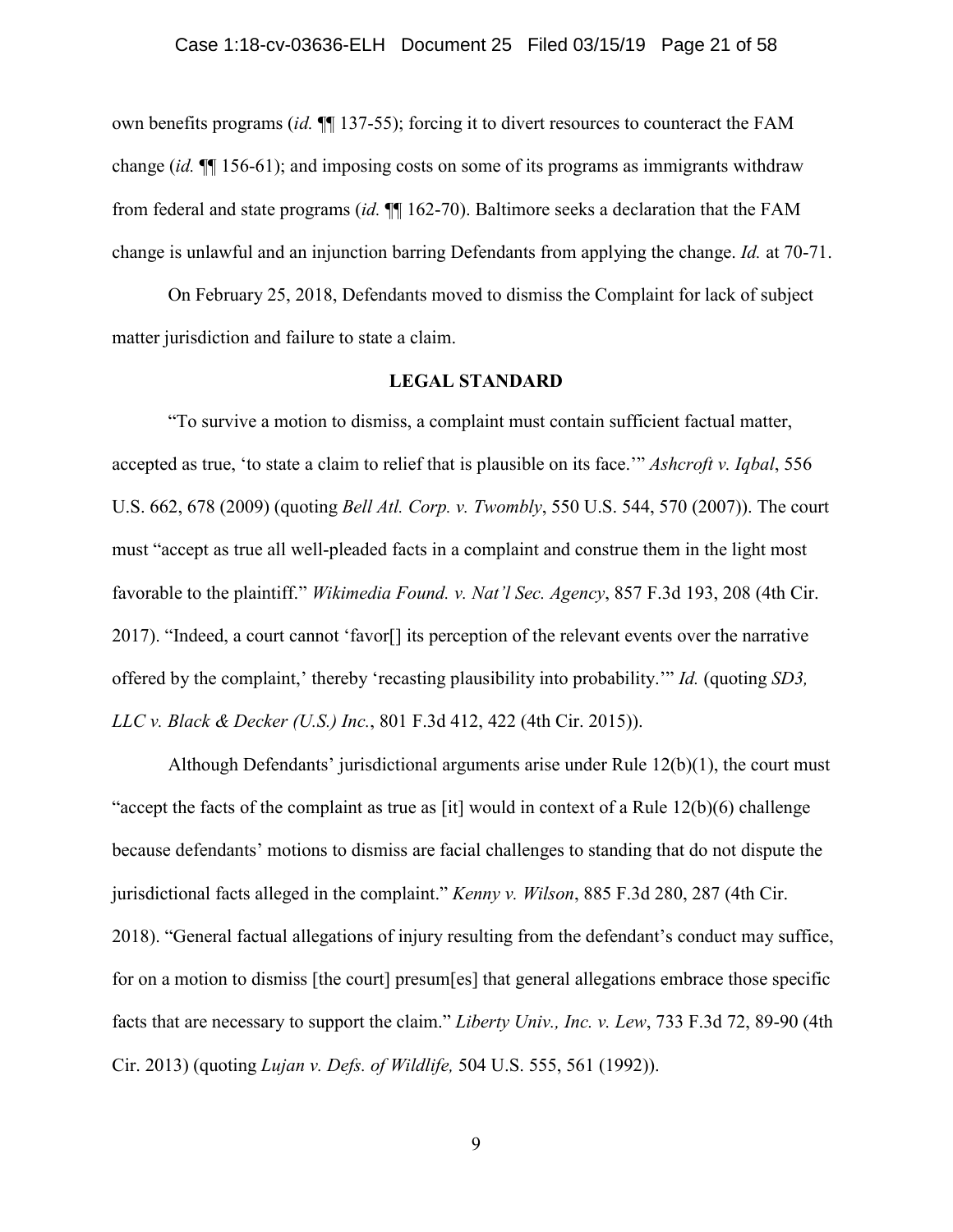own benefits programs (*id.* ¶¶ 137-55); forcing it to divert resources to counteract the FAM change (*id.* ¶¶ 156-61); and imposing costs on some of its programs as immigrants withdraw from federal and state programs (*id.* ¶¶ 162-70). Baltimore seeks a declaration that the FAM change is unlawful and an injunction barring Defendants from applying the change. *Id.* at 70-71.

On February 25, 2018, Defendants moved to dismiss the Complaint for lack of subject matter jurisdiction and failure to state a claim.

**LEGAL STANDARD**

"To survive a motion to dismiss, a complaint must contain sufficient factual matter, accepted as true, 'to state a claim to relief that is plausible on its face.'" *Ashcroft v. Iqbal*, 556 U.S. 662, 678 (2009) (quoting *Bell Atl. Corp. v. Twombly*, 550 U.S. 544, 570 (2007)). The court must "accept as true all well-pleaded facts in a complaint and construe them in the light most favorable to the plaintiff." *Wikimedia Found. v. Nat'l Sec. Agency*, 857 F.3d 193, 208 (4th Cir. 2017). "Indeed, a court cannot 'favor[] its perception of the relevant events over the narrative offered by the complaint,' thereby 'recasting plausibility into probability.'" *Id.* (quoting *SD3, LLC v. Black & Decker (U.S.) Inc.*, 801 F.3d 412, 422 (4th Cir. 2015)).

Although Defendants' jurisdictional arguments arise under Rule 12(b)(1), the court must "accept the facts of the complaint as true as [it] would in context of a Rule 12(b)(6) challenge because defendants' motions to dismiss are facial challenges to standing that do not dispute the jurisdictional facts alleged in the complaint." *Kenny v. Wilson*, 885 F.3d 280, 287 (4th Cir. 2018). "General factual allegations of injury resulting from the defendant's conduct may suffice, for on a motion to dismiss [the court] presum[es] that general allegations embrace those specific facts that are necessary to support the claim." *Liberty Univ., Inc. v. Lew*, 733 F.3d 72, 89-90 (4th Cir. 2013) (quoting *Lujan v. Defs. of Wildlife,* 504 U.S. 555, 561 (1992)).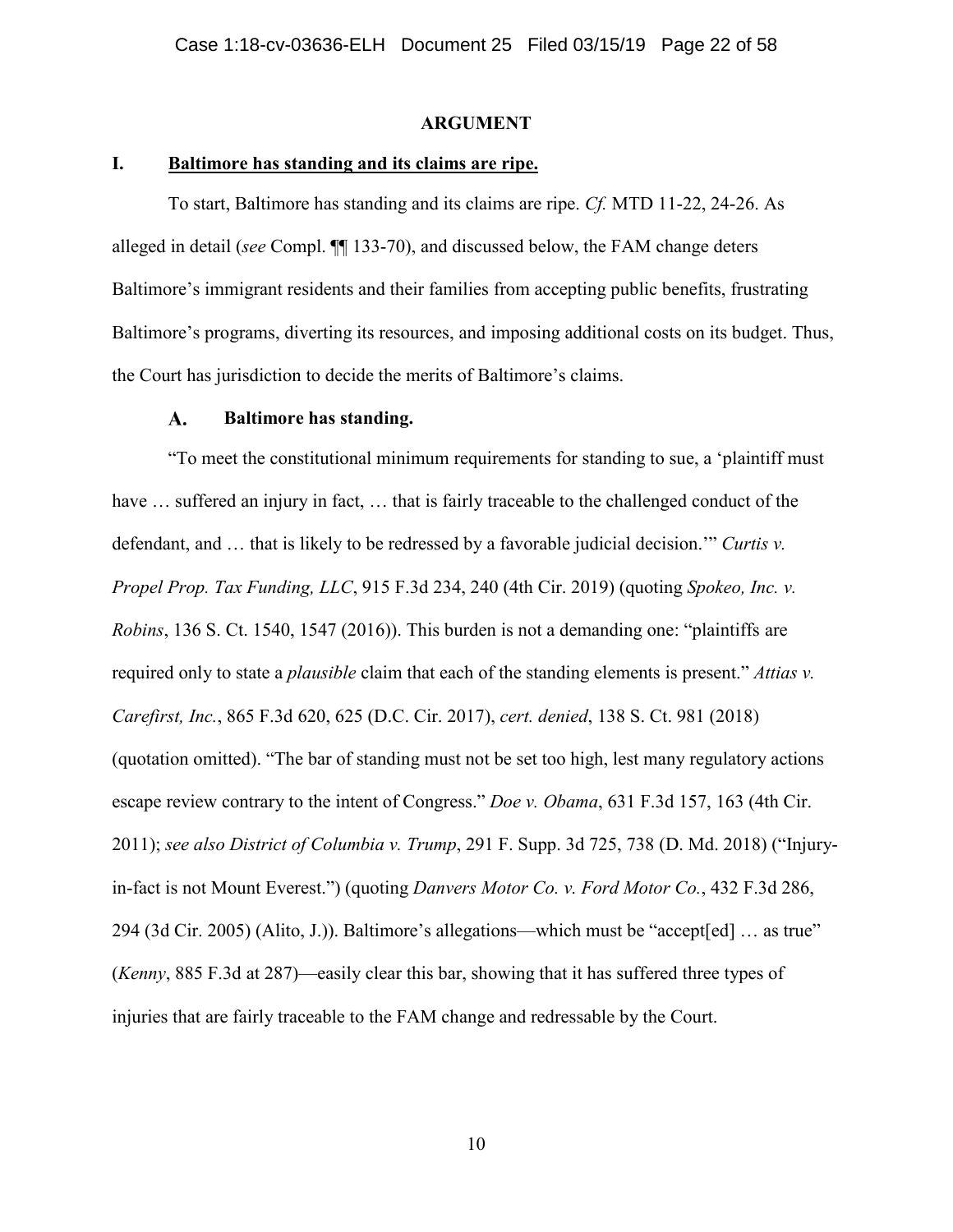## ARGUMENT

### I. Baltimore has standing and its claims are ripe.

To start, Baltimore has standing and its claims are ripe. *Cf.* MTD 11-22, 24-26. As alleged in detail (*see* Compl. ¶¶ 133-70), and discussed below, the FAM change deters Baltimore's immigrant residents and their families from accepting public benefits, frustrating Baltimore's programs, diverting its resources, and imposing additional costs on its budget. Thus, the Court has jurisdiction to decide the merits of Baltimore's claims.

#### A. Baltimore has standing.

"To meet the constitutional minimum requirements for standing to sue, a 'plaintiff must have … suffered an injury in fact, … that is fairly traceable to the challenged conduct of the defendant, and … that is likely to be redressed by a favorable judicial decision.'" *Curtis v. Propel Prop. Tax Funding, LLC*, 915 F.3d 234, 240 (4th Cir. 2019) (quoting *Spokeo, Inc. v. Robins*, 136 S. Ct. 1540, 1547 (2016)). This burden is not a demanding one: "plaintiffs are required only to state a *plausible* claim that each of the standing elements is present." *Attias v. Carefirst, Inc.*, 865 F.3d 620, 625 (D.C. Cir. 2017), *cert. denied*, 138 S. Ct. 981 (2018) (quotation omitted). "The bar of standing must not be set too high, lest many regulatory actions escape review contrary to the intent of Congress." *Doe v. Obama*, 631 F.3d 157, 163 (4th Cir. 2011); *see also District of Columbia v. Trump*, 291 F. Supp. 3d 725, 738 (D. Md. 2018) ("Injury-in-fact is not Mount Everest.") (quoting *Danvers Motor Co. v. Ford Motor Co.*, 432 F.3d 286, 294 (3d Cir. 2005) (Alito, J.)). Baltimore's allegations—which must be "accept[ed] … as true" (*Kenny*, 885 F.3d at 287)—easily clear this bar, showing that it has suffered three types of injuries that are fairly traceable to the FAM change and redressable by the Court.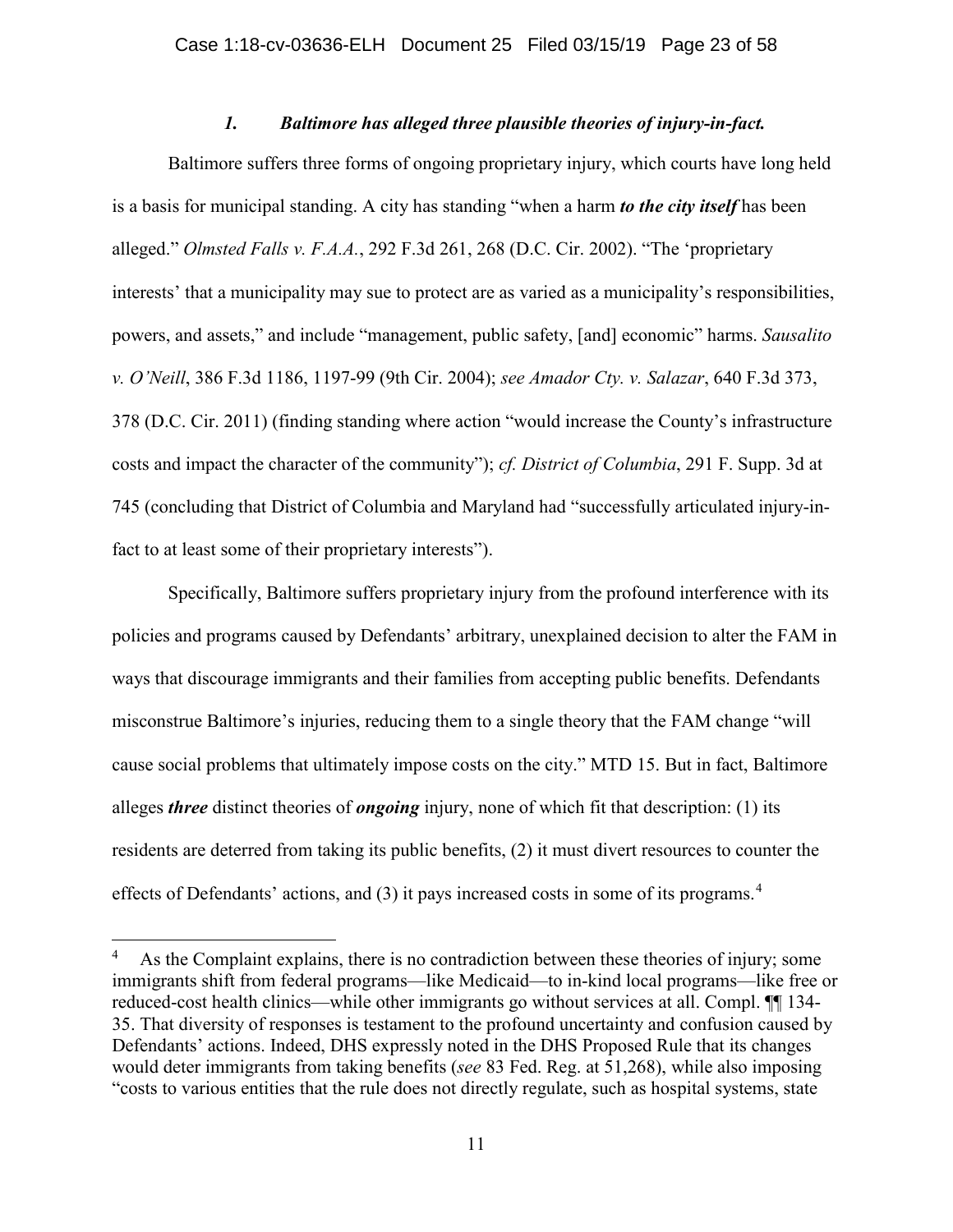### *1. Baltimore has alleged three plausible theories of injury-in-fact.*

Baltimore suffers three forms of ongoing proprietary injury, which courts have long held is a basis for municipal standing. A city has standing "when a harm ***to the city itself*** has been alleged." *Olmsted Falls v. F.A.A.*, 292 F.3d 261, 268 (D.C. Cir. 2002). "The 'proprietary interests' that a municipality may sue to protect are as varied as a municipality's responsibilities, powers, and assets," and include "management, public safety, [and] economic" harms. *Sausalito v. O'Neill*, 386 F.3d 1186, 1197-99 (9th Cir. 2004); *see Amador Cty. v. Salazar*, 640 F.3d 373, 378 (D.C. Cir. 2011) (finding standing where action "would increase the County's infrastructure costs and impact the character of the community"); *cf. District of Columbia*, 291 F. Supp. 3d at 745 (concluding that District of Columbia and Maryland had "successfully articulated injury-in-fact to at least some of their proprietary interests").

Specifically, Baltimore suffers proprietary injury from the profound interference with its policies and programs caused by Defendants' arbitrary, unexplained decision to alter the FAM in ways that discourage immigrants and their families from accepting public benefits. Defendants misconstrue Baltimore's injuries, reducing them to a single theory that the FAM change "will cause social problems that ultimately impose costs on the city." MTD 15. But in fact, Baltimore alleges ***three*** distinct theories of ***ongoing*** injury, none of which fit that description: (1) its residents are deterred from taking its public benefits, (2) it must divert resources to counter the effects of Defendants' actions, and (3) it pays increased costs in some of its programs.[4]

[4] As the Complaint explains, there is no contradiction between these theories of injury; some immigrants shift from federal programs—like Medicaid—to in-kind local programs—like free or reduced-cost health clinics—while other immigrants go without services at all. Compl. ¶¶ 134-35. That diversity of responses is testament to the profound uncertainty and confusion caused by Defendants' actions. Indeed, DHS expressly noted in the DHS Proposed Rule that its changes would deter immigrants from taking benefits (*see* 83 Fed. Reg. at 51,268), while also imposing "costs to various entities that the rule does not directly regulate, such as hospital systems, state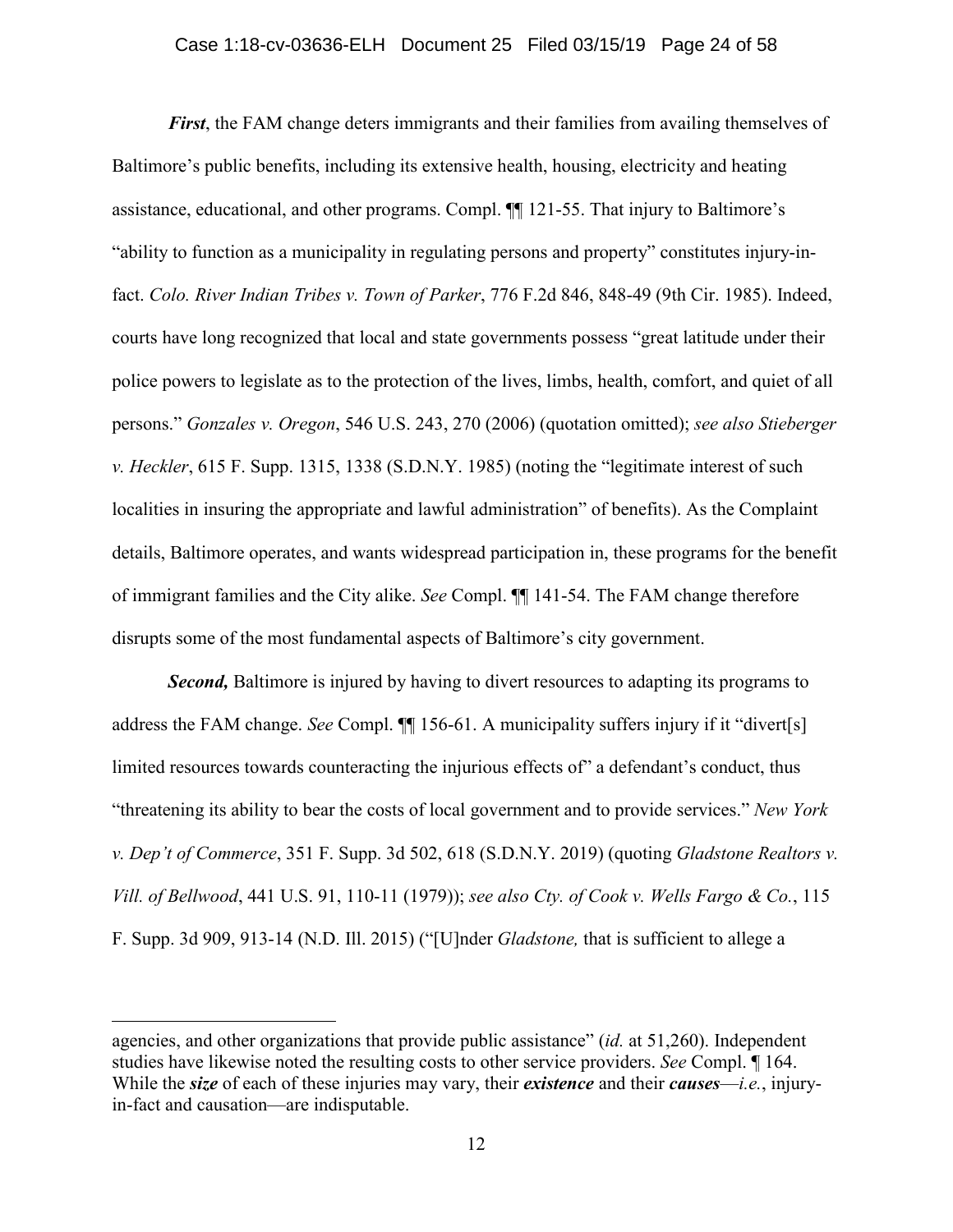***First***, the FAM change deters immigrants and their families from availing themselves of Baltimore's public benefits, including its extensive health, housing, electricity and heating assistance, educational, and other programs. Compl. ¶¶ 121-55. That injury to Baltimore's "ability to function as a municipality in regulating persons and property" constitutes injury-in-fact. *Colo. River Indian Tribes v. Town of Parker*, 776 F.2d 846, 848-49 (9th Cir. 1985). Indeed, courts have long recognized that local and state governments possess "great latitude under their police powers to legislate as to the protection of the lives, limbs, health, comfort, and quiet of all persons." *Gonzales v. Oregon*, 546 U.S. 243, 270 (2006) (quotation omitted); *see also Stieberger v. Heckler*, 615 F. Supp. 1315, 1338 (S.D.N.Y. 1985) (noting the "legitimate interest of such localities in insuring the appropriate and lawful administration" of benefits). As the Complaint details, Baltimore operates, and wants widespread participation in, these programs for the benefit of immigrant families and the City alike. *See* Compl. ¶¶ 141-54. The FAM change therefore disrupts some of the most fundamental aspects of Baltimore's city government.

***Second,*** Baltimore is injured by having to divert resources to adapting its programs to address the FAM change. *See* Compl. ¶¶ 156-61. A municipality suffers injury if it "divert[s] limited resources towards counteracting the injurious effects of" a defendant's conduct, thus "threatening its ability to bear the costs of local government and to provide services." *New York v. Dep't of Commerce*, 351 F. Supp. 3d 502, 618 (S.D.N.Y. 2019) (quoting *Gladstone Realtors v. Vill. of Bellwood*, 441 U.S. 91, 110-11 (1979)); *see also Cty. of Cook v. Wells Fargo & Co.*, 115 F. Supp. 3d 909, 913-14 (N.D. Ill. 2015) ("[U]nder *Gladstone,* that is sufficient to allege a

---

agencies, and other organizations that provide public assistance" (*id.* at 51,260). Independent studies have likewise noted the resulting costs to other service providers. *See* Compl. ¶ 164. While the ***size*** of each of these injuries may vary, their ***existence*** and their ***causes***—*i.e.*, injury-in-fact and causation—are indisputable.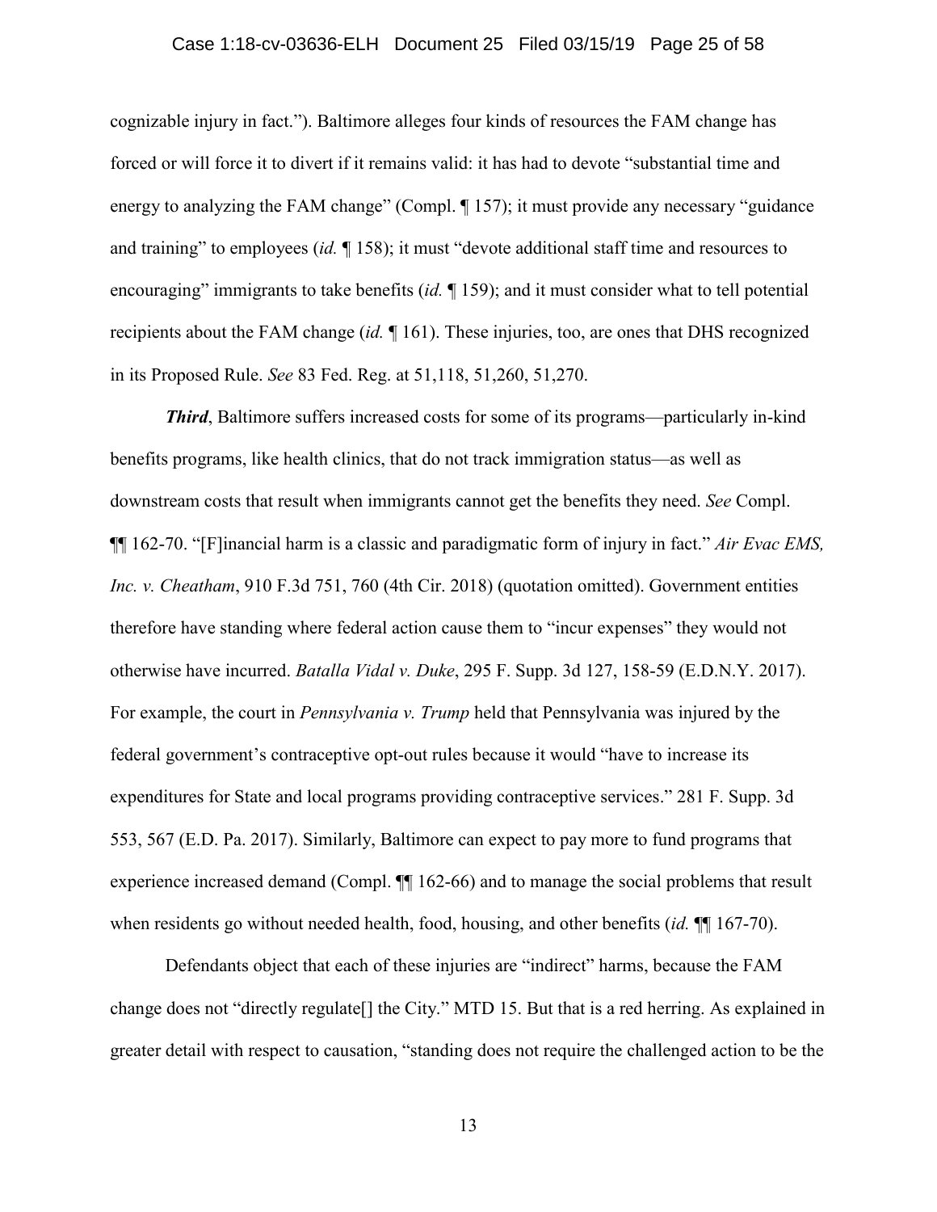cognizable injury in fact."). Baltimore alleges four kinds of resources the FAM change has forced or will force it to divert if it remains valid: it has had to devote "substantial time and energy to analyzing the FAM change" (Compl. ¶ 157); it must provide any necessary "guidance and training" to employees (*id.* ¶ 158); it must "devote additional staff time and resources to encouraging" immigrants to take benefits (*id.* ¶ 159); and it must consider what to tell potential recipients about the FAM change (*id.* ¶ 161). These injuries, too, are ones that DHS recognized in its Proposed Rule. *See* 83 Fed. Reg. at 51,118, 51,260, 51,270.

***Third***, Baltimore suffers increased costs for some of its programs—particularly in-kind benefits programs, like health clinics, that do not track immigration status—as well as downstream costs that result when immigrants cannot get the benefits they need. *See* Compl. ¶¶ 162-70. "[F]inancial harm is a classic and paradigmatic form of injury in fact." *Air Evac EMS, Inc. v. Cheatham*, 910 F.3d 751, 760 (4th Cir. 2018) (quotation omitted). Government entities therefore have standing where federal action cause them to "incur expenses" they would not otherwise have incurred. *Batalla Vidal v. Duke*, 295 F. Supp. 3d 127, 158-59 (E.D.N.Y. 2017). For example, the court in *Pennsylvania v. Trump* held that Pennsylvania was injured by the federal government's contraceptive opt-out rules because it would "have to increase its expenditures for State and local programs providing contraceptive services." 281 F. Supp. 3d 553, 567 (E.D. Pa. 2017). Similarly, Baltimore can expect to pay more to fund programs that experience increased demand (Compl. ¶¶ 162-66) and to manage the social problems that result when residents go without needed health, food, housing, and other benefits (*id.* ¶¶ 167-70).

Defendants object that each of these injuries are "indirect" harms, because the FAM change does not "directly regulate[] the City." MTD 15. But that is a red herring. As explained in greater detail with respect to causation, "standing does not require the challenged action to be the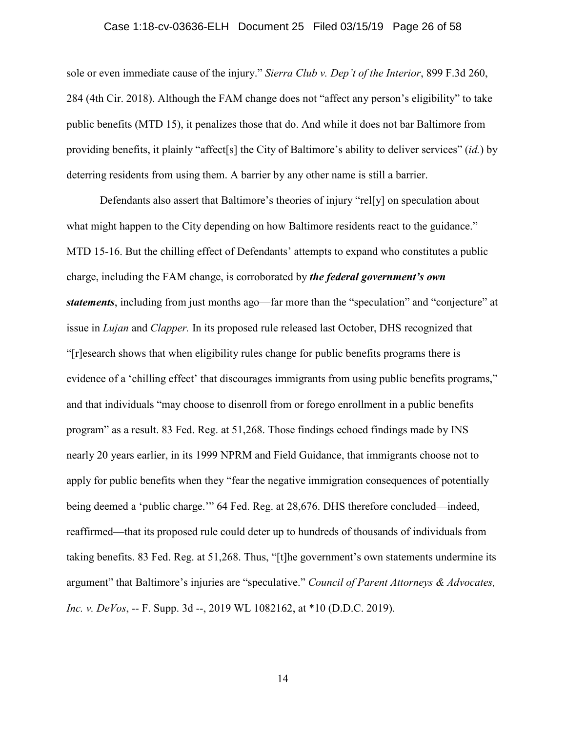sole or even immediate cause of the injury." *Sierra Club v. Dep't of the Interior*, 899 F.3d 260, 284 (4th Cir. 2018). Although the FAM change does not "affect any person's eligibility" to take public benefits (MTD 15), it penalizes those that do. And while it does not bar Baltimore from providing benefits, it plainly "affect[s] the City of Baltimore's ability to deliver services" (*id.*) by deterring residents from using them. A barrier by any other name is still a barrier.

Defendants also assert that Baltimore's theories of injury "rel[y] on speculation about what might happen to the City depending on how Baltimore residents react to the guidance." MTD 15-16. But the chilling effect of Defendants' attempts to expand who constitutes a public charge, including the FAM change, is corroborated by ***the federal government's own statements***, including from just months ago—far more than the "speculation" and "conjecture" at issue in *Lujan* and *Clapper.* In its proposed rule released last October, DHS recognized that "[r]esearch shows that when eligibility rules change for public benefits programs there is evidence of a 'chilling effect' that discourages immigrants from using public benefits programs," and that individuals "may choose to disenroll from or forego enrollment in a public benefits program" as a result. 83 Fed. Reg. at 51,268. Those findings echoed findings made by INS nearly 20 years earlier, in its 1999 NPRM and Field Guidance, that immigrants choose not to apply for public benefits when they "fear the negative immigration consequences of potentially being deemed a 'public charge.'" 64 Fed. Reg. at 28,676. DHS therefore concluded—indeed, reaffirmed—that its proposed rule could deter up to hundreds of thousands of individuals from taking benefits. 83 Fed. Reg. at 51,268. Thus, "[t]he government's own statements undermine its argument" that Baltimore's injuries are "speculative." *Council of Parent Attorneys & Advocates, Inc. v. DeVos*, -- F. Supp. 3d --, 2019 WL 1082162, at *10 (D.D.C. 2019).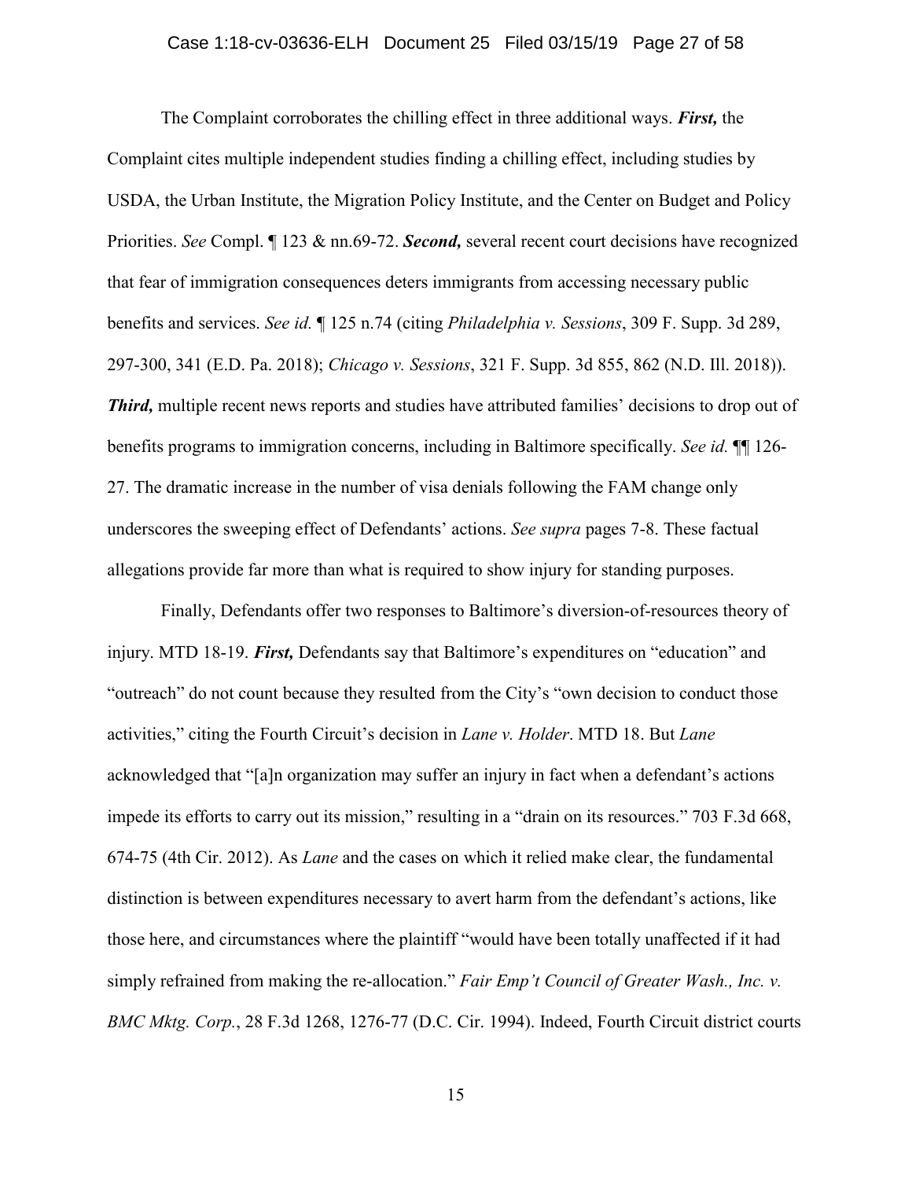The Complaint corroborates the chilling effect in three additional ways. ***First,*** the Complaint cites multiple independent studies finding a chilling effect, including studies by USDA, the Urban Institute, the Migration Policy Institute, and the Center on Budget and Policy Priorities. *See* Compl. ¶ 123 & nn.69-72. ***Second,*** several recent court decisions have recognized that fear of immigration consequences deters immigrants from accessing necessary public benefits and services. *See id.* ¶ 125 n.74 (citing *Philadelphia v. Sessions*, 309 F. Supp. 3d 289, 297-300, 341 (E.D. Pa. 2018); *Chicago v. Sessions*, 321 F. Supp. 3d 855, 862 (N.D. Ill. 2018)). ***Third,*** multiple recent news reports and studies have attributed families' decisions to drop out of benefits programs to immigration concerns, including in Baltimore specifically. *See id.* ¶¶ 126-27. The dramatic increase in the number of visa denials following the FAM change only underscores the sweeping effect of Defendants' actions. *See supra* pages 7-8. These factual allegations provide far more than what is required to show injury for standing purposes.

Finally, Defendants offer two responses to Baltimore's diversion-of-resources theory of injury. MTD 18-19. ***First,*** Defendants say that Baltimore's expenditures on "education" and "outreach" do not count because they resulted from the City's "own decision to conduct those activities," citing the Fourth Circuit's decision in *Lane v. Holder*. MTD 18. But *Lane* acknowledged that "[a]n organization may suffer an injury in fact when a defendant's actions impede its efforts to carry out its mission," resulting in a "drain on its resources." 703 F.3d 668, 674-75 (4th Cir. 2012). As *Lane* and the cases on which it relied make clear, the fundamental distinction is between expenditures necessary to avert harm from the defendant's actions, like those here, and circumstances where the plaintiff "would have been totally unaffected if it had simply refrained from making the re-allocation." *Fair Emp't Council of Greater Wash., Inc. v. BMC Mktg. Corp.*, 28 F.3d 1268, 1276-77 (D.C. Cir. 1994). Indeed, Fourth Circuit district courts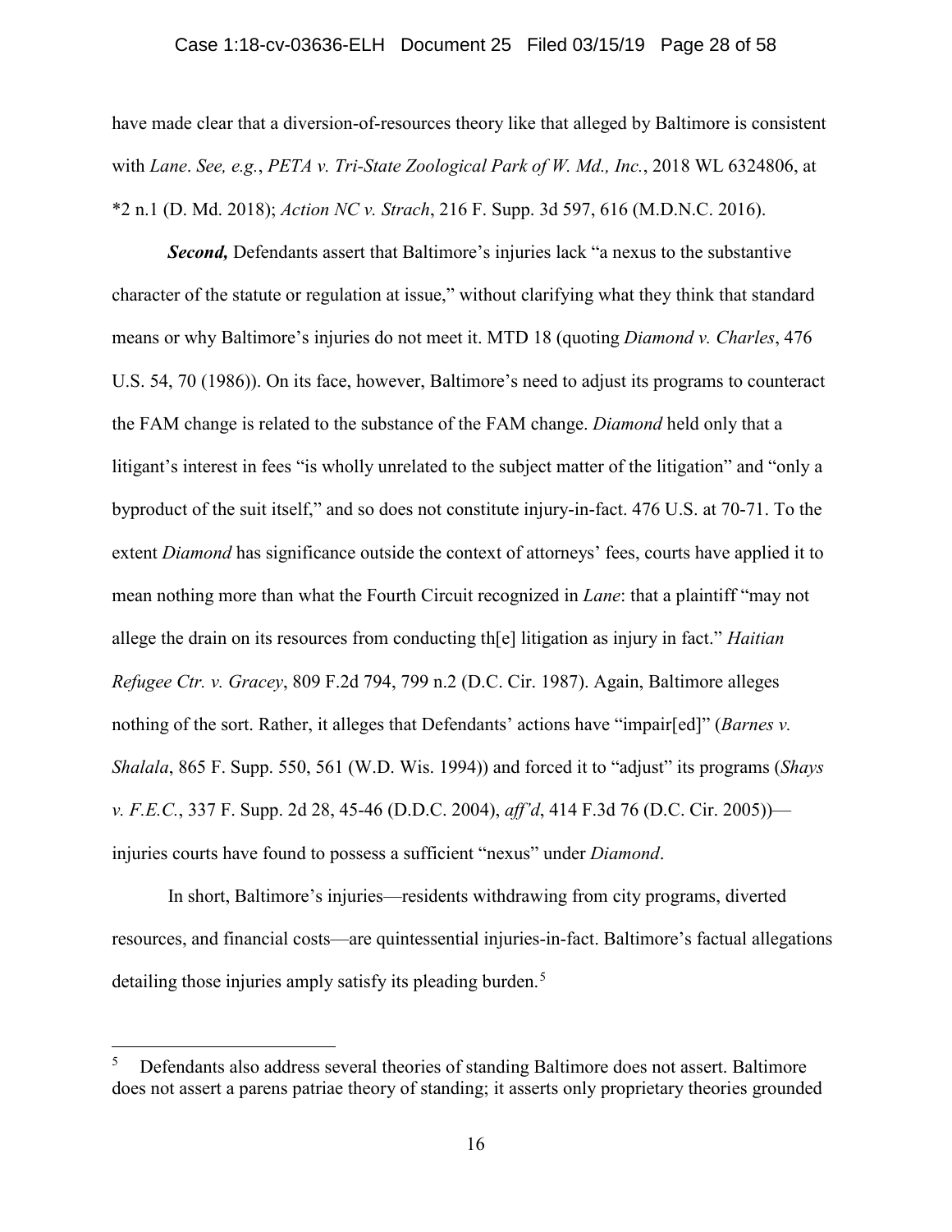have made clear that a diversion-of-resources theory like that alleged by Baltimore is consistent with *Lane*. *See, e.g.*, *PETA v. Tri-State Zoological Park of W. Md., Inc.*, 2018 WL 6324806, at *2 n.1 (D. Md. 2018); *Action NC v. Strach*, 216 F. Supp. 3d 597, 616 (M.D.N.C. 2016).

***Second,*** Defendants assert that Baltimore's injuries lack "a nexus to the substantive character of the statute or regulation at issue," without clarifying what they think that standard means or why Baltimore's injuries do not meet it. MTD 18 (quoting *Diamond v. Charles*, 476 U.S. 54, 70 (1986)). On its face, however, Baltimore's need to adjust its programs to counteract the FAM change is related to the substance of the FAM change. *Diamond* held only that a litigant's interest in fees "is wholly unrelated to the subject matter of the litigation" and "only a byproduct of the suit itself," and so does not constitute injury-in-fact. 476 U.S. at 70-71. To the extent *Diamond* has significance outside the context of attorneys' fees, courts have applied it to mean nothing more than what the Fourth Circuit recognized in *Lane*: that a plaintiff "may not allege the drain on its resources from conducting th[e] litigation as injury in fact." *Haitian Refugee Ctr. v. Gracey*, 809 F.2d 794, 799 n.2 (D.C. Cir. 1987). Again, Baltimore alleges nothing of the sort. Rather, it alleges that Defendants' actions have "impair[ed]" (*Barnes v. Shalala*, 865 F. Supp. 550, 561 (W.D. Wis. 1994)) and forced it to "adjust" its programs (*Shays v. F.E.C.*, 337 F. Supp. 2d 28, 45-46 (D.D.C. 2004), *aff'd*, 414 F.3d 76 (D.C. Cir. 2005))—injuries courts have found to possess a sufficient "nexus" under *Diamond*.

In short, Baltimore's injuries—residents withdrawing from city programs, diverted resources, and financial costs—are quintessential injuries-in-fact. Baltimore's factual allegations detailing those injuries amply satisfy its pleading burden.[5]

---

[5] Defendants also address several theories of standing Baltimore does not assert. Baltimore does not assert a parens patriae theory of standing; it asserts only proprietary theories grounded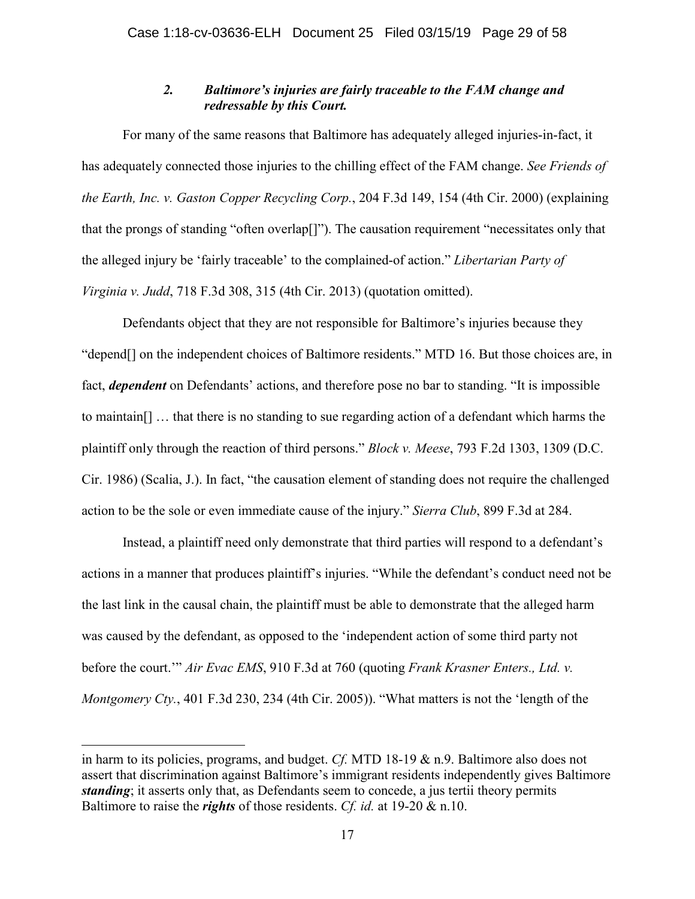### *2. Baltimore's injuries are fairly traceable to the FAM change and redressable by this Court.*

For many of the same reasons that Baltimore has adequately alleged injuries-in-fact, it has adequately connected those injuries to the chilling effect of the FAM change. *See Friends of the Earth, Inc. v. Gaston Copper Recycling Corp.*, 204 F.3d 149, 154 (4th Cir. 2000) (explaining that the prongs of standing "often overlap[]"). The causation requirement "necessitates only that the alleged injury be 'fairly traceable' to the complained-of action." *Libertarian Party of Virginia v. Judd*, 718 F.3d 308, 315 (4th Cir. 2013) (quotation omitted).

Defendants object that they are not responsible for Baltimore's injuries because they "depend[] on the independent choices of Baltimore residents." MTD 16. But those choices are, in fact, ***dependent*** on Defendants' actions, and therefore pose no bar to standing. "It is impossible to maintain[] … that there is no standing to sue regarding action of a defendant which harms the plaintiff only through the reaction of third persons." *Block v. Meese*, 793 F.2d 1303, 1309 (D.C. Cir. 1986) (Scalia, J.). In fact, "the causation element of standing does not require the challenged action to be the sole or even immediate cause of the injury." *Sierra Club*, 899 F.3d at 284.

Instead, a plaintiff need only demonstrate that third parties will respond to a defendant's actions in a manner that produces plaintiff's injuries. "While the defendant's conduct need not be the last link in the causal chain, the plaintiff must be able to demonstrate that the alleged harm was caused by the defendant, as opposed to the 'independent action of some third party not before the court.'" *Air Evac EMS*, 910 F.3d at 760 (quoting *Frank Krasner Enters., Ltd. v. Montgomery Cty.*, 401 F.3d 230, 234 (4th Cir. 2005)). "What matters is not the 'length of the

---

in harm to its policies, programs, and budget. *Cf.* MTD 18-19 & n.9. Baltimore also does not assert that discrimination against Baltimore's immigrant residents independently gives Baltimore ***standing***; it asserts only that, as Defendants seem to concede, a jus tertii theory permits Baltimore to raise the ***rights*** of those residents. *Cf. id.* at 19-20 & n.10.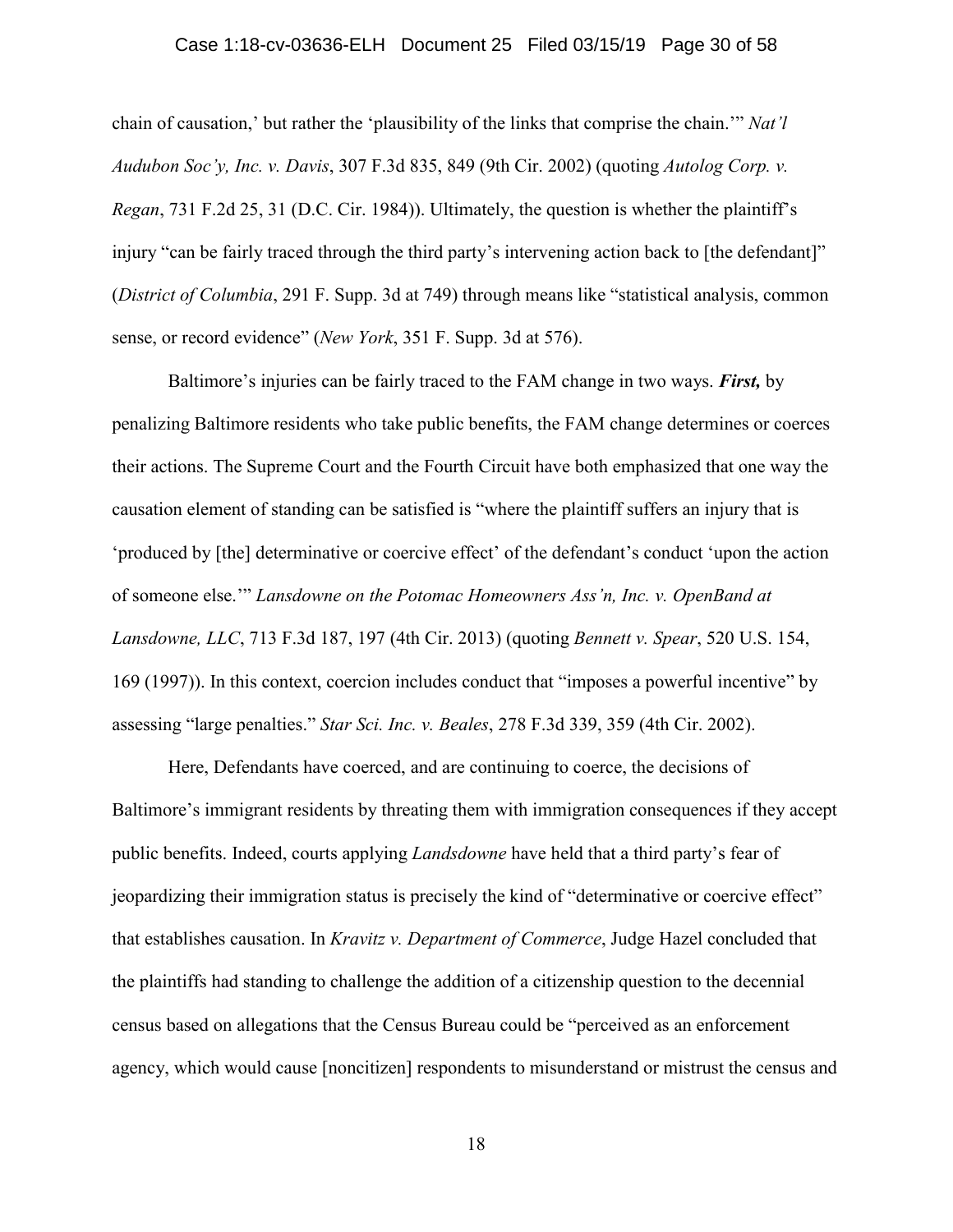chain of causation,' but rather the 'plausibility of the links that comprise the chain.'" *Nat'l Audubon Soc'y, Inc. v. Davis*, 307 F.3d 835, 849 (9th Cir. 2002) (quoting *Autolog Corp. v. Regan*, 731 F.2d 25, 31 (D.C. Cir. 1984)). Ultimately, the question is whether the plaintiff's injury "can be fairly traced through the third party's intervening action back to [the defendant]" (*District of Columbia*, 291 F. Supp. 3d at 749) through means like "statistical analysis, common sense, or record evidence" (*New York*, 351 F. Supp. 3d at 576).

Baltimore's injuries can be fairly traced to the FAM change in two ways. ***First,*** by penalizing Baltimore residents who take public benefits, the FAM change determines or coerces their actions. The Supreme Court and the Fourth Circuit have both emphasized that one way the causation element of standing can be satisfied is "where the plaintiff suffers an injury that is 'produced by [the] determinative or coercive effect' of the defendant's conduct 'upon the action of someone else.'" *Lansdowne on the Potomac Homeowners Ass'n, Inc. v. OpenBand at Lansdowne, LLC*, 713 F.3d 187, 197 (4th Cir. 2013) (quoting *Bennett v. Spear*, 520 U.S. 154, 169 (1997)). In this context, coercion includes conduct that "imposes a powerful incentive" by assessing "large penalties." *Star Sci. Inc. v. Beales*, 278 F.3d 339, 359 (4th Cir. 2002).

Here, Defendants have coerced, and are continuing to coerce, the decisions of Baltimore's immigrant residents by threating them with immigration consequences if they accept public benefits. Indeed, courts applying *Landsdowne* have held that a third party's fear of jeopardizing their immigration status is precisely the kind of "determinative or coercive effect" that establishes causation. In *Kravitz v. Department of Commerce*, Judge Hazel concluded that the plaintiffs had standing to challenge the addition of a citizenship question to the decennial census based on allegations that the Census Bureau could be "perceived as an enforcement agency, which would cause [noncitizen] respondents to misunderstand or mistrust the census and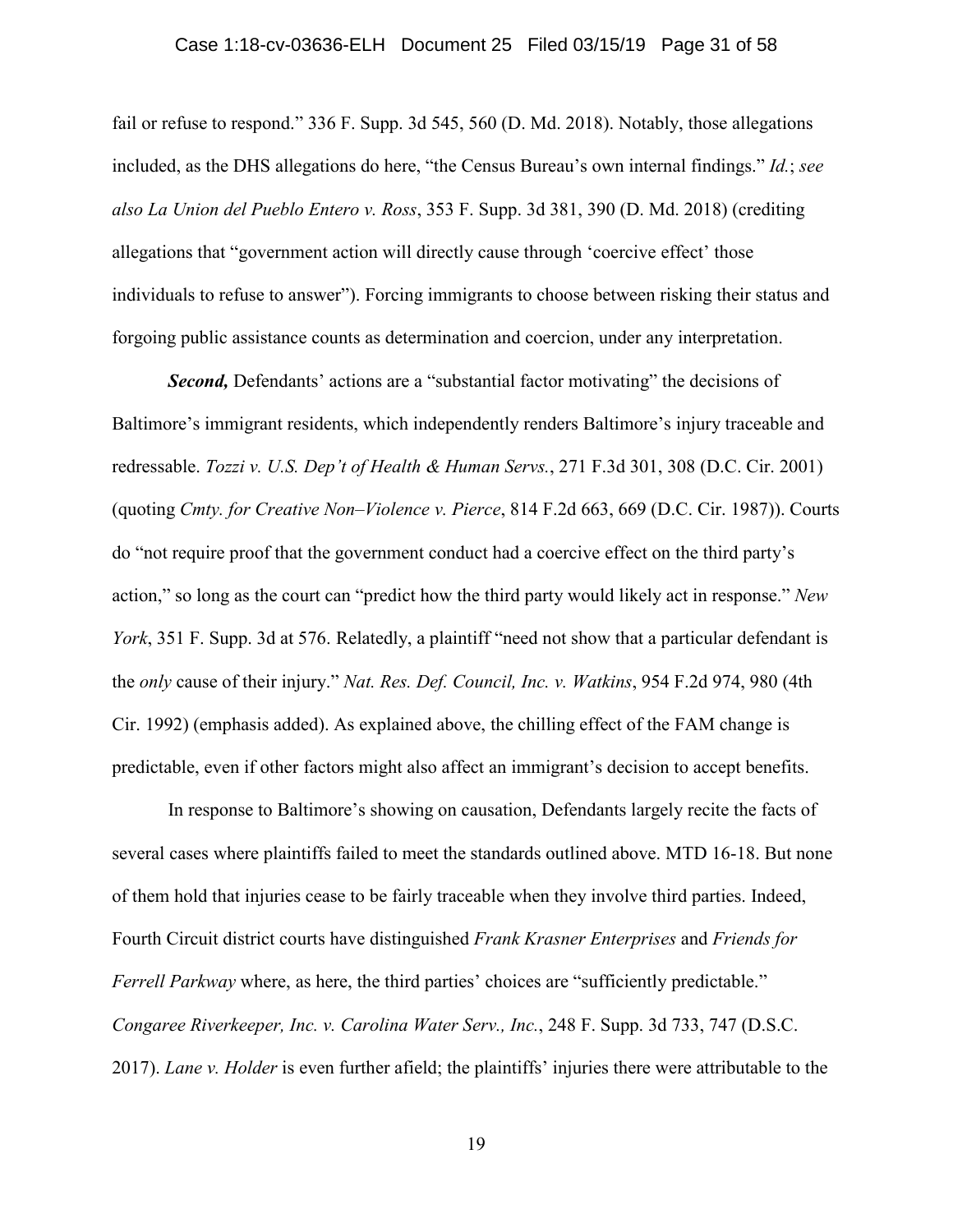fail or refuse to respond." 336 F. Supp. 3d 545, 560 (D. Md. 2018). Notably, those allegations included, as the DHS allegations do here, "the Census Bureau's own internal findings." *Id.*; *see also La Union del Pueblo Entero v. Ross*, 353 F. Supp. 3d 381, 390 (D. Md. 2018) (crediting allegations that "government action will directly cause through 'coercive effect' those individuals to refuse to answer"). Forcing immigrants to choose between risking their status and forgoing public assistance counts as determination and coercion, under any interpretation.

***Second,*** Defendants' actions are a "substantial factor motivating" the decisions of Baltimore's immigrant residents, which independently renders Baltimore's injury traceable and redressable. *Tozzi v. U.S. Dep't of Health & Human Servs.*, 271 F.3d 301, 308 (D.C. Cir. 2001) (quoting *Cmty. for Creative Non–Violence v. Pierce*, 814 F.2d 663, 669 (D.C. Cir. 1987)). Courts do "not require proof that the government conduct had a coercive effect on the third party's action," so long as the court can "predict how the third party would likely act in response." *New York*, 351 F. Supp. 3d at 576. Relatedly, a plaintiff "need not show that a particular defendant is the *only* cause of their injury." *Nat. Res. Def. Council, Inc. v. Watkins*, 954 F.2d 974, 980 (4th Cir. 1992) (emphasis added). As explained above, the chilling effect of the FAM change is predictable, even if other factors might also affect an immigrant's decision to accept benefits.

In response to Baltimore's showing on causation, Defendants largely recite the facts of several cases where plaintiffs failed to meet the standards outlined above. MTD 16-18. But none of them hold that injuries cease to be fairly traceable when they involve third parties. Indeed, Fourth Circuit district courts have distinguished *Frank Krasner Enterprises* and *Friends for Ferrell Parkway* where, as here, the third parties' choices are "sufficiently predictable." *Congaree Riverkeeper, Inc. v. Carolina Water Serv., Inc.*, 248 F. Supp. 3d 733, 747 (D.S.C. 2017). *Lane v. Holder* is even further afield; the plaintiffs' injuries there were attributable to the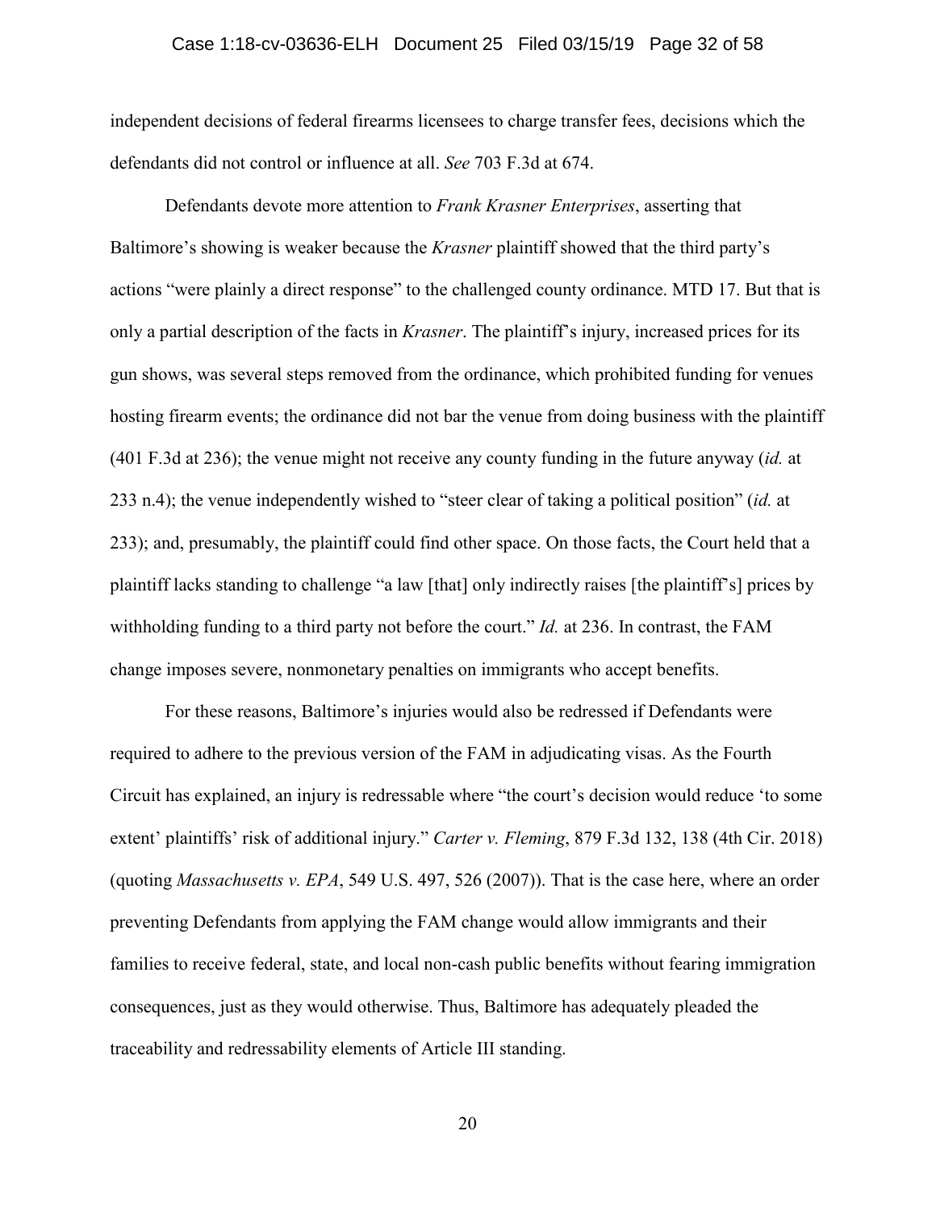independent decisions of federal firearms licensees to charge transfer fees, decisions which the defendants did not control or influence at all. *See* 703 F.3d at 674.

Defendants devote more attention to *Frank Krasner Enterprises*, asserting that Baltimore's showing is weaker because the *Krasner* plaintiff showed that the third party's actions "were plainly a direct response" to the challenged county ordinance. MTD 17. But that is only a partial description of the facts in *Krasner*. The plaintiff's injury, increased prices for its gun shows, was several steps removed from the ordinance, which prohibited funding for venues hosting firearm events; the ordinance did not bar the venue from doing business with the plaintiff (401 F.3d at 236); the venue might not receive any county funding in the future anyway (*id.* at 233 n.4); the venue independently wished to "steer clear of taking a political position" (*id.* at 233); and, presumably, the plaintiff could find other space. On those facts, the Court held that a plaintiff lacks standing to challenge "a law [that] only indirectly raises [the plaintiff's] prices by withholding funding to a third party not before the court." *Id.* at 236. In contrast, the FAM change imposes severe, nonmonetary penalties on immigrants who accept benefits.

For these reasons, Baltimore's injuries would also be redressed if Defendants were required to adhere to the previous version of the FAM in adjudicating visas. As the Fourth Circuit has explained, an injury is redressable where "the court's decision would reduce 'to some extent' plaintiffs' risk of additional injury." *Carter v. Fleming*, 879 F.3d 132, 138 (4th Cir. 2018) (quoting *Massachusetts v. EPA*, 549 U.S. 497, 526 (2007)). That is the case here, where an order preventing Defendants from applying the FAM change would allow immigrants and their families to receive federal, state, and local non-cash public benefits without fearing immigration consequences, just as they would otherwise. Thus, Baltimore has adequately pleaded the traceability and redressability elements of Article III standing.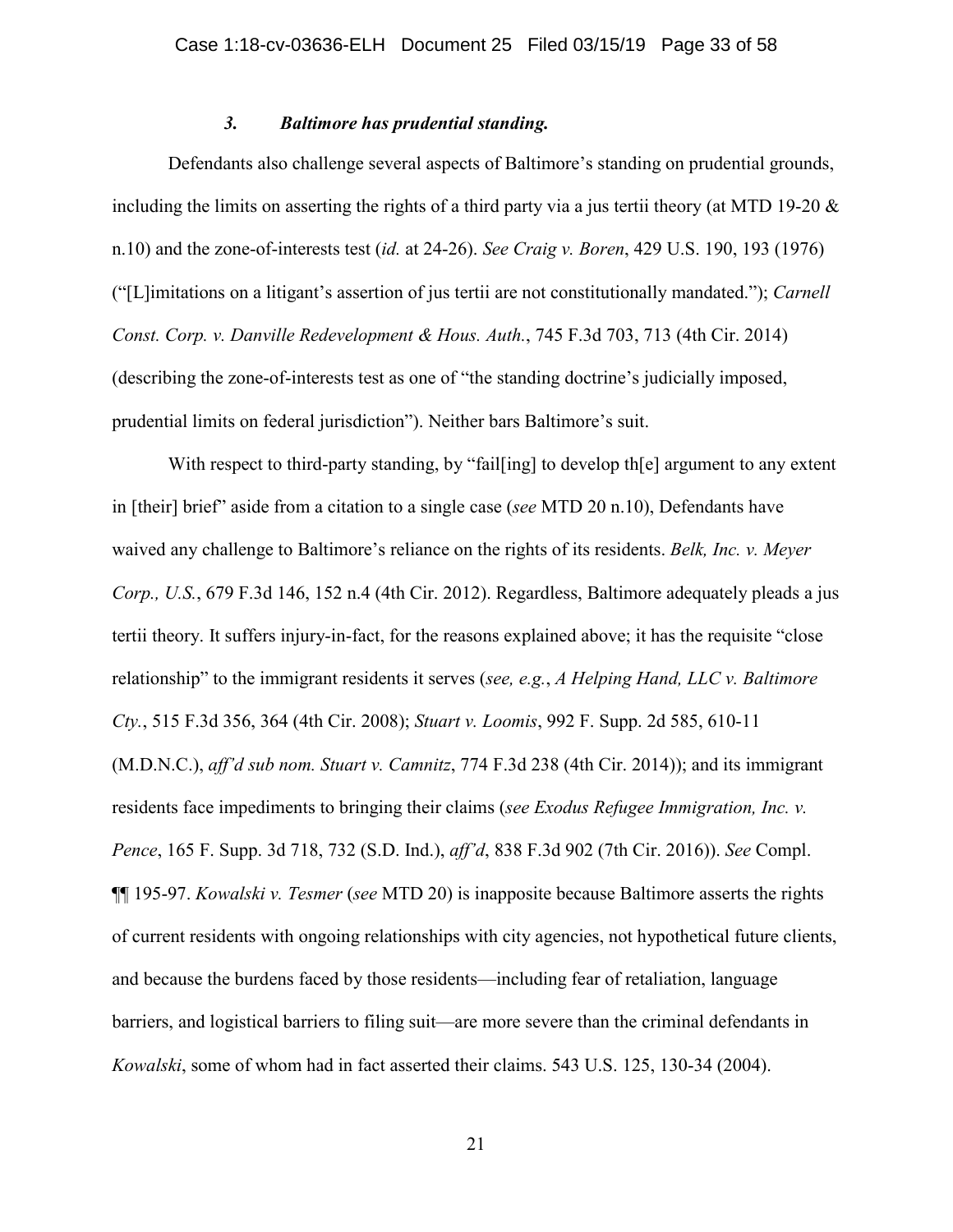### *3. Baltimore has prudential standing.*

Defendants also challenge several aspects of Baltimore's standing on prudential grounds, including the limits on asserting the rights of a third party via a jus tertii theory (at MTD 19-20 & n.10) and the zone-of-interests test (*id.* at 24-26). *See Craig v. Boren*, 429 U.S. 190, 193 (1976) ("[L]imitations on a litigant's assertion of jus tertii are not constitutionally mandated."); *Carnell Const. Corp. v. Danville Redevelopment & Hous. Auth.*, 745 F.3d 703, 713 (4th Cir. 2014) (describing the zone-of-interests test as one of "the standing doctrine's judicially imposed, prudential limits on federal jurisdiction"). Neither bars Baltimore's suit.

With respect to third-party standing, by "fail[ing] to develop th[e] argument to any extent in [their] brief" aside from a citation to a single case (*see* MTD 20 n.10), Defendants have waived any challenge to Baltimore's reliance on the rights of its residents. *Belk, Inc. v. Meyer Corp., U.S.*, 679 F.3d 146, 152 n.4 (4th Cir. 2012). Regardless, Baltimore adequately pleads a jus tertii theory. It suffers injury-in-fact, for the reasons explained above; it has the requisite "close relationship" to the immigrant residents it serves (*see, e.g.*, *A Helping Hand, LLC v. Baltimore Cty.*, 515 F.3d 356, 364 (4th Cir. 2008); *Stuart v. Loomis*, 992 F. Supp. 2d 585, 610-11 (M.D.N.C.), *aff'd sub nom. Stuart v. Camnitz*, 774 F.3d 238 (4th Cir. 2014)); and its immigrant residents face impediments to bringing their claims (*see Exodus Refugee Immigration, Inc. v. Pence*, 165 F. Supp. 3d 718, 732 (S.D. Ind.), *aff'd*, 838 F.3d 902 (7th Cir. 2016)). *See* Compl. ¶¶ 195-97. *Kowalski v. Tesmer* (*see* MTD 20) is inapposite because Baltimore asserts the rights of current residents with ongoing relationships with city agencies, not hypothetical future clients, and because the burdens faced by those residents—including fear of retaliation, language barriers, and logistical barriers to filing suit—are more severe than the criminal defendants in *Kowalski*, some of whom had in fact asserted their claims. 543 U.S. 125, 130-34 (2004).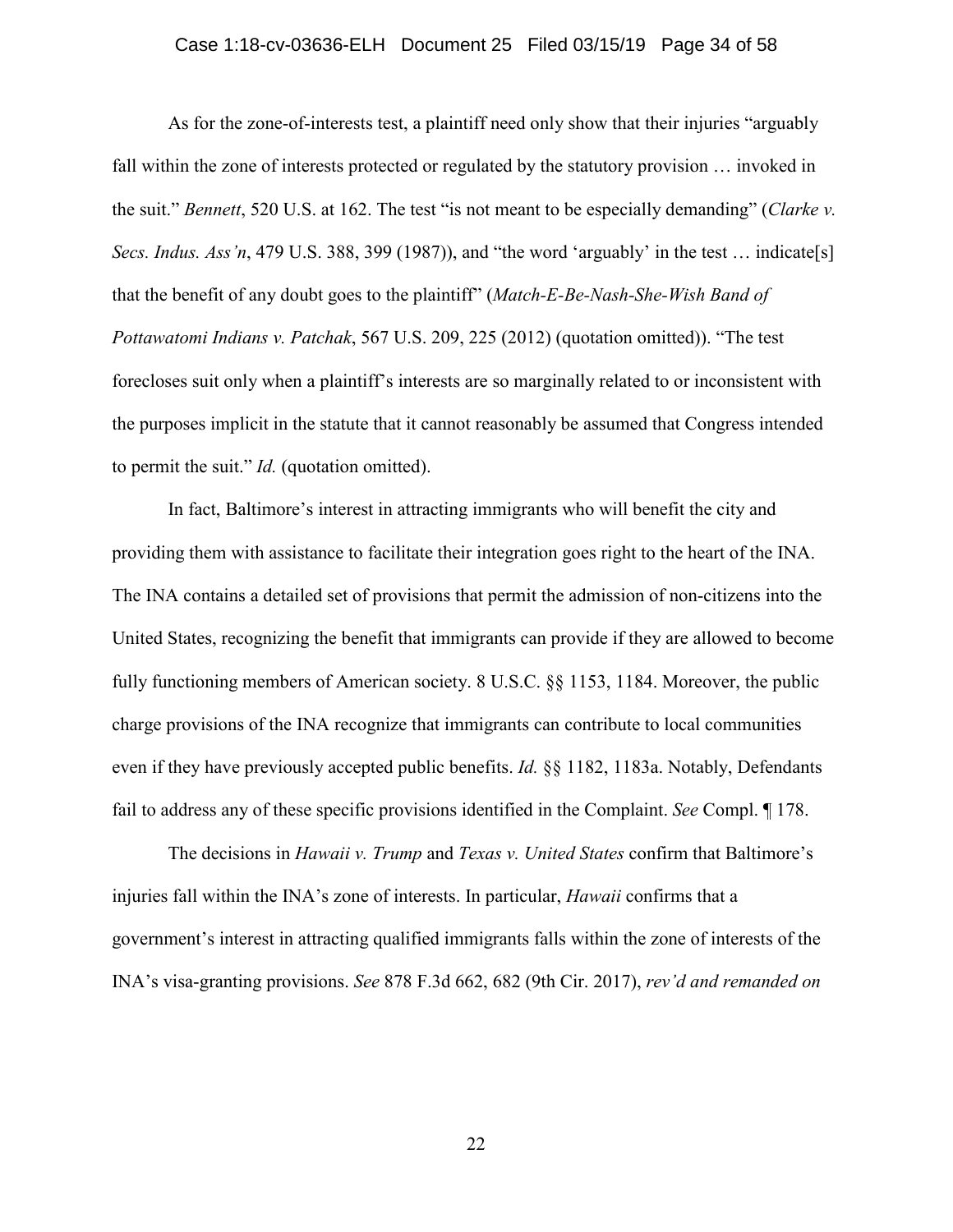As for the zone-of-interests test, a plaintiff need only show that their injuries "arguably fall within the zone of interests protected or regulated by the statutory provision … invoked in the suit." *Bennett*, 520 U.S. at 162. The test "is not meant to be especially demanding" (*Clarke v. Secs. Indus. Ass'n*, 479 U.S. 388, 399 (1987)), and "the word 'arguably' in the test … indicate[s] that the benefit of any doubt goes to the plaintiff" (*Match-E-Be-Nash-She-Wish Band of Pottawatomi Indians v. Patchak*, 567 U.S. 209, 225 (2012) (quotation omitted)). "The test forecloses suit only when a plaintiff's interests are so marginally related to or inconsistent with the purposes implicit in the statute that it cannot reasonably be assumed that Congress intended to permit the suit." *Id.* (quotation omitted).

In fact, Baltimore's interest in attracting immigrants who will benefit the city and providing them with assistance to facilitate their integration goes right to the heart of the INA. The INA contains a detailed set of provisions that permit the admission of non-citizens into the United States, recognizing the benefit that immigrants can provide if they are allowed to become fully functioning members of American society. 8 U.S.C. §§ 1153, 1184. Moreover, the public charge provisions of the INA recognize that immigrants can contribute to local communities even if they have previously accepted public benefits. *Id.* §§ 1182, 1183a. Notably, Defendants fail to address any of these specific provisions identified in the Complaint. *See* Compl. ¶ 178.

The decisions in *Hawaii v. Trump* and *Texas v. United States* confirm that Baltimore's injuries fall within the INA's zone of interests. In particular, *Hawaii* confirms that a government's interest in attracting qualified immigrants falls within the zone of interests of the INA's visa-granting provisions. *See* 878 F.3d 662, 682 (9th Cir. 2017), *rev'd and remanded on*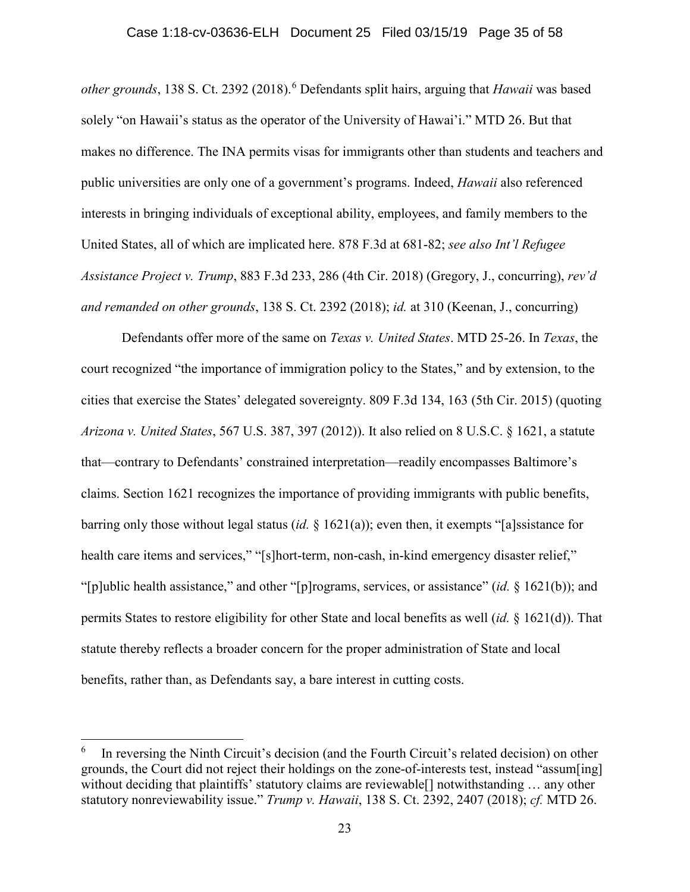*other grounds*, 138 S. Ct. 2392 (2018).[6] Defendants split hairs, arguing that *Hawaii* was based solely "on Hawaii's status as the operator of the University of Hawai'i." MTD 26. But that makes no difference. The INA permits visas for immigrants other than students and teachers and public universities are only one of a government's programs. Indeed, *Hawaii* also referenced interests in bringing individuals of exceptional ability, employees, and family members to the United States, all of which are implicated here. 878 F.3d at 681-82; *see also Int'l Refugee Assistance Project v. Trump*, 883 F.3d 233, 286 (4th Cir. 2018) (Gregory, J., concurring), *rev'd and remanded on other grounds*, 138 S. Ct. 2392 (2018); *id.* at 310 (Keenan, J., concurring)

Defendants offer more of the same on *Texas v. United States*. MTD 25-26. In *Texas*, the court recognized "the importance of immigration policy to the States," and by extension, to the cities that exercise the States' delegated sovereignty. 809 F.3d 134, 163 (5th Cir. 2015) (quoting *Arizona v. United States*, 567 U.S. 387, 397 (2012)). It also relied on 8 U.S.C. § 1621, a statute that—contrary to Defendants' constrained interpretation—readily encompasses Baltimore's claims. Section 1621 recognizes the importance of providing immigrants with public benefits, barring only those without legal status (*id.* § 1621(a)); even then, it exempts "[a]ssistance for health care items and services," "[s]hort-term, non-cash, in-kind emergency disaster relief," "[p]ublic health assistance," and other "[p]rograms, services, or assistance" (*id.* § 1621(b)); and permits States to restore eligibility for other State and local benefits as well (*id.* § 1621(d)). That statute thereby reflects a broader concern for the proper administration of State and local benefits, rather than, as Defendants say, a bare interest in cutting costs.

---

[6] In reversing the Ninth Circuit's decision (and the Fourth Circuit's related decision) on other grounds, the Court did not reject their holdings on the zone-of-interests test, instead "assum[ing] without deciding that plaintiffs' statutory claims are reviewable[] notwithstanding … any other statutory nonreviewability issue." *Trump v. Hawaii*, 138 S. Ct. 2392, 2407 (2018); *cf.* MTD 26.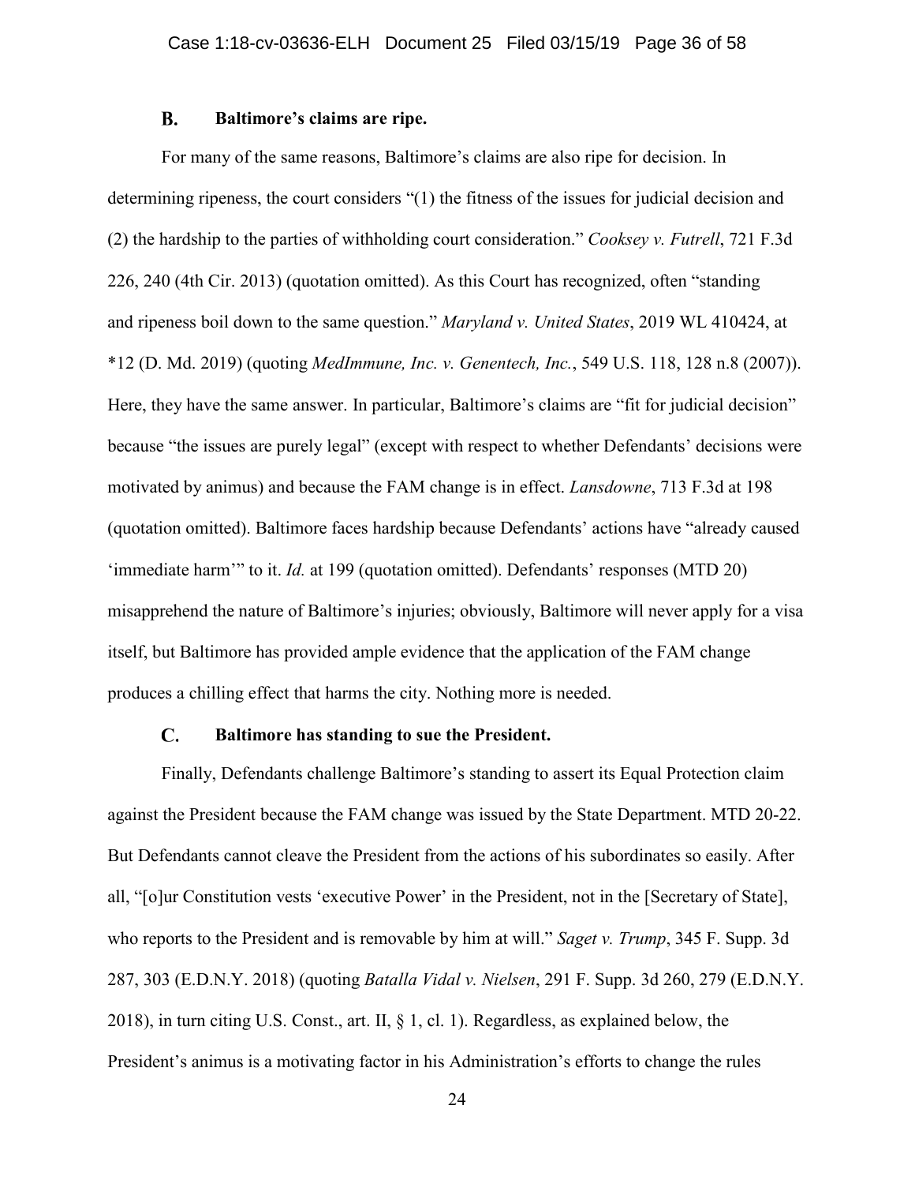### B. Baltimore's claims are ripe.

For many of the same reasons, Baltimore's claims are also ripe for decision. In determining ripeness, the court considers "(1) the fitness of the issues for judicial decision and (2) the hardship to the parties of withholding court consideration." *Cooksey v. Futrell*, 721 F.3d 226, 240 (4th Cir. 2013) (quotation omitted). As this Court has recognized, often "standing and ripeness boil down to the same question." *Maryland v. United States*, 2019 WL 410424, at *12 (D. Md. 2019) (quoting *MedImmune, Inc. v. Genentech, Inc.*, 549 U.S. 118, 128 n.8 (2007)). Here, they have the same answer. In particular, Baltimore's claims are "fit for judicial decision" because "the issues are purely legal" (except with respect to whether Defendants' decisions were motivated by animus) and because the FAM change is in effect. *Lansdowne*, 713 F.3d at 198 (quotation omitted). Baltimore faces hardship because Defendants' actions have "already caused 'immediate harm'" to it. *Id.* at 199 (quotation omitted). Defendants' responses (MTD 20) misapprehend the nature of Baltimore's injuries; obviously, Baltimore will never apply for a visa itself, but Baltimore has provided ample evidence that the application of the FAM change produces a chilling effect that harms the city. Nothing more is needed.

### C. Baltimore has standing to sue the President.

Finally, Defendants challenge Baltimore's standing to assert its Equal Protection claim against the President because the FAM change was issued by the State Department. MTD 20-22. But Defendants cannot cleave the President from the actions of his subordinates so easily. After all, "[o]ur Constitution vests 'executive Power' in the President, not in the [Secretary of State], who reports to the President and is removable by him at will." *Saget v. Trump*, 345 F. Supp. 3d 287, 303 (E.D.N.Y. 2018) (quoting *Batalla Vidal v. Nielsen*, 291 F. Supp. 3d 260, 279 (E.D.N.Y. 2018), in turn citing U.S. Const., art. II, § 1, cl. 1). Regardless, as explained below, the President's animus is a motivating factor in his Administration's efforts to change the rules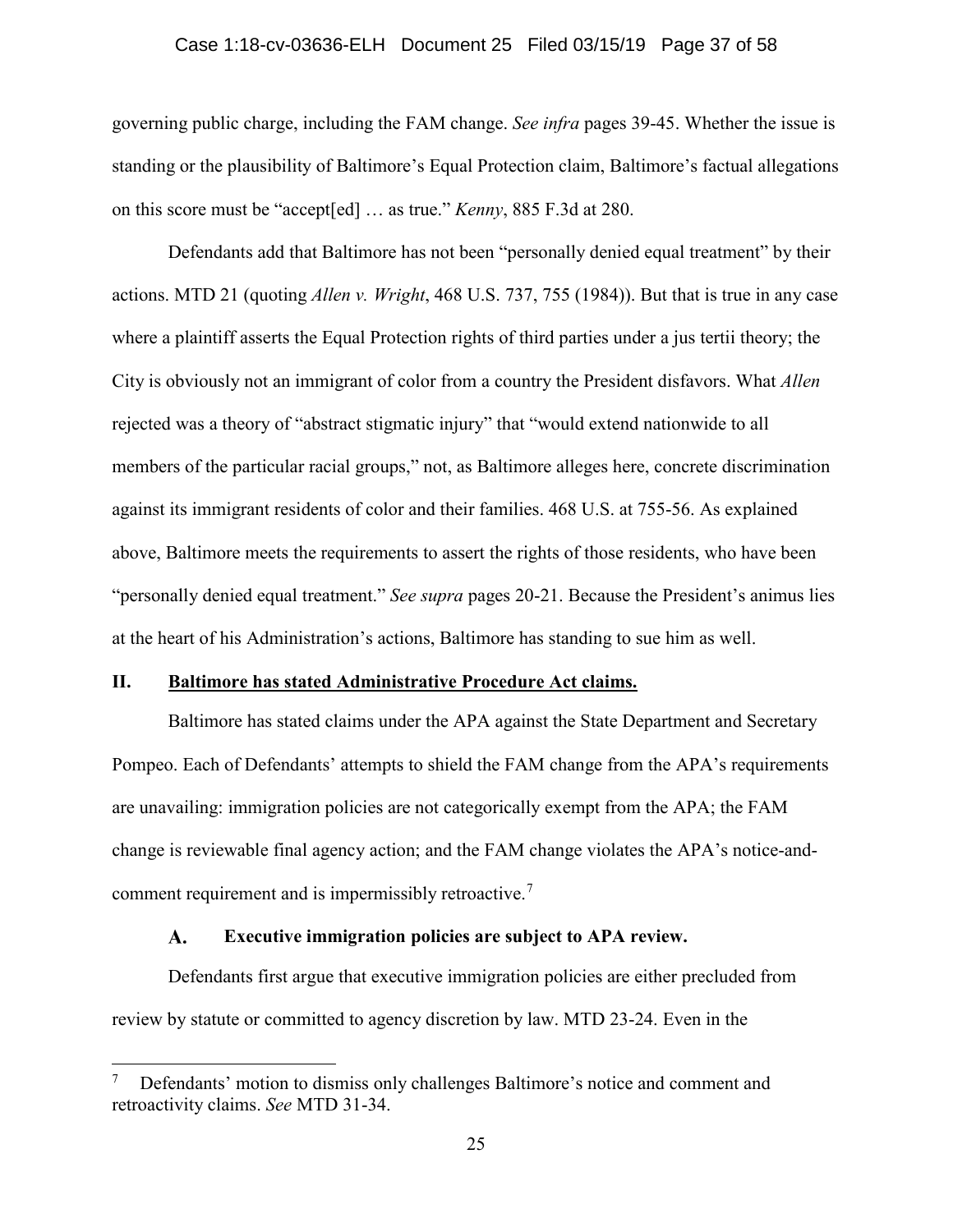governing public charge, including the FAM change. *See infra* pages 39-45. Whether the issue is standing or the plausibility of Baltimore's Equal Protection claim, Baltimore's factual allegations on this score must be "accept[ed] … as true." *Kenny*, 885 F.3d at 280.

Defendants add that Baltimore has not been "personally denied equal treatment" by their actions. MTD 21 (quoting *Allen v. Wright*, 468 U.S. 737, 755 (1984)). But that is true in any case where a plaintiff asserts the Equal Protection rights of third parties under a jus tertii theory; the City is obviously not an immigrant of color from a country the President disfavors. What *Allen* rejected was a theory of "abstract stigmatic injury" that "would extend nationwide to all members of the particular racial groups," not, as Baltimore alleges here, concrete discrimination against its immigrant residents of color and their families. 468 U.S. at 755-56. As explained above, Baltimore meets the requirements to assert the rights of those residents, who have been "personally denied equal treatment." *See supra* pages 20-21. Because the President's animus lies at the heart of his Administration's actions, Baltimore has standing to sue him as well.

## II. Baltimore has stated Administrative Procedure Act claims.

Baltimore has stated claims under the APA against the State Department and Secretary Pompeo. Each of Defendants' attempts to shield the FAM change from the APA's requirements are unavailing: immigration policies are not categorically exempt from the APA; the FAM change is reviewable final agency action; and the FAM change violates the APA's notice-and-comment requirement and is impermissibly retroactive.[7]

### A. Executive immigration policies are subject to APA review.

Defendants first argue that executive immigration policies are either precluded from review by statute or committed to agency discretion by law. MTD 23-24. Even in the

---

[7] Defendants' motion to dismiss only challenges Baltimore's notice and comment and retroactivity claims. *See* MTD 31-34.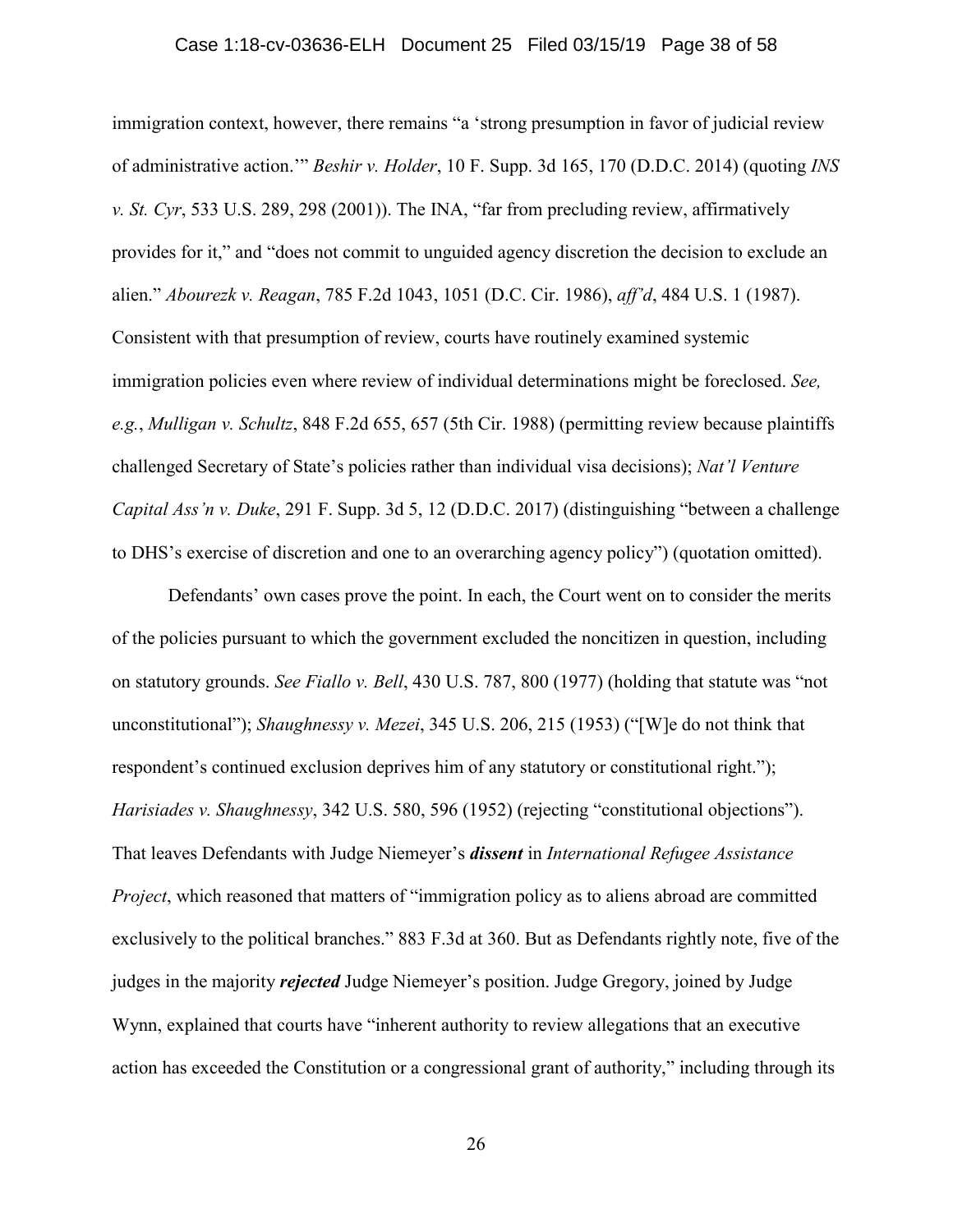immigration context, however, there remains "a 'strong presumption in favor of judicial review of administrative action.'" *Beshir v. Holder*, 10 F. Supp. 3d 165, 170 (D.D.C. 2014) (quoting *INS v. St. Cyr*, 533 U.S. 289, 298 (2001)). The INA, "far from precluding review, affirmatively provides for it," and "does not commit to unguided agency discretion the decision to exclude an alien." *Abourezk v. Reagan*, 785 F.2d 1043, 1051 (D.C. Cir. 1986), *aff'd*, 484 U.S. 1 (1987). Consistent with that presumption of review, courts have routinely examined systemic immigration policies even where review of individual determinations might be foreclosed. *See, e.g.*, *Mulligan v. Schultz*, 848 F.2d 655, 657 (5th Cir. 1988) (permitting review because plaintiffs challenged Secretary of State's policies rather than individual visa decisions); *Nat'l Venture Capital Ass'n v. Duke*, 291 F. Supp. 3d 5, 12 (D.D.C. 2017) (distinguishing "between a challenge to DHS's exercise of discretion and one to an overarching agency policy") (quotation omitted).

Defendants' own cases prove the point. In each, the Court went on to consider the merits of the policies pursuant to which the government excluded the noncitizen in question, including on statutory grounds. *See Fiallo v. Bell*, 430 U.S. 787, 800 (1977) (holding that statute was "not unconstitutional"); *Shaughnessy v. Mezei*, 345 U.S. 206, 215 (1953) ("[W]e do not think that respondent's continued exclusion deprives him of any statutory or constitutional right."); *Harisiades v. Shaughnessy*, 342 U.S. 580, 596 (1952) (rejecting "constitutional objections"). That leaves Defendants with Judge Niemeyer's ***dissent*** in *International Refugee Assistance Project*, which reasoned that matters of "immigration policy as to aliens abroad are committed exclusively to the political branches." 883 F.3d at 360. But as Defendants rightly note, five of the judges in the majority ***rejected*** Judge Niemeyer's position. Judge Gregory, joined by Judge Wynn, explained that courts have "inherent authority to review allegations that an executive action has exceeded the Constitution or a congressional grant of authority," including through its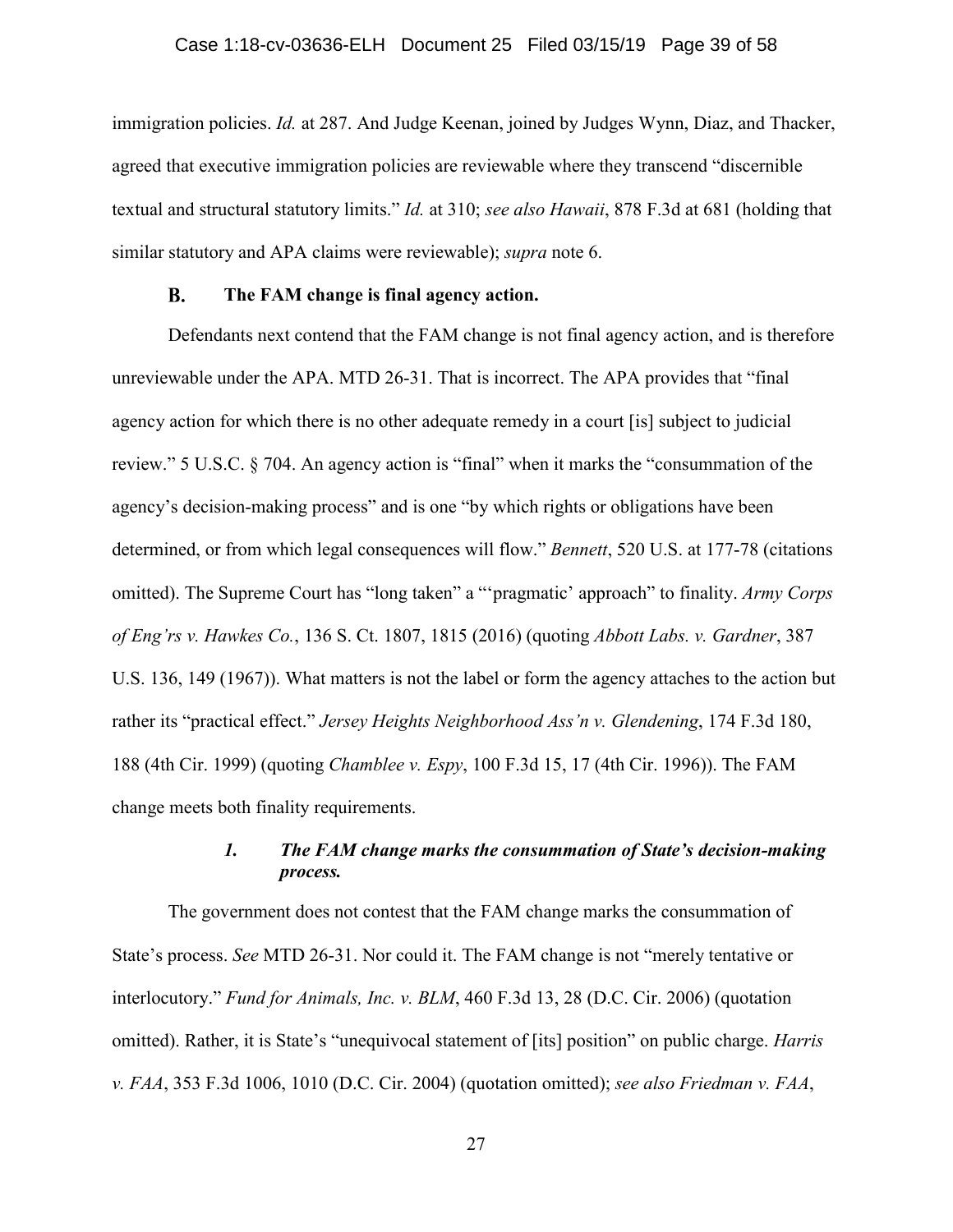immigration policies. *Id.* at 287. And Judge Keenan, joined by Judges Wynn, Diaz, and Thacker, agreed that executive immigration policies are reviewable where they transcend "discernible textual and structural statutory limits." *Id.* at 310; *see also Hawaii*, 878 F.3d at 681 (holding that similar statutory and APA claims were reviewable); *supra* note 6.

### B. The FAM change is final agency action.

Defendants next contend that the FAM change is not final agency action, and is therefore unreviewable under the APA. MTD 26-31. That is incorrect. The APA provides that "final agency action for which there is no other adequate remedy in a court [is] subject to judicial review." 5 U.S.C. § 704. An agency action is "final" when it marks the "consummation of the agency's decision-making process" and is one "by which rights or obligations have been determined, or from which legal consequences will flow." *Bennett*, 520 U.S. at 177-78 (citations omitted). The Supreme Court has "long taken" a "'pragmatic' approach" to finality. *Army Corps of Eng'rs v. Hawkes Co.*, 136 S. Ct. 1807, 1815 (2016) (quoting *Abbott Labs. v. Gardner*, 387 U.S. 136, 149 (1967)). What matters is not the label or form the agency attaches to the action but rather its "practical effect." *Jersey Heights Neighborhood Ass'n v. Glendening*, 174 F.3d 180, 188 (4th Cir. 1999) (quoting *Chamblee v. Espy*, 100 F.3d 15, 17 (4th Cir. 1996)). The FAM change meets both finality requirements.

#### *1. The FAM change marks the consummation of State's decision-making process.*

The government does not contest that the FAM change marks the consummation of State's process. *See* MTD 26-31. Nor could it. The FAM change is not "merely tentative or interlocutory." *Fund for Animals, Inc. v. BLM*, 460 F.3d 13, 28 (D.C. Cir. 2006) (quotation omitted). Rather, it is State's "unequivocal statement of [its] position" on public charge. *Harris v. FAA*, 353 F.3d 1006, 1010 (D.C. Cir. 2004) (quotation omitted); *see also Friedman v. FAA*,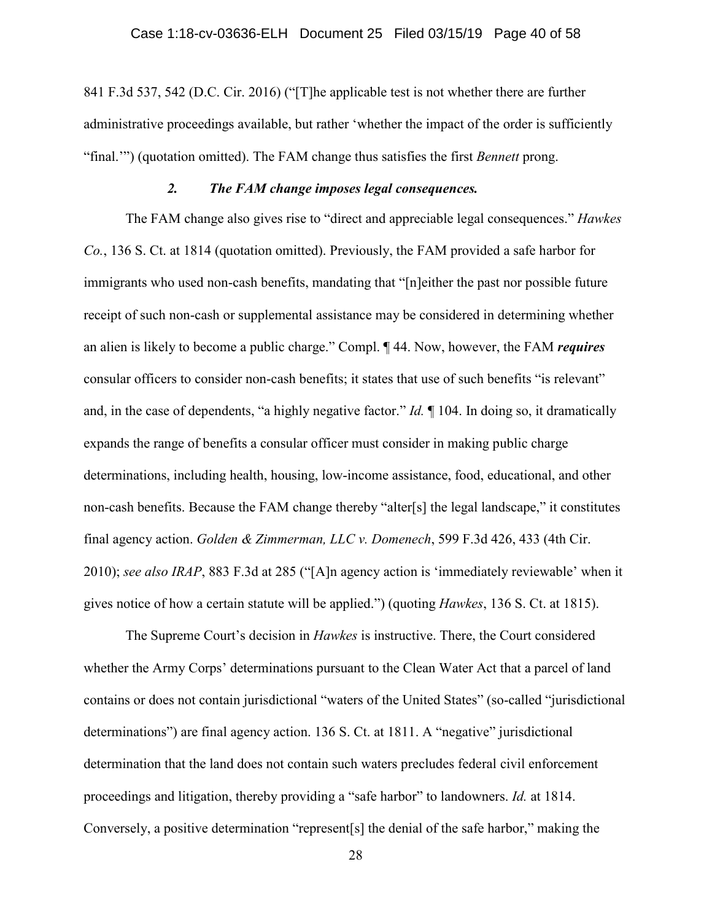841 F.3d 537, 542 (D.C. Cir. 2016) ("[T]he applicable test is not whether there are further administrative proceedings available, but rather 'whether the impact of the order is sufficiently "final."'") (quotation omitted). The FAM change thus satisfies the first *Bennett* prong.

### *2. The FAM change imposes legal consequences.*

The FAM change also gives rise to "direct and appreciable legal consequences." *Hawkes Co.*, 136 S. Ct. at 1814 (quotation omitted). Previously, the FAM provided a safe harbor for immigrants who used non-cash benefits, mandating that "[n]either the past nor possible future receipt of such non-cash or supplemental assistance may be considered in determining whether an alien is likely to become a public charge." Compl. ¶ 44. Now, however, the FAM ***requires*** consular officers to consider non-cash benefits; it states that use of such benefits "is relevant" and, in the case of dependents, "a highly negative factor." *Id.* ¶ 104. In doing so, it dramatically expands the range of benefits a consular officer must consider in making public charge determinations, including health, housing, low-income assistance, food, educational, and other non-cash benefits. Because the FAM change thereby "alter[s] the legal landscape," it constitutes final agency action. *Golden & Zimmerman, LLC v. Domenech*, 599 F.3d 426, 433 (4th Cir. 2010); *see also IRAP*, 883 F.3d at 285 ("[A]n agency action is 'immediately reviewable' when it gives notice of how a certain statute will be applied.") (quoting *Hawkes*, 136 S. Ct. at 1815).

The Supreme Court's decision in *Hawkes* is instructive. There, the Court considered whether the Army Corps' determinations pursuant to the Clean Water Act that a parcel of land contains or does not contain jurisdictional "waters of the United States" (so-called "jurisdictional determinations") are final agency action. 136 S. Ct. at 1811. A "negative" jurisdictional determination that the land does not contain such waters precludes federal civil enforcement proceedings and litigation, thereby providing a "safe harbor" to landowners. *Id.* at 1814. Conversely, a positive determination "represent[s] the denial of the safe harbor," making the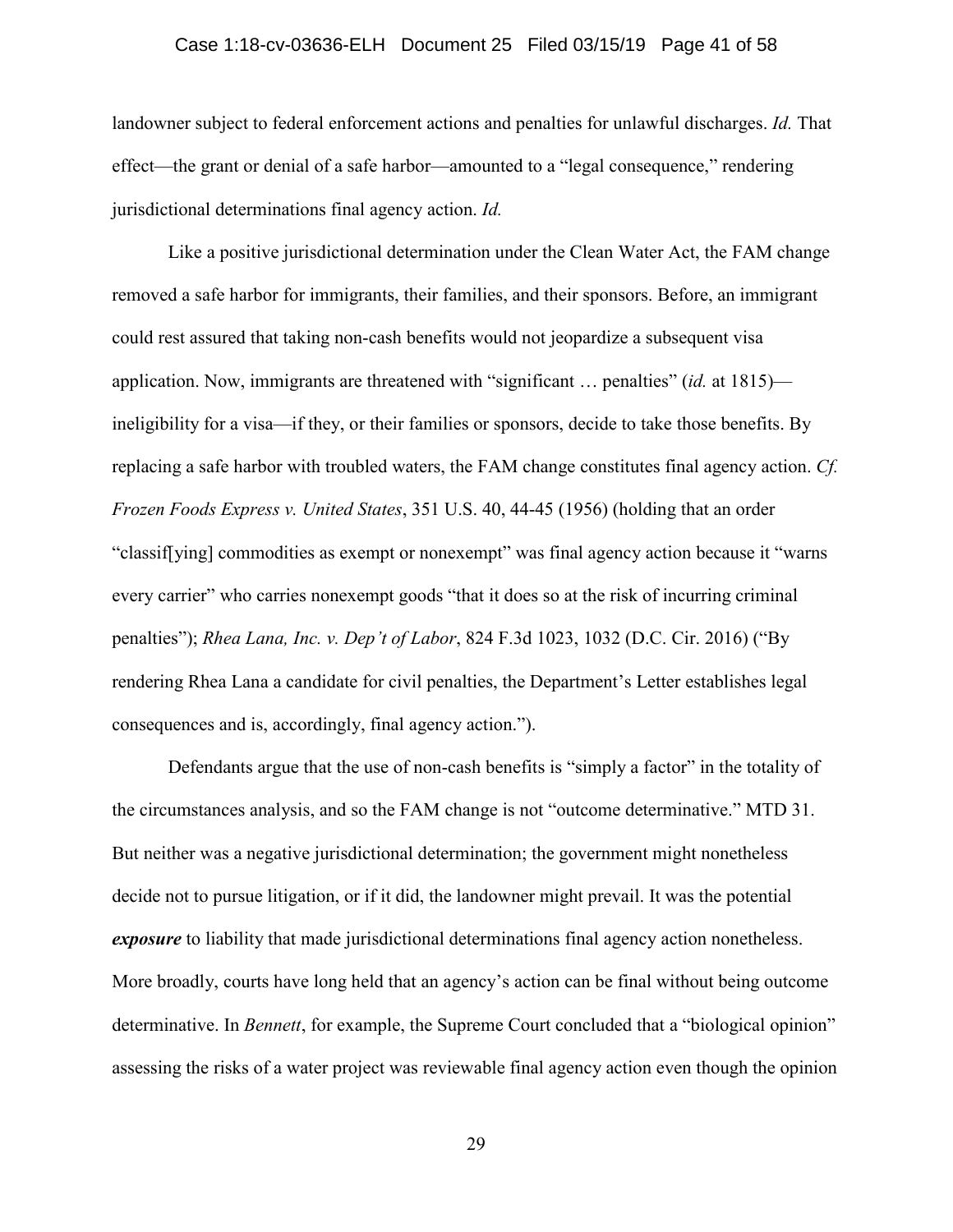landowner subject to federal enforcement actions and penalties for unlawful discharges. *Id.* That effect—the grant or denial of a safe harbor—amounted to a "legal consequence," rendering jurisdictional determinations final agency action. *Id.*

Like a positive jurisdictional determination under the Clean Water Act, the FAM change removed a safe harbor for immigrants, their families, and their sponsors. Before, an immigrant could rest assured that taking non-cash benefits would not jeopardize a subsequent visa application. Now, immigrants are threatened with "significant … penalties" (*id.* at 1815)—ineligibility for a visa—if they, or their families or sponsors, decide to take those benefits. By replacing a safe harbor with troubled waters, the FAM change constitutes final agency action. *Cf. Frozen Foods Express v. United States*, 351 U.S. 40, 44-45 (1956) (holding that an order "classif[ying] commodities as exempt or nonexempt" was final agency action because it "warns every carrier" who carries nonexempt goods "that it does so at the risk of incurring criminal penalties"); *Rhea Lana, Inc. v. Dep't of Labor*, 824 F.3d 1023, 1032 (D.C. Cir. 2016) ("By rendering Rhea Lana a candidate for civil penalties, the Department's Letter establishes legal consequences and is, accordingly, final agency action.").

Defendants argue that the use of non-cash benefits is "simply a factor" in the totality of the circumstances analysis, and so the FAM change is not "outcome determinative." MTD 31. But neither was a negative jurisdictional determination; the government might nonetheless decide not to pursue litigation, or if it did, the landowner might prevail. It was the potential ***exposure*** to liability that made jurisdictional determinations final agency action nonetheless. More broadly, courts have long held that an agency's action can be final without being outcome determinative. In *Bennett*, for example, the Supreme Court concluded that a "biological opinion" assessing the risks of a water project was reviewable final agency action even though the opinion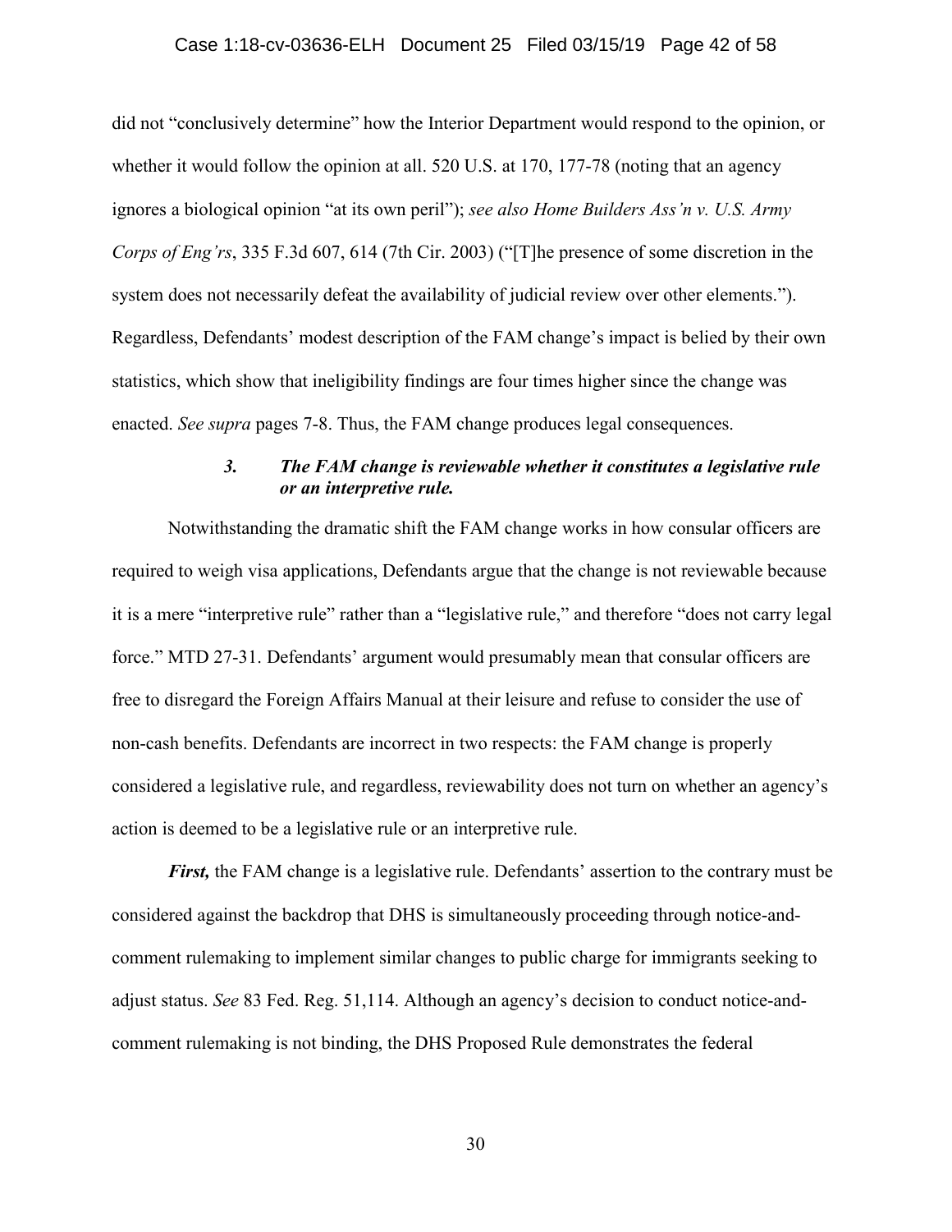did not "conclusively determine" how the Interior Department would respond to the opinion, or whether it would follow the opinion at all. 520 U.S. at 170, 177-78 (noting that an agency ignores a biological opinion "at its own peril"); *see also Home Builders Ass'n v. U.S. Army Corps of Eng'rs*, 335 F.3d 607, 614 (7th Cir. 2003) ("[T]he presence of some discretion in the system does not necessarily defeat the availability of judicial review over other elements."). Regardless, Defendants' modest description of the FAM change's impact is belied by their own statistics, which show that ineligibility findings are four times higher since the change was enacted. *See supra* pages 7-8. Thus, the FAM change produces legal consequences.

### *3. The FAM change is reviewable whether it constitutes a legislative rule or an interpretive rule.*

Notwithstanding the dramatic shift the FAM change works in how consular officers are required to weigh visa applications, Defendants argue that the change is not reviewable because it is a mere "interpretive rule" rather than a "legislative rule," and therefore "does not carry legal force." MTD 27-31. Defendants' argument would presumably mean that consular officers are free to disregard the Foreign Affairs Manual at their leisure and refuse to consider the use of non-cash benefits. Defendants are incorrect in two respects: the FAM change is properly considered a legislative rule, and regardless, reviewability does not turn on whether an agency's action is deemed to be a legislative rule or an interpretive rule.

***First,*** the FAM change is a legislative rule. Defendants' assertion to the contrary must be considered against the backdrop that DHS is simultaneously proceeding through notice-and-comment rulemaking to implement similar changes to public charge for immigrants seeking to adjust status. *See* 83 Fed. Reg. 51,114. Although an agency's decision to conduct notice-and-comment rulemaking is not binding, the DHS Proposed Rule demonstrates the federal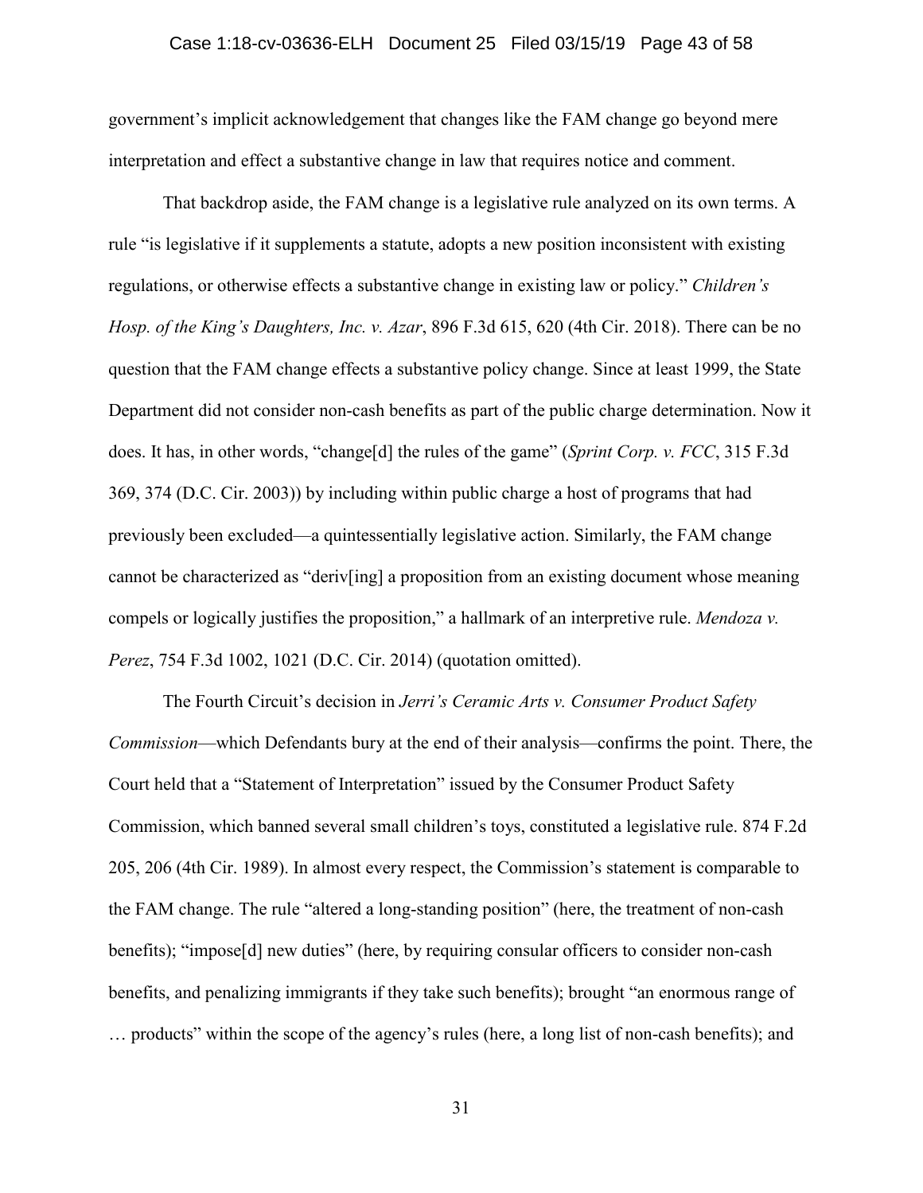government's implicit acknowledgement that changes like the FAM change go beyond mere interpretation and effect a substantive change in law that requires notice and comment.

That backdrop aside, the FAM change is a legislative rule analyzed on its own terms. A rule "is legislative if it supplements a statute, adopts a new position inconsistent with existing regulations, or otherwise effects a substantive change in existing law or policy." *Children's Hosp. of the King's Daughters, Inc. v. Azar*, 896 F.3d 615, 620 (4th Cir. 2018). There can be no question that the FAM change effects a substantive policy change. Since at least 1999, the State Department did not consider non-cash benefits as part of the public charge determination. Now it does. It has, in other words, "change[d] the rules of the game" (*Sprint Corp. v. FCC*, 315 F.3d 369, 374 (D.C. Cir. 2003)) by including within public charge a host of programs that had previously been excluded—a quintessentially legislative action. Similarly, the FAM change cannot be characterized as "deriv[ing] a proposition from an existing document whose meaning compels or logically justifies the proposition," a hallmark of an interpretive rule. *Mendoza v. Perez*, 754 F.3d 1002, 1021 (D.C. Cir. 2014) (quotation omitted).

The Fourth Circuit's decision in *Jerri's Ceramic Arts v. Consumer Product Safety Commission*—which Defendants bury at the end of their analysis—confirms the point. There, the Court held that a "Statement of Interpretation" issued by the Consumer Product Safety Commission, which banned several small children's toys, constituted a legislative rule. 874 F.2d 205, 206 (4th Cir. 1989). In almost every respect, the Commission's statement is comparable to the FAM change. The rule "altered a long-standing position" (here, the treatment of non-cash benefits); "impose[d] new duties" (here, by requiring consular officers to consider non-cash benefits, and penalizing immigrants if they take such benefits); brought "an enormous range of … products" within the scope of the agency's rules (here, a long list of non-cash benefits); and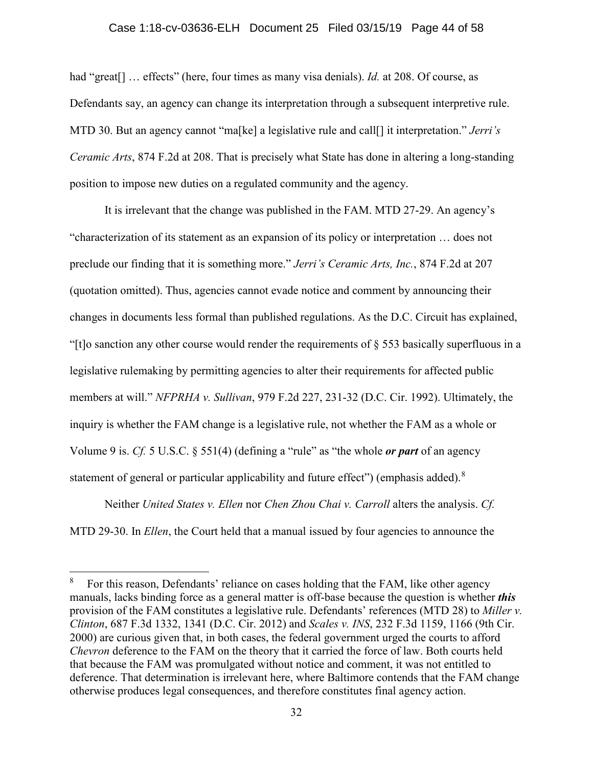had "great[] … effects" (here, four times as many visa denials). *Id.* at 208. Of course, as Defendants say, an agency can change its interpretation through a subsequent interpretive rule. MTD 30. But an agency cannot "ma[ke] a legislative rule and call[] it interpretation." *Jerri's Ceramic Arts*, 874 F.2d at 208. That is precisely what State has done in altering a long-standing position to impose new duties on a regulated community and the agency.

It is irrelevant that the change was published in the FAM. MTD 27-29. An agency's "characterization of its statement as an expansion of its policy or interpretation … does not preclude our finding that it is something more." *Jerri's Ceramic Arts, Inc.*, 874 F.2d at 207 (quotation omitted). Thus, agencies cannot evade notice and comment by announcing their changes in documents less formal than published regulations. As the D.C. Circuit has explained, "[t]o sanction any other course would render the requirements of § 553 basically superfluous in a legislative rulemaking by permitting agencies to alter their requirements for affected public members at will." *NFPRHA v. Sullivan*, 979 F.2d 227, 231-32 (D.C. Cir. 1992). Ultimately, the inquiry is whether the FAM change is a legislative rule, not whether the FAM as a whole or Volume 9 is. *Cf.* 5 U.S.C. § 551(4) (defining a "rule" as "the whole ***or part*** of an agency statement of general or particular applicability and future effect") (emphasis added).[8]

Neither *United States v. Ellen* nor *Chen Zhou Chai v. Carroll* alters the analysis. *Cf.* MTD 29-30. In *Ellen*, the Court held that a manual issued by four agencies to announce the

---

[8] For this reason, Defendants' reliance on cases holding that the FAM, like other agency manuals, lacks binding force as a general matter is off-base because the question is whether ***this*** provision of the FAM constitutes a legislative rule. Defendants' references (MTD 28) to *Miller v. Clinton*, 687 F.3d 1332, 1341 (D.C. Cir. 2012) and *Scales v. INS*, 232 F.3d 1159, 1166 (9th Cir. 2000) are curious given that, in both cases, the federal government urged the courts to afford *Chevron* deference to the FAM on the theory that it carried the force of law. Both courts held that because the FAM was promulgated without notice and comment, it was not entitled to deference. That determination is irrelevant here, where Baltimore contends that the FAM change otherwise produces legal consequences, and therefore constitutes final agency action.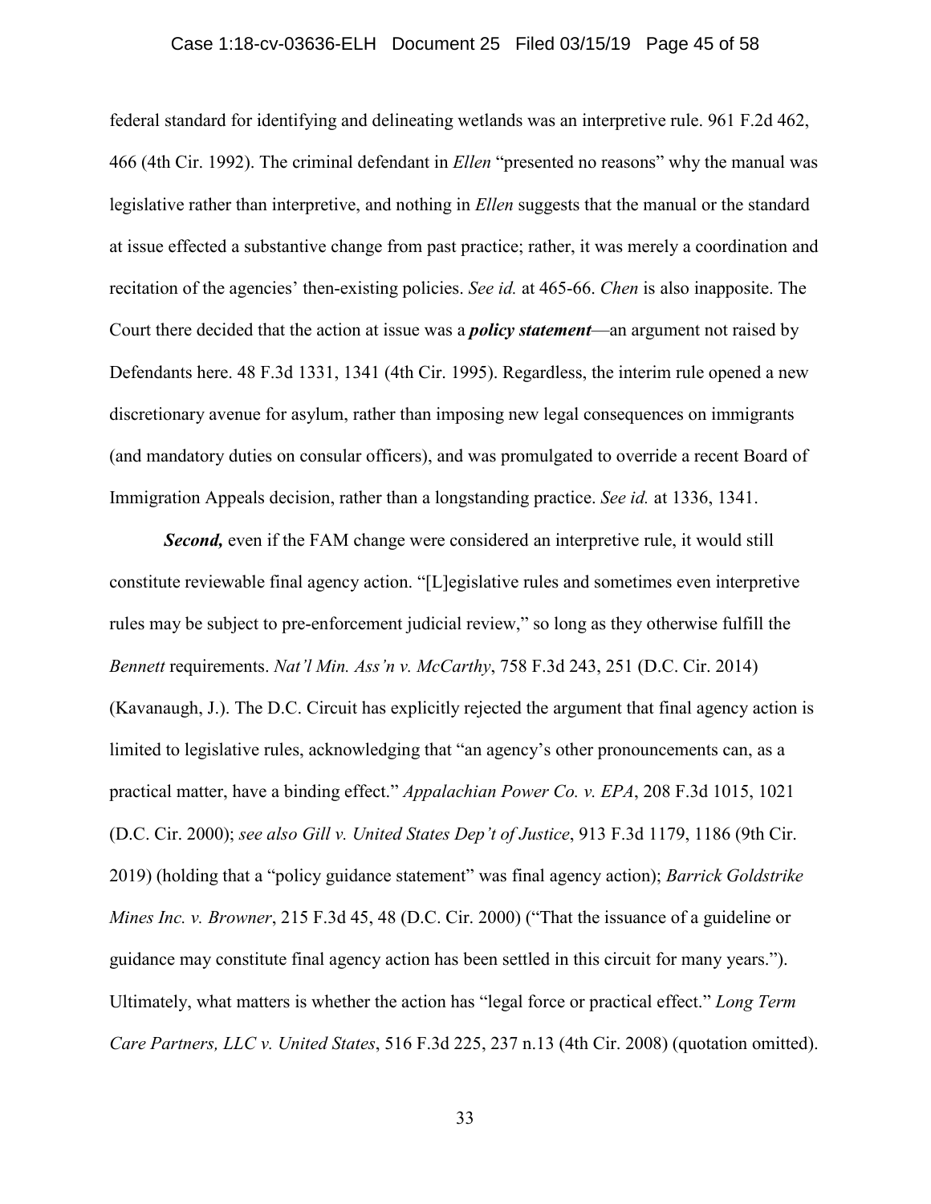federal standard for identifying and delineating wetlands was an interpretive rule. 961 F.2d 462, 466 (4th Cir. 1992). The criminal defendant in *Ellen* "presented no reasons" why the manual was legislative rather than interpretive, and nothing in *Ellen* suggests that the manual or the standard at issue effected a substantive change from past practice; rather, it was merely a coordination and recitation of the agencies' then-existing policies. *See id.* at 465-66. *Chen* is also inapposite. The Court there decided that the action at issue was a ***policy statement***—an argument not raised by Defendants here. 48 F.3d 1331, 1341 (4th Cir. 1995). Regardless, the interim rule opened a new discretionary avenue for asylum, rather than imposing new legal consequences on immigrants (and mandatory duties on consular officers), and was promulgated to override a recent Board of Immigration Appeals decision, rather than a longstanding practice. *See id.* at 1336, 1341.

***Second,*** even if the FAM change were considered an interpretive rule, it would still constitute reviewable final agency action. "[L]egislative rules and sometimes even interpretive rules may be subject to pre-enforcement judicial review," so long as they otherwise fulfill the *Bennett* requirements. *Nat'l Min. Ass'n v. McCarthy*, 758 F.3d 243, 251 (D.C. Cir. 2014) (Kavanaugh, J.). The D.C. Circuit has explicitly rejected the argument that final agency action is limited to legislative rules, acknowledging that "an agency's other pronouncements can, as a practical matter, have a binding effect." *Appalachian Power Co. v. EPA*, 208 F.3d 1015, 1021 (D.C. Cir. 2000); *see also Gill v. United States Dep't of Justice*, 913 F.3d 1179, 1186 (9th Cir. 2019) (holding that a "policy guidance statement" was final agency action); *Barrick Goldstrike Mines Inc. v. Browner*, 215 F.3d 45, 48 (D.C. Cir. 2000) ("That the issuance of a guideline or guidance may constitute final agency action has been settled in this circuit for many years."). Ultimately, what matters is whether the action has "legal force or practical effect." *Long Term Care Partners, LLC v. United States*, 516 F.3d 225, 237 n.13 (4th Cir. 2008) (quotation omitted).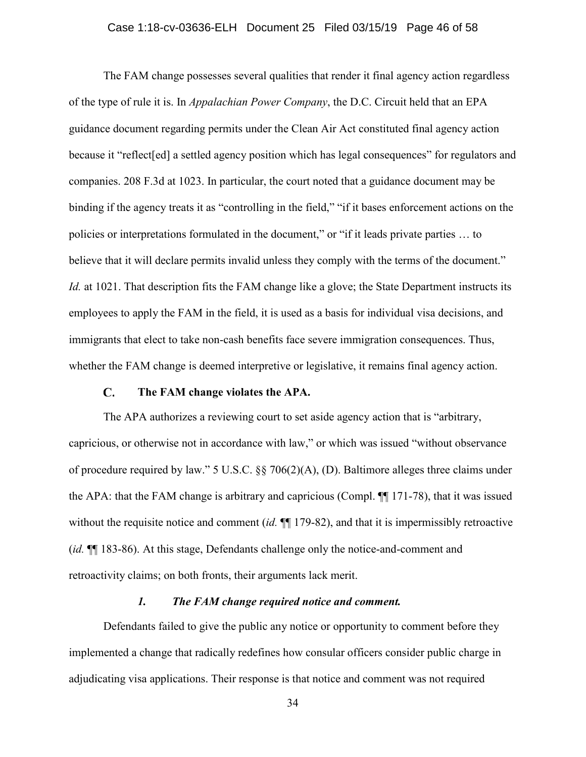The FAM change possesses several qualities that render it final agency action regardless of the type of rule it is. In *Appalachian Power Company*, the D.C. Circuit held that an EPA guidance document regarding permits under the Clean Air Act constituted final agency action because it "reflect[ed] a settled agency position which has legal consequences" for regulators and companies. 208 F.3d at 1023. In particular, the court noted that a guidance document may be binding if the agency treats it as "controlling in the field," "if it bases enforcement actions on the policies or interpretations formulated in the document," or "if it leads private parties … to believe that it will declare permits invalid unless they comply with the terms of the document." *Id.* at 1021. That description fits the FAM change like a glove; the State Department instructs its employees to apply the FAM in the field, it is used as a basis for individual visa decisions, and immigrants that elect to take non-cash benefits face severe immigration consequences. Thus, whether the FAM change is deemed interpretive or legislative, it remains final agency action.

### C. The FAM change violates the APA.

The APA authorizes a reviewing court to set aside agency action that is "arbitrary, capricious, or otherwise not in accordance with law," or which was issued "without observance of procedure required by law." 5 U.S.C. §§ 706(2)(A), (D). Baltimore alleges three claims under the APA: that the FAM change is arbitrary and capricious (Compl. ¶¶ 171-78), that it was issued without the requisite notice and comment (*id.* ¶¶ 179-82), and that it is impermissibly retroactive (*id.* ¶¶ 183-86). At this stage, Defendants challenge only the notice-and-comment and retroactivity claims; on both fronts, their arguments lack merit.

#### *1. The FAM change required notice and comment.*

Defendants failed to give the public any notice or opportunity to comment before they implemented a change that radically redefines how consular officers consider public charge in adjudicating visa applications. Their response is that notice and comment was not required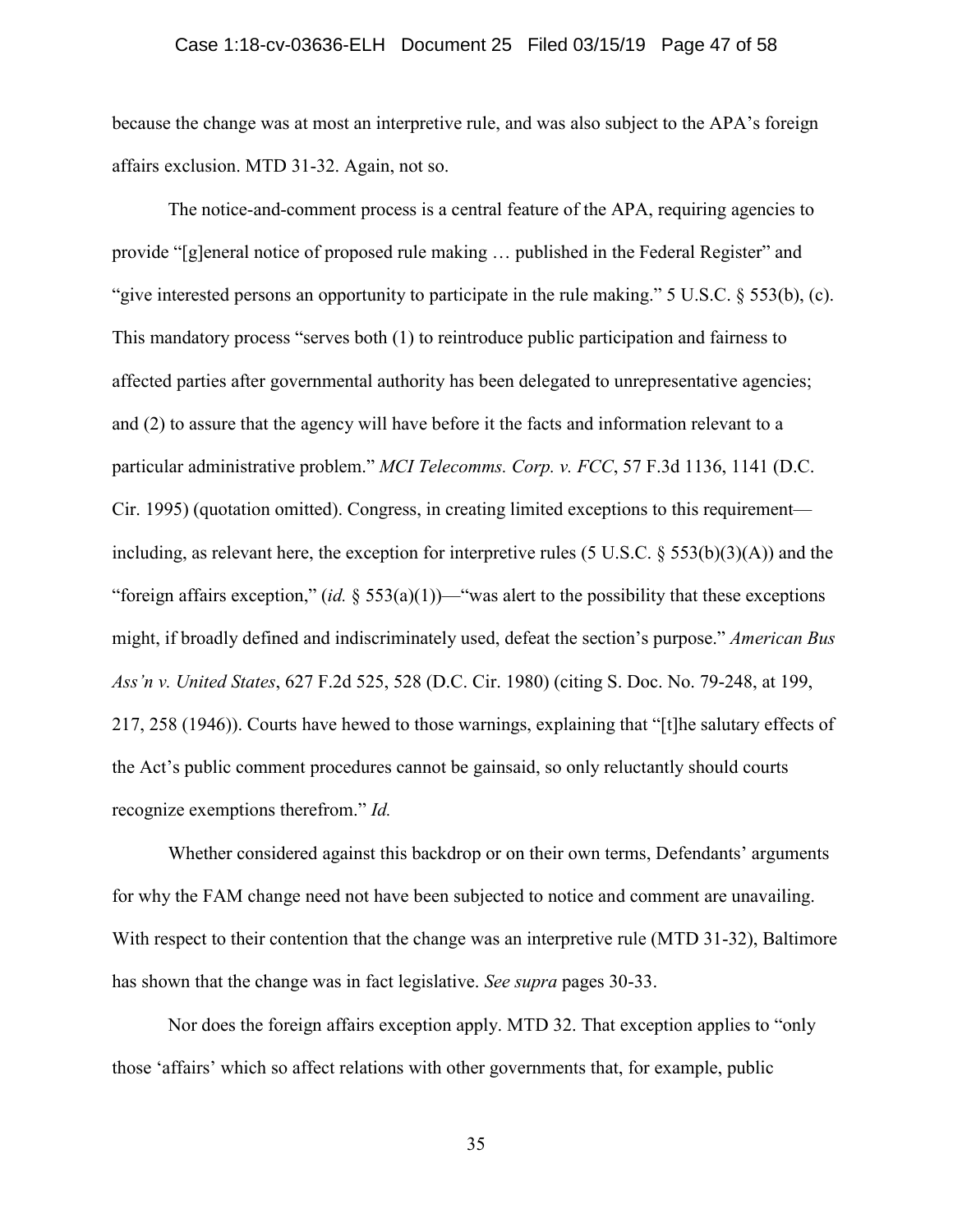because the change was at most an interpretive rule, and was also subject to the APA's foreign affairs exclusion. MTD 31-32. Again, not so.

The notice-and-comment process is a central feature of the APA, requiring agencies to provide "[g]eneral notice of proposed rule making … published in the Federal Register" and "give interested persons an opportunity to participate in the rule making." 5 U.S.C. § 553(b), (c). This mandatory process "serves both (1) to reintroduce public participation and fairness to affected parties after governmental authority has been delegated to unrepresentative agencies; and (2) to assure that the agency will have before it the facts and information relevant to a particular administrative problem." *MCI Telecomms. Corp. v. FCC*, 57 F.3d 1136, 1141 (D.C. Cir. 1995) (quotation omitted). Congress, in creating limited exceptions to this requirement—including, as relevant here, the exception for interpretive rules (5 U.S.C. § 553(b)(3)(A)) and the "foreign affairs exception," (*id.* § 553(a)(1))—"was alert to the possibility that these exceptions might, if broadly defined and indiscriminately used, defeat the section's purpose." *American Bus Ass'n v. United States*, 627 F.2d 525, 528 (D.C. Cir. 1980) (citing S. Doc. No. 79-248, at 199, 217, 258 (1946)). Courts have hewed to those warnings, explaining that "[t]he salutary effects of the Act's public comment procedures cannot be gainsaid, so only reluctantly should courts recognize exemptions therefrom." *Id.*

Whether considered against this backdrop or on their own terms, Defendants' arguments for why the FAM change need not have been subjected to notice and comment are unavailing. With respect to their contention that the change was an interpretive rule (MTD 31-32), Baltimore has shown that the change was in fact legislative. *See supra* pages 30-33.

Nor does the foreign affairs exception apply. MTD 32. That exception applies to "only those 'affairs' which so affect relations with other governments that, for example, public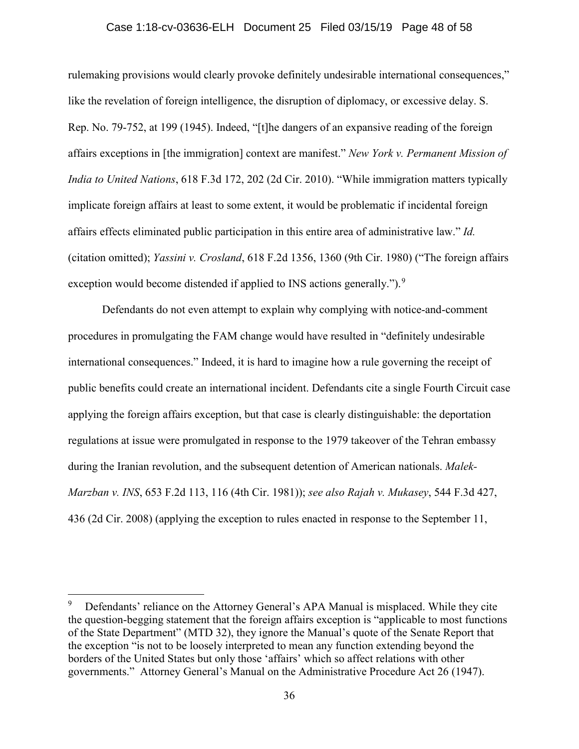rulemaking provisions would clearly provoke definitely undesirable international consequences," like the revelation of foreign intelligence, the disruption of diplomacy, or excessive delay. S. Rep. No. 79-752, at 199 (1945). Indeed, "[t]he dangers of an expansive reading of the foreign affairs exceptions in [the immigration] context are manifest." *New York v. Permanent Mission of India to United Nations*, 618 F.3d 172, 202 (2d Cir. 2010). "While immigration matters typically implicate foreign affairs at least to some extent, it would be problematic if incidental foreign affairs effects eliminated public participation in this entire area of administrative law." *Id.* (citation omitted); *Yassini v. Crosland*, 618 F.2d 1356, 1360 (9th Cir. 1980) ("The foreign affairs exception would become distended if applied to INS actions generally.").[9]

Defendants do not even attempt to explain why complying with notice-and-comment procedures in promulgating the FAM change would have resulted in "definitely undesirable international consequences." Indeed, it is hard to imagine how a rule governing the receipt of public benefits could create an international incident. Defendants cite a single Fourth Circuit case applying the foreign affairs exception, but that case is clearly distinguishable: the deportation regulations at issue were promulgated in response to the 1979 takeover of the Tehran embassy during the Iranian revolution, and the subsequent detention of American nationals. *Malek-Marzban v. INS*, 653 F.2d 113, 116 (4th Cir. 1981)); *see also Rajah v. Mukasey*, 544 F.3d 427, 436 (2d Cir. 2008) (applying the exception to rules enacted in response to the September 11,

---

[9] Defendants' reliance on the Attorney General's APA Manual is misplaced. While they cite the question-begging statement that the foreign affairs exception is "applicable to most functions of the State Department" (MTD 32), they ignore the Manual's quote of the Senate Report that the exception "is not to be loosely interpreted to mean any function extending beyond the borders of the United States but only those 'affairs' which so affect relations with other governments." Attorney General's Manual on the Administrative Procedure Act 26 (1947).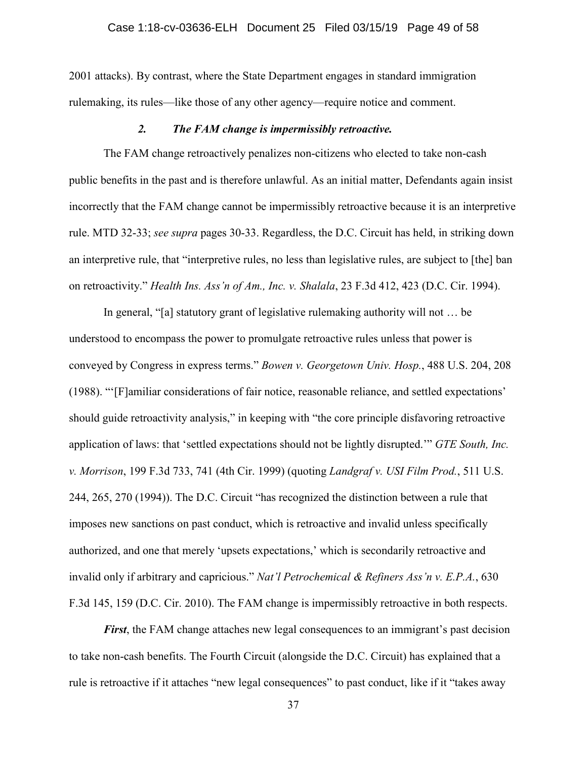2001 attacks). By contrast, where the State Department engages in standard immigration rulemaking, its rules—like those of any other agency—require notice and comment.

### *2. The FAM change is impermissibly retroactive.*

The FAM change retroactively penalizes non-citizens who elected to take non-cash public benefits in the past and is therefore unlawful. As an initial matter, Defendants again insist incorrectly that the FAM change cannot be impermissibly retroactive because it is an interpretive rule. MTD 32-33; *see supra* pages 30-33. Regardless, the D.C. Circuit has held, in striking down an interpretive rule, that "interpretive rules, no less than legislative rules, are subject to [the] ban on retroactivity." *Health Ins. Ass'n of Am., Inc. v. Shalala*, 23 F.3d 412, 423 (D.C. Cir. 1994).

In general, "[a] statutory grant of legislative rulemaking authority will not … be understood to encompass the power to promulgate retroactive rules unless that power is conveyed by Congress in express terms." *Bowen v. Georgetown Univ. Hosp.*, 488 U.S. 204, 208 (1988). "'[F]amiliar considerations of fair notice, reasonable reliance, and settled expectations' should guide retroactivity analysis," in keeping with "the core principle disfavoring retroactive application of laws: that 'settled expectations should not be lightly disrupted.'" *GTE South, Inc. v. Morrison*, 199 F.3d 733, 741 (4th Cir. 1999) (quoting *Landgraf v. USI Film Prod.*, 511 U.S. 244, 265, 270 (1994)). The D.C. Circuit "has recognized the distinction between a rule that imposes new sanctions on past conduct, which is retroactive and invalid unless specifically authorized, and one that merely 'upsets expectations,' which is secondarily retroactive and invalid only if arbitrary and capricious." *Nat'l Petrochemical & Refiners Ass'n v. E.P.A.*, 630 F.3d 145, 159 (D.C. Cir. 2010). The FAM change is impermissibly retroactive in both respects.

***First***, the FAM change attaches new legal consequences to an immigrant's past decision to take non-cash benefits. The Fourth Circuit (alongside the D.C. Circuit) has explained that a rule is retroactive if it attaches "new legal consequences" to past conduct, like if it "takes away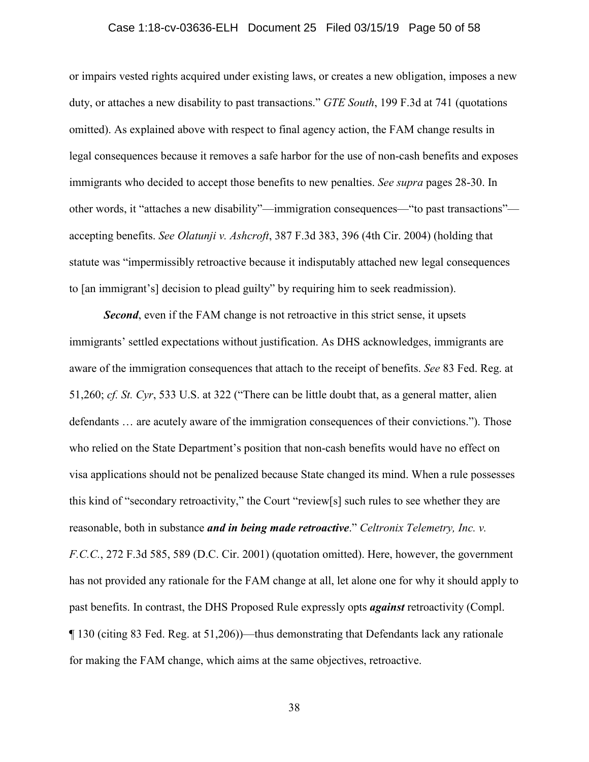or impairs vested rights acquired under existing laws, or creates a new obligation, imposes a new duty, or attaches a new disability to past transactions." *GTE South*, 199 F.3d at 741 (quotations omitted). As explained above with respect to final agency action, the FAM change results in legal consequences because it removes a safe harbor for the use of non-cash benefits and exposes immigrants who decided to accept those benefits to new penalties. *See supra* pages 28-30. In other words, it "attaches a new disability"—immigration consequences—"to past transactions"—accepting benefits. *See Olatunji v. Ashcroft*, 387 F.3d 383, 396 (4th Cir. 2004) (holding that statute was "impermissibly retroactive because it indisputably attached new legal consequences to [an immigrant's] decision to plead guilty" by requiring him to seek readmission).

***Second***, even if the FAM change is not retroactive in this strict sense, it upsets immigrants' settled expectations without justification. As DHS acknowledges, immigrants are aware of the immigration consequences that attach to the receipt of benefits. *See* 83 Fed. Reg. at 51,260; *cf. St. Cyr*, 533 U.S. at 322 ("There can be little doubt that, as a general matter, alien defendants … are acutely aware of the immigration consequences of their convictions."). Those who relied on the State Department's position that non-cash benefits would have no effect on visa applications should not be penalized because State changed its mind. When a rule possesses this kind of "secondary retroactivity," the Court "review[s] such rules to see whether they are reasonable, both in substance ***and in being made retroactive***." *Celtronix Telemetry, Inc. v. F.C.C.*, 272 F.3d 585, 589 (D.C. Cir. 2001) (quotation omitted). Here, however, the government has not provided any rationale for the FAM change at all, let alone one for why it should apply to past benefits. In contrast, the DHS Proposed Rule expressly opts ***against*** retroactivity (Compl. ¶ 130 (citing 83 Fed. Reg. at 51,206))—thus demonstrating that Defendants lack any rationale for making the FAM change, which aims at the same objectives, retroactive.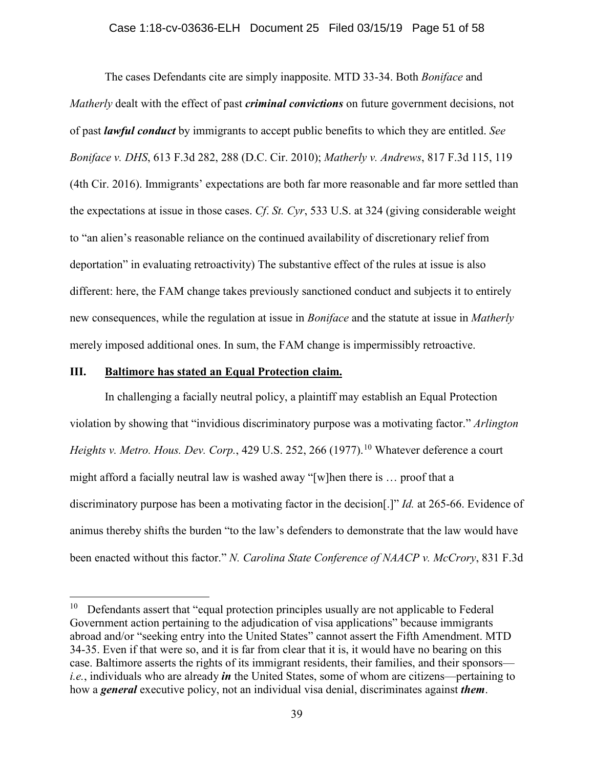The cases Defendants cite are simply inapposite. MTD 33-34. Both *Boniface* and *Matherly* dealt with the effect of past ***criminal convictions*** on future government decisions, not of past ***lawful conduct*** by immigrants to accept public benefits to which they are entitled. *See Boniface v. DHS*, 613 F.3d 282, 288 (D.C. Cir. 2010); *Matherly v. Andrews*, 817 F.3d 115, 119 (4th Cir. 2016). Immigrants' expectations are both far more reasonable and far more settled than the expectations at issue in those cases. *Cf*. *St. Cyr*, 533 U.S. at 324 (giving considerable weight to "an alien's reasonable reliance on the continued availability of discretionary relief from deportation" in evaluating retroactivity) The substantive effect of the rules at issue is also different: here, the FAM change takes previously sanctioned conduct and subjects it to entirely new consequences, while the regulation at issue in *Boniface* and the statute at issue in *Matherly* merely imposed additional ones. In sum, the FAM change is impermissibly retroactive.

## III. Baltimore has stated an Equal Protection claim.

In challenging a facially neutral policy, a plaintiff may establish an Equal Protection violation by showing that "invidious discriminatory purpose was a motivating factor." *Arlington Heights v. Metro. Hous. Dev. Corp.*, 429 U.S. 252, 266 (1977).[10] Whatever deference a court might afford a facially neutral law is washed away "[w]hen there is … proof that a discriminatory purpose has been a motivating factor in the decision[.]" *Id.* at 265-66. Evidence of animus thereby shifts the burden "to the law's defenders to demonstrate that the law would have been enacted without this factor." *N. Carolina State Conference of NAACP v. McCrory*, 831 F.3d

---

[10] Defendants assert that "equal protection principles usually are not applicable to Federal Government action pertaining to the adjudication of visa applications" because immigrants abroad and/or "seeking entry into the United States" cannot assert the Fifth Amendment. MTD 34-35. Even if that were so, and it is far from clear that it is, it would have no bearing on this case. Baltimore asserts the rights of its immigrant residents, their families, and their sponsors—*i.e.*, individuals who are already ***in*** the United States, some of whom are citizens—pertaining to how a ***general*** executive policy, not an individual visa denial, discriminates against ***them***.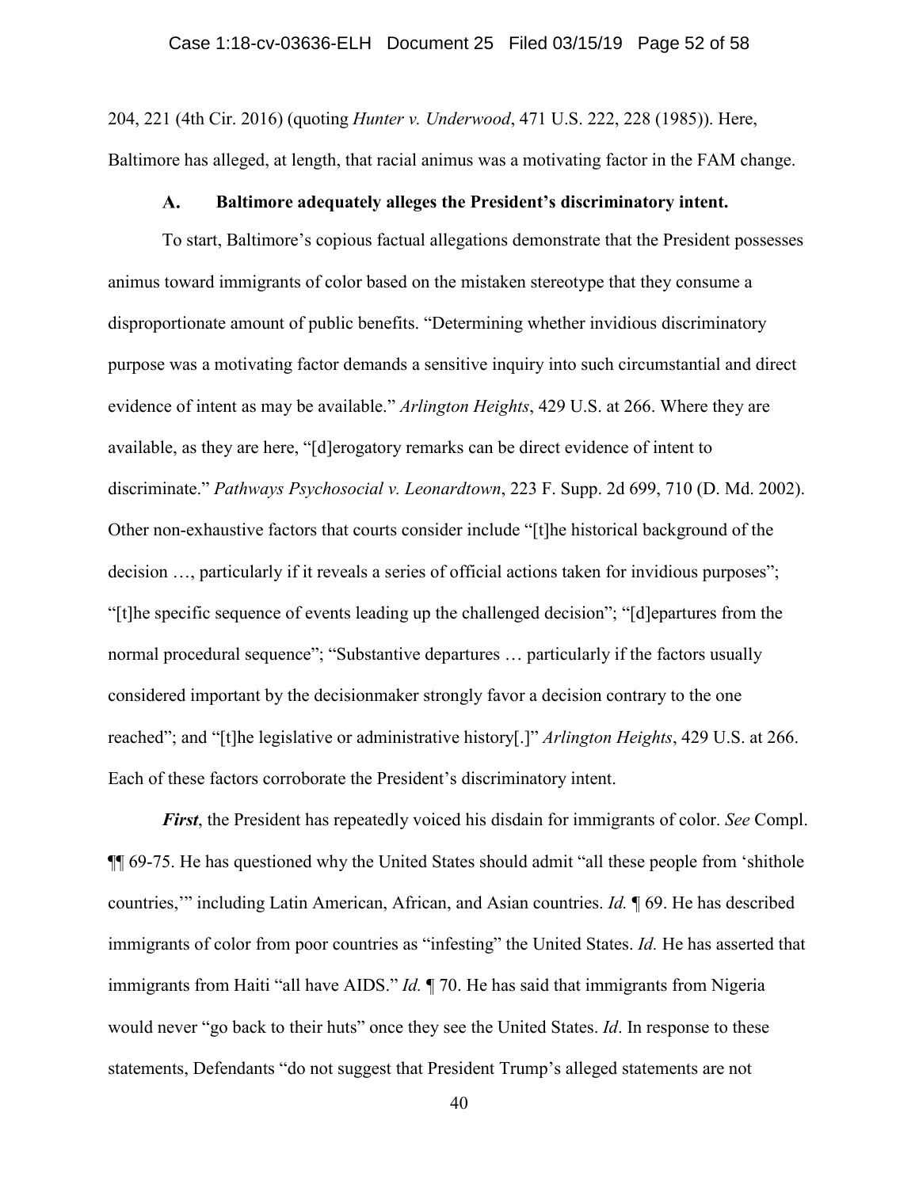204, 221 (4th Cir. 2016) (quoting *Hunter v. Underwood*, 471 U.S. 222, 228 (1985)). Here, Baltimore has alleged, at length, that racial animus was a motivating factor in the FAM change.

### A. Baltimore adequately alleges the President's discriminatory intent.

To start, Baltimore's copious factual allegations demonstrate that the President possesses animus toward immigrants of color based on the mistaken stereotype that they consume a disproportionate amount of public benefits. "Determining whether invidious discriminatory purpose was a motivating factor demands a sensitive inquiry into such circumstantial and direct evidence of intent as may be available." *Arlington Heights*, 429 U.S. at 266. Where they are available, as they are here, "[d]erogatory remarks can be direct evidence of intent to discriminate." *Pathways Psychosocial v. Leonardtown*, 223 F. Supp. 2d 699, 710 (D. Md. 2002). Other non-exhaustive factors that courts consider include "[t]he historical background of the decision …, particularly if it reveals a series of official actions taken for invidious purposes"; "[t]he specific sequence of events leading up the challenged decision"; "[d]epartures from the normal procedural sequence"; "Substantive departures … particularly if the factors usually considered important by the decisionmaker strongly favor a decision contrary to the one reached"; and "[t]he legislative or administrative history[.]" *Arlington Heights*, 429 U.S. at 266. Each of these factors corroborate the President's discriminatory intent.

***First***, the President has repeatedly voiced his disdain for immigrants of color. *See* Compl. ¶¶ 69-75. He has questioned why the United States should admit "all these people from 'shithole countries,'" including Latin American, African, and Asian countries. *Id.* ¶ 69. He has described immigrants of color from poor countries as "infesting" the United States. *Id.* He has asserted that immigrants from Haiti "all have AIDS." *Id.* ¶ 70. He has said that immigrants from Nigeria would never "go back to their huts" once they see the United States. *Id*. In response to these statements, Defendants "do not suggest that President Trump's alleged statements are not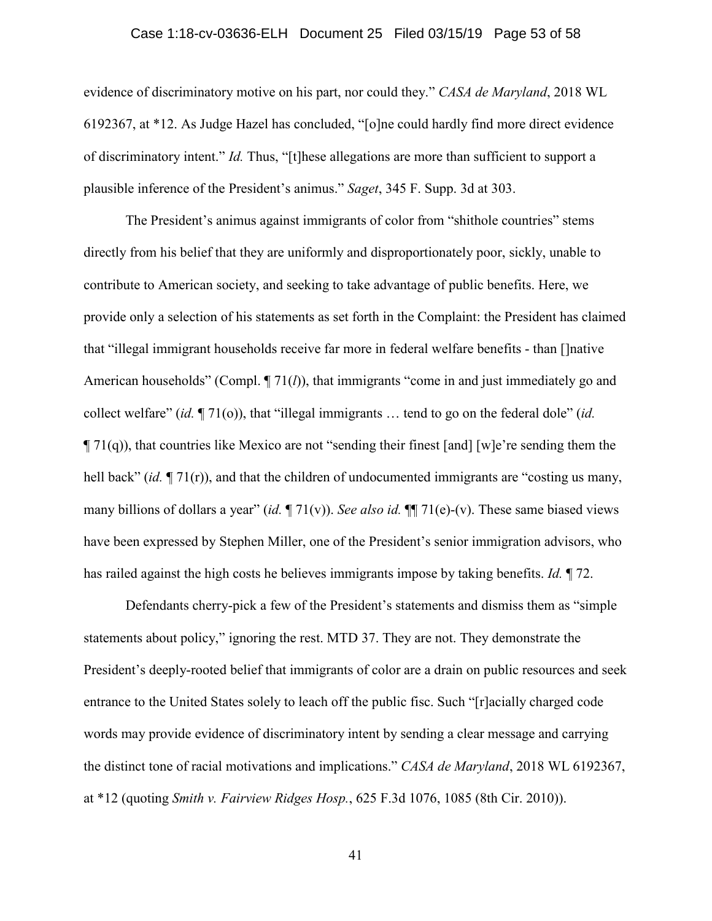evidence of discriminatory motive on his part, nor could they." *CASA de Maryland*, 2018 WL 6192367, at *12. As Judge Hazel has concluded, "[o]ne could hardly find more direct evidence of discriminatory intent." *Id.* Thus, "[t]hese allegations are more than sufficient to support a plausible inference of the President's animus." *Saget*, 345 F. Supp. 3d at 303.

The President's animus against immigrants of color from "shithole countries" stems directly from his belief that they are uniformly and disproportionately poor, sickly, unable to contribute to American society, and seeking to take advantage of public benefits. Here, we provide only a selection of his statements as set forth in the Complaint: the President has claimed that "illegal immigrant households receive far more in federal welfare benefits - than []native American households" (Compl. ¶ 71(*l*)), that immigrants "come in and just immediately go and collect welfare" (*id.* ¶ 71(o)), that "illegal immigrants … tend to go on the federal dole" (*id.* ¶ 71(q)), that countries like Mexico are not "sending their finest [and] [w]e're sending them the hell back" (*id.* ¶ 71(r)), and that the children of undocumented immigrants are "costing us many, many billions of dollars a year" (*id.* ¶ 71(v)). *See also id.* ¶¶ 71(e)-(v). These same biased views have been expressed by Stephen Miller, one of the President's senior immigration advisors, who has railed against the high costs he believes immigrants impose by taking benefits. *Id.* ¶ 72.

Defendants cherry-pick a few of the President's statements and dismiss them as "simple statements about policy," ignoring the rest. MTD 37. They are not. They demonstrate the President's deeply-rooted belief that immigrants of color are a drain on public resources and seek entrance to the United States solely to leach off the public fisc. Such "[r]acially charged code words may provide evidence of discriminatory intent by sending a clear message and carrying the distinct tone of racial motivations and implications." *CASA de Maryland*, 2018 WL 6192367, at *12 (quoting *Smith v. Fairview Ridges Hosp.*, 625 F.3d 1076, 1085 (8th Cir. 2010)).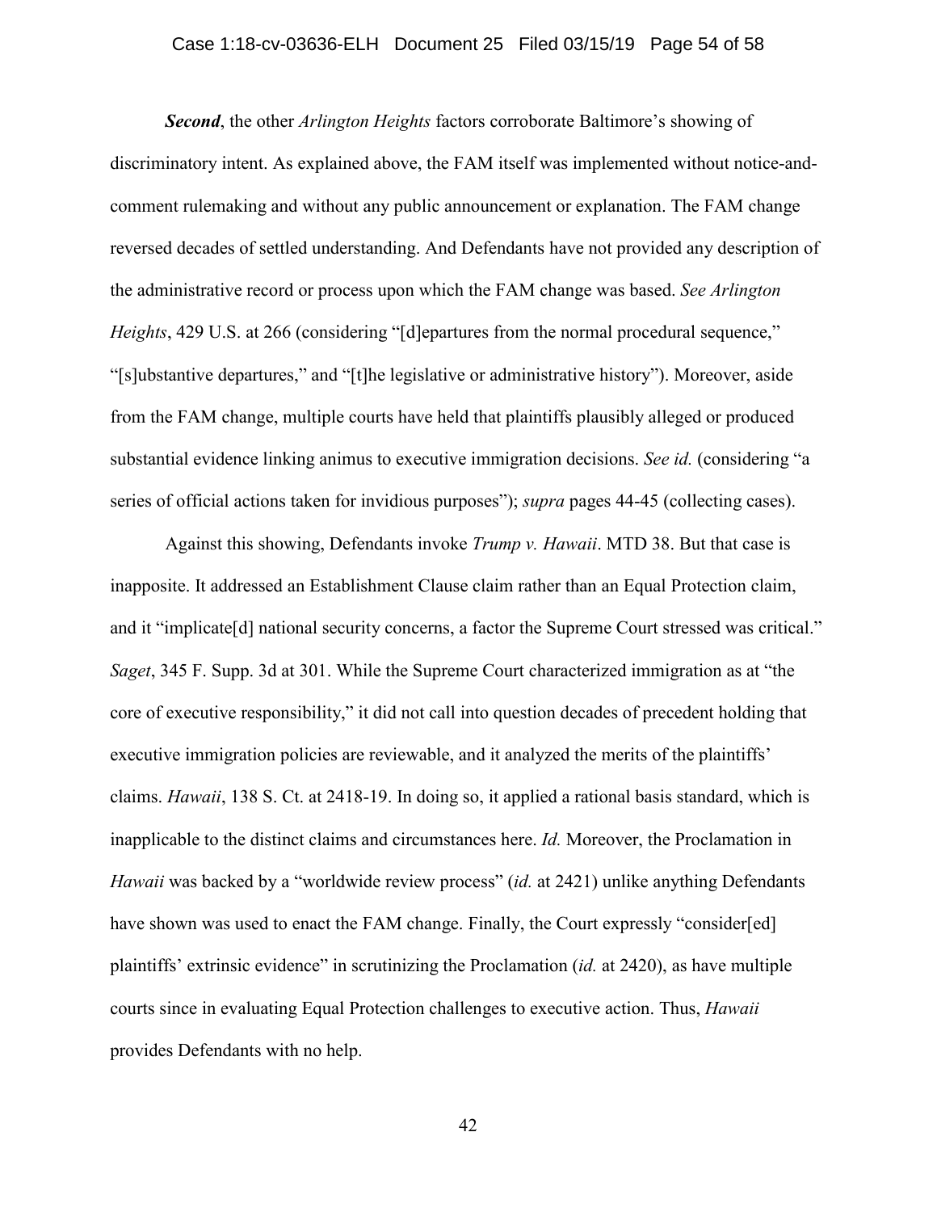***Second***, the other *Arlington Heights* factors corroborate Baltimore's showing of discriminatory intent. As explained above, the FAM itself was implemented without notice-and-comment rulemaking and without any public announcement or explanation. The FAM change reversed decades of settled understanding. And Defendants have not provided any description of the administrative record or process upon which the FAM change was based. *See Arlington Heights*, 429 U.S. at 266 (considering "[d]epartures from the normal procedural sequence," "[s]ubstantive departures," and "[t]he legislative or administrative history"). Moreover, aside from the FAM change, multiple courts have held that plaintiffs plausibly alleged or produced substantial evidence linking animus to executive immigration decisions. *See id.* (considering "a series of official actions taken for invidious purposes"); *supra* pages 44-45 (collecting cases).

Against this showing, Defendants invoke *Trump v. Hawaii*. MTD 38. But that case is inapposite. It addressed an Establishment Clause claim rather than an Equal Protection claim, and it "implicate[d] national security concerns, a factor the Supreme Court stressed was critical." *Saget*, 345 F. Supp. 3d at 301. While the Supreme Court characterized immigration as at "the core of executive responsibility," it did not call into question decades of precedent holding that executive immigration policies are reviewable, and it analyzed the merits of the plaintiffs' claims. *Hawaii*, 138 S. Ct. at 2418-19. In doing so, it applied a rational basis standard, which is inapplicable to the distinct claims and circumstances here. *Id.* Moreover, the Proclamation in *Hawaii* was backed by a "worldwide review process" (*id.* at 2421) unlike anything Defendants have shown was used to enact the FAM change. Finally, the Court expressly "consider[ed] plaintiffs' extrinsic evidence" in scrutinizing the Proclamation (*id.* at 2420), as have multiple courts since in evaluating Equal Protection challenges to executive action. Thus, *Hawaii* provides Defendants with no help.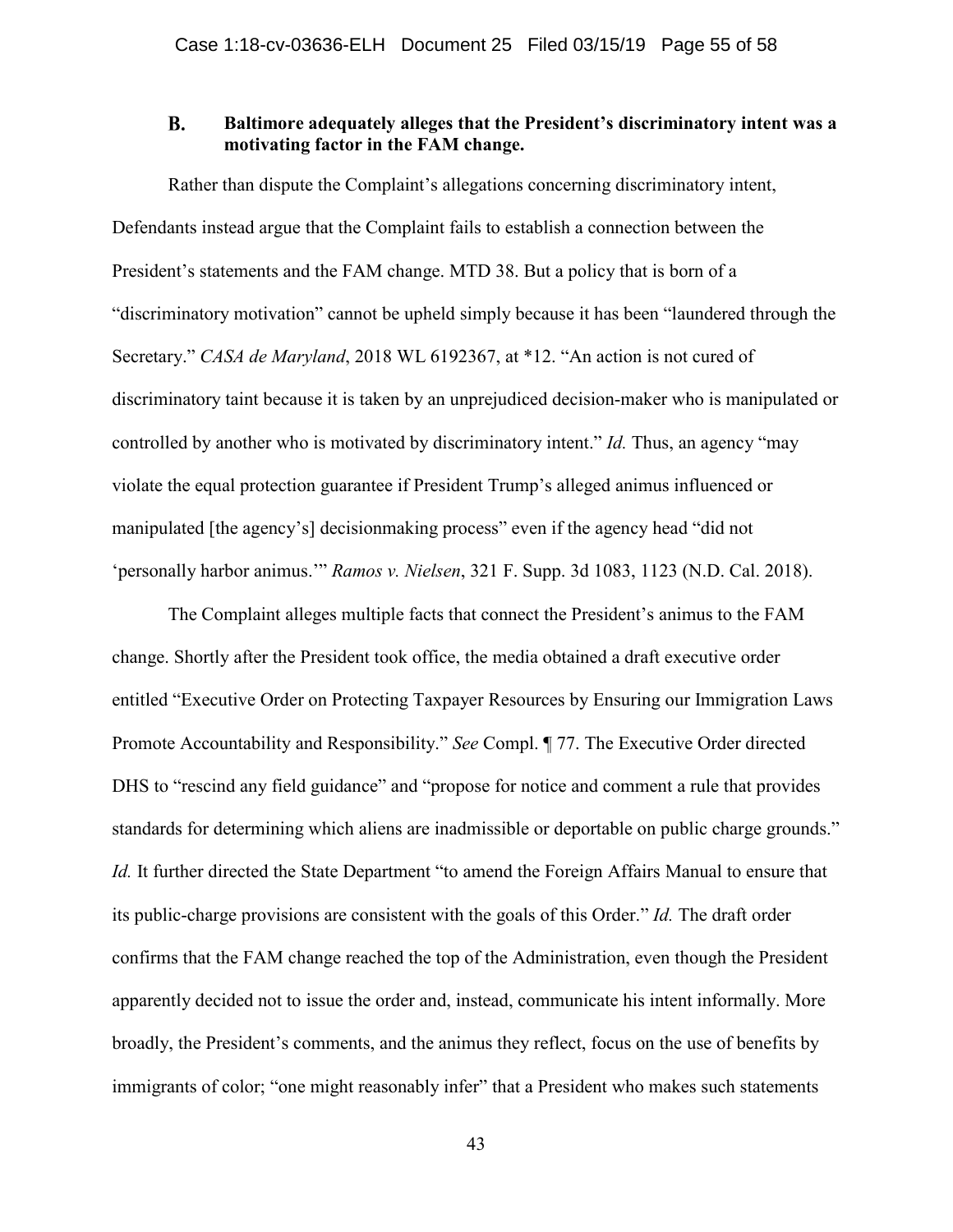### B. Baltimore adequately alleges that the President's discriminatory intent was a motivating factor in the FAM change.

Rather than dispute the Complaint's allegations concerning discriminatory intent, Defendants instead argue that the Complaint fails to establish a connection between the President's statements and the FAM change. MTD 38. But a policy that is born of a "discriminatory motivation" cannot be upheld simply because it has been "laundered through the Secretary." *CASA de Maryland*, 2018 WL 6192367, at *12. "An action is not cured of discriminatory taint because it is taken by an unprejudiced decision-maker who is manipulated or controlled by another who is motivated by discriminatory intent." *Id.* Thus, an agency "may violate the equal protection guarantee if President Trump's alleged animus influenced or manipulated [the agency's] decisionmaking process" even if the agency head "did not 'personally harbor animus.'" *Ramos v. Nielsen*, 321 F. Supp. 3d 1083, 1123 (N.D. Cal. 2018).

The Complaint alleges multiple facts that connect the President's animus to the FAM change. Shortly after the President took office, the media obtained a draft executive order entitled "Executive Order on Protecting Taxpayer Resources by Ensuring our Immigration Laws Promote Accountability and Responsibility." *See* Compl. ¶ 77. The Executive Order directed DHS to "rescind any field guidance" and "propose for notice and comment a rule that provides standards for determining which aliens are inadmissible or deportable on public charge grounds." *Id.* It further directed the State Department "to amend the Foreign Affairs Manual to ensure that its public-charge provisions are consistent with the goals of this Order." *Id.* The draft order confirms that the FAM change reached the top of the Administration, even though the President apparently decided not to issue the order and, instead, communicate his intent informally. More broadly, the President's comments, and the animus they reflect, focus on the use of benefits by immigrants of color; "one might reasonably infer" that a President who makes such statements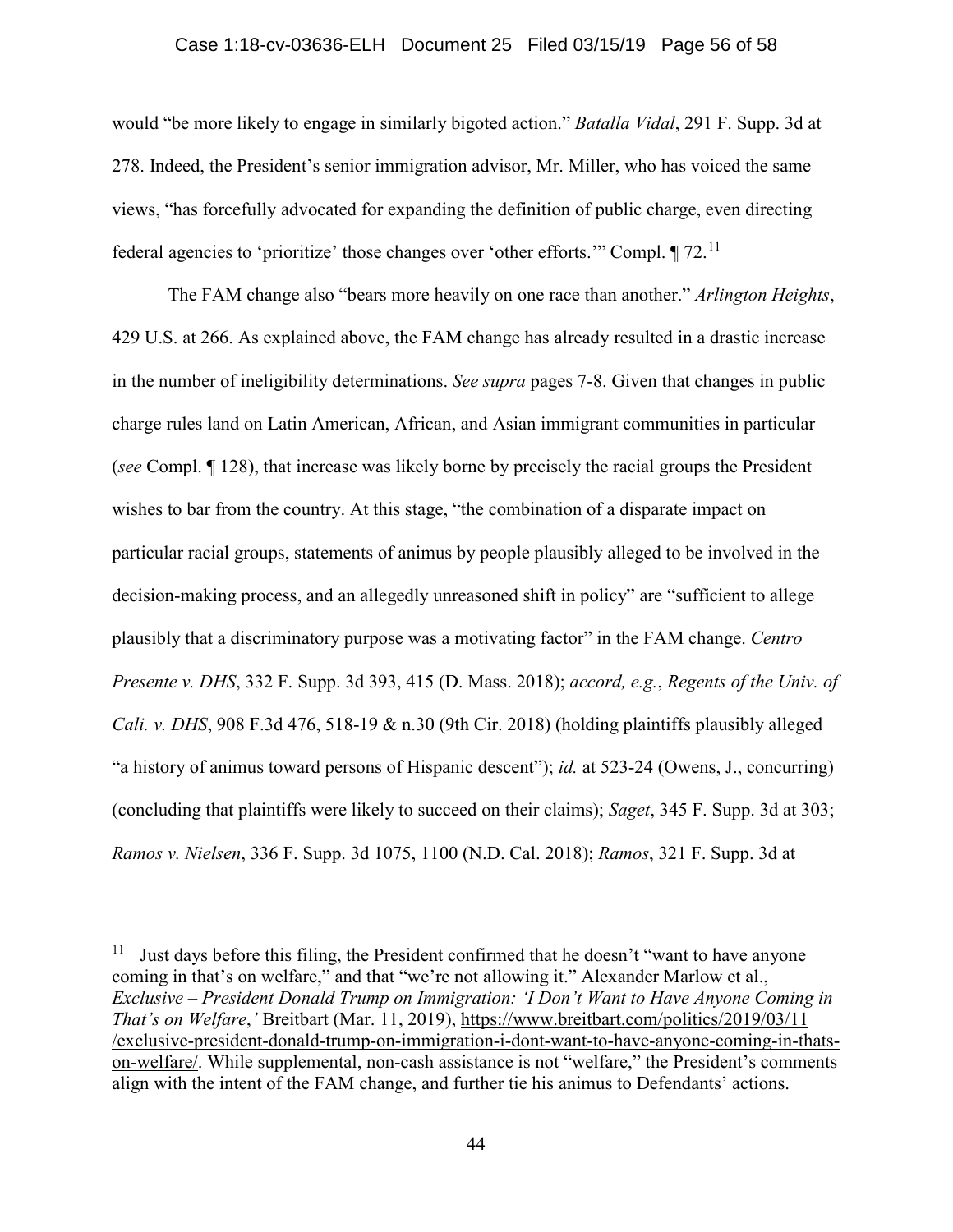would "be more likely to engage in similarly bigoted action." *Batalla Vidal*, 291 F. Supp. 3d at 278. Indeed, the President's senior immigration advisor, Mr. Miller, who has voiced the same views, "has forcefully advocated for expanding the definition of public charge, even directing federal agencies to 'prioritize' those changes over 'other efforts.'" Compl. ¶ 72.[11]

The FAM change also "bears more heavily on one race than another." *Arlington Heights*, 429 U.S. at 266. As explained above, the FAM change has already resulted in a drastic increase in the number of ineligibility determinations. *See supra* pages 7-8. Given that changes in public charge rules land on Latin American, African, and Asian immigrant communities in particular (*see* Compl. ¶ 128), that increase was likely borne by precisely the racial groups the President wishes to bar from the country. At this stage, "the combination of a disparate impact on particular racial groups, statements of animus by people plausibly alleged to be involved in the decision-making process, and an allegedly unreasoned shift in policy" are "sufficient to allege plausibly that a discriminatory purpose was a motivating factor" in the FAM change. *Centro Presente v. DHS*, 332 F. Supp. 3d 393, 415 (D. Mass. 2018); *accord, e.g.*, *Regents of the Univ. of Cali. v. DHS*, 908 F.3d 476, 518-19 & n.30 (9th Cir. 2018) (holding plaintiffs plausibly alleged "a history of animus toward persons of Hispanic descent"); *id.* at 523-24 (Owens, J., concurring) (concluding that plaintiffs were likely to succeed on their claims); *Saget*, 345 F. Supp. 3d at 303; *Ramos v. Nielsen*, 336 F. Supp. 3d 1075, 1100 (N.D. Cal. 2018); *Ramos*, 321 F. Supp. 3d at

---

[11] Just days before this filing, the President confirmed that he doesn't "want to have anyone coming in that's on welfare," and that "we're not allowing it." Alexander Marlow et al., *Exclusive – President Donald Trump on Immigration: 'I Don't Want to Have Anyone Coming in That's on Welfare*,*'* Breitbart (Mar. 11, 2019), https://www.breitbart.com/politics/2019/03/11/exclusive-president-donald-trump-on-immigration-i-dont-want-to-have-anyone-coming-in-thats-on-welfare/. While supplemental, non-cash assistance is not "welfare," the President's comments align with the intent of the FAM change, and further tie his animus to Defendants' actions.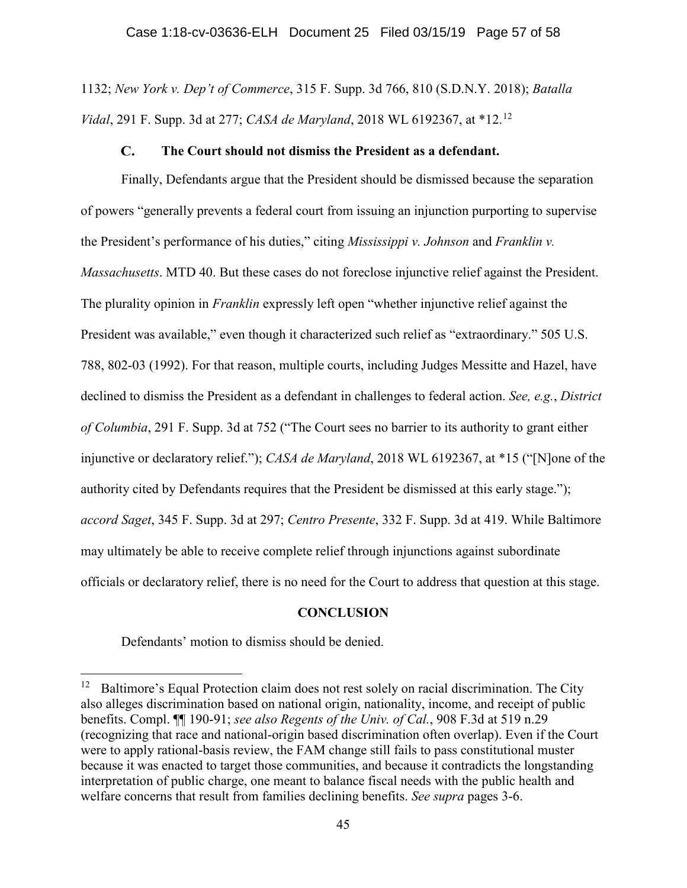1132; *New York v. Dep't of Commerce*, 315 F. Supp. 3d 766, 810 (S.D.N.Y. 2018); *Batalla Vidal*, 291 F. Supp. 3d at 277; *CASA de Maryland*, 2018 WL 6192367, at *12.[12]

### C. The Court should not dismiss the President as a defendant.

Finally, Defendants argue that the President should be dismissed because the separation of powers "generally prevents a federal court from issuing an injunction purporting to supervise the President's performance of his duties," citing *Mississippi v. Johnson* and *Franklin v. Massachusetts*. MTD 40. But these cases do not foreclose injunctive relief against the President. The plurality opinion in *Franklin* expressly left open "whether injunctive relief against the President was available," even though it characterized such relief as "extraordinary." 505 U.S. 788, 802-03 (1992). For that reason, multiple courts, including Judges Messitte and Hazel, have declined to dismiss the President as a defendant in challenges to federal action. *See, e.g.*, *District of Columbia*, 291 F. Supp. 3d at 752 ("The Court sees no barrier to its authority to grant either injunctive or declaratory relief."); *CASA de Maryland*, 2018 WL 6192367, at *15 ("[N]one of the authority cited by Defendants requires that the President be dismissed at this early stage."); *accord Saget*, 345 F. Supp. 3d at 297; *Centro Presente*, 332 F. Supp. 3d at 419. While Baltimore may ultimately be able to receive complete relief through injunctions against subordinate officials or declaratory relief, there is no need for the Court to address that question at this stage.

## CONCLUSION

Defendants' motion to dismiss should be denied.

---

[12] Baltimore's Equal Protection claim does not rest solely on racial discrimination. The City also alleges discrimination based on national origin, nationality, income, and receipt of public benefits. Compl. ¶¶ 190-91; *see also Regents of the Univ. of Cal.*, 908 F.3d at 519 n.29 (recognizing that race and national-origin based discrimination often overlap). Even if the Court were to apply rational-basis review, the FAM change still fails to pass constitutional muster because it was enacted to target those communities, and because it contradicts the longstanding interpretation of public charge, one meant to balance fiscal needs with the public health and welfare concerns that result from families declining benefits. *See supra* pages 3-6.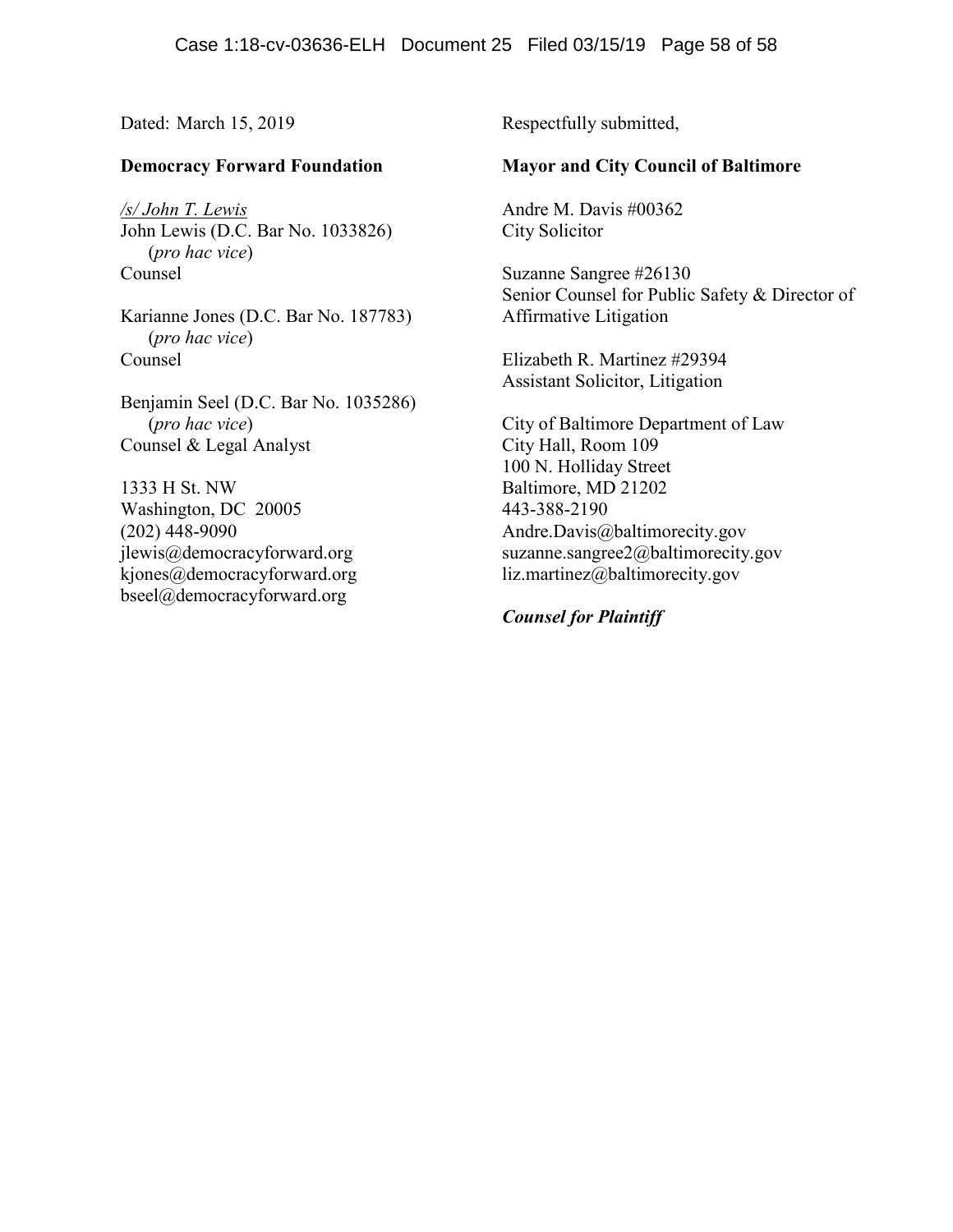Dated: March 15, 2019

Respectfully submitted,

**Democracy Forward Foundation**

*/s/ John T. Lewis*
John Lewis (D.C. Bar No. 1033826)
(*pro hac vice*)
Counsel

Karianne Jones (D.C. Bar No. 187783)
(*pro hac vice*)
Counsel

Benjamin Seel (D.C. Bar No. 1035286)
(*pro hac vice*)
Counsel & Legal Analyst

1333 H St. NW
Washington, DC 20005
(202) 448-9090
jlewis@democracyforward.org
kjones@democracyforward.org
bseel@democracyforward.org

**Mayor and City Council of Baltimore**

Andre M. Davis #00362
City Solicitor

Suzanne Sangree #26130
Senior Counsel for Public Safety & Director of Affirmative Litigation

Elizabeth R. Martinez #29394
Assistant Solicitor, Litigation

City of Baltimore Department of Law
City Hall, Room 109
100 N. Holliday Street
Baltimore, MD 21202
443-388-2190
Andre.Davis@baltimorecity.gov
suzanne.sangree2@baltimorecity.gov
liz.martinez@baltimorecity.gov

***Counsel for Plaintiff***